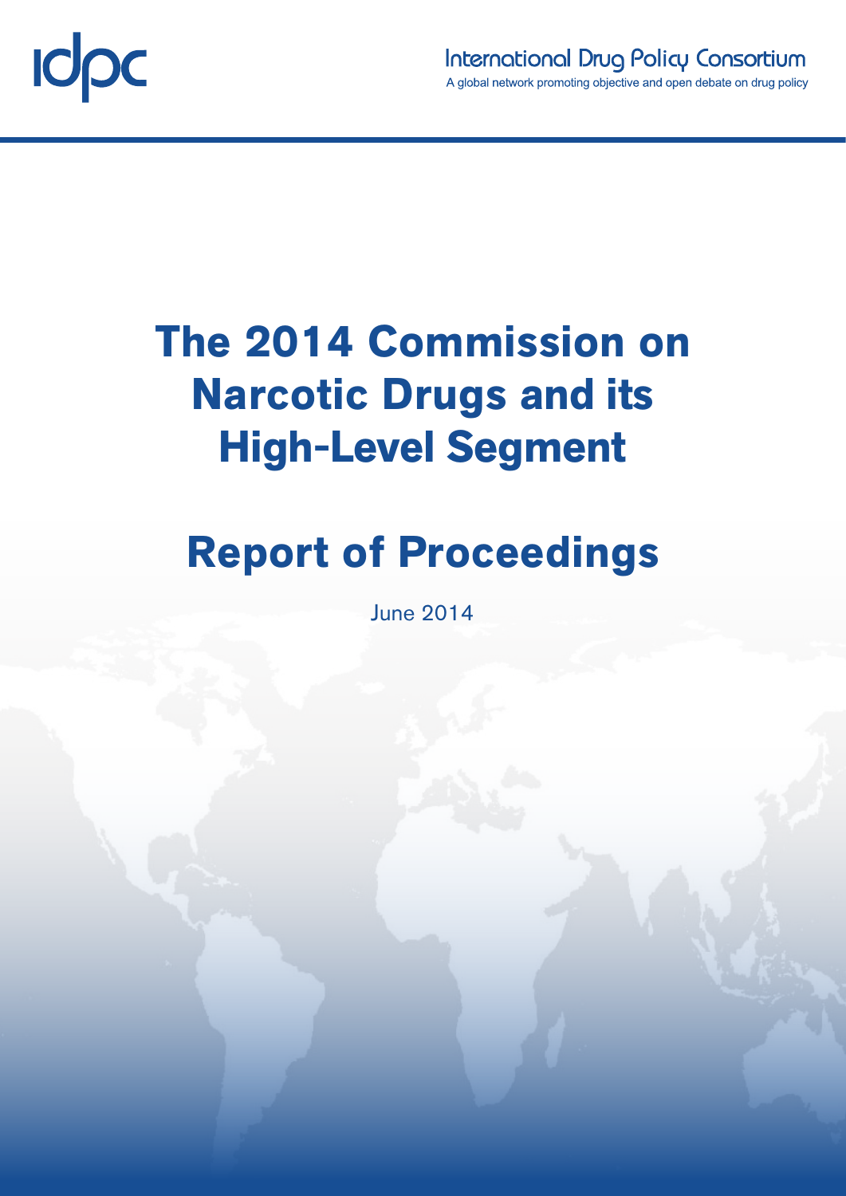idpc

International Drug Policy Consortium

A global network promoting objective and open debate on drug policy

# The 2014 Commission on Narcotic Drugs and its High-Level Segment

# Report of Proceedings

June 2014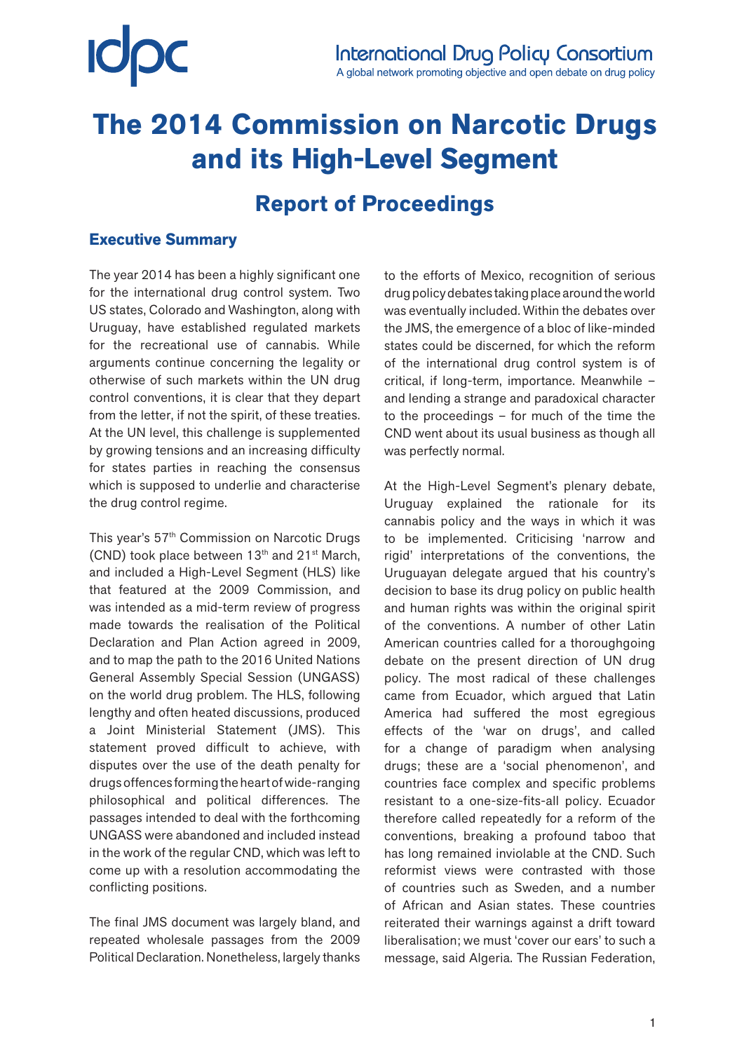# The 2014 Commission on Narcotic Drugs and its High-Level Segment

## Report of Proceedings

### Executive Summary

The year 2014 has been a highly significant one for the international drug control system. Two US states, Colorado and Washington, along with Uruguay, have established regulated markets for the recreational use of cannabis. While arguments continue concerning the legality or otherwise of such markets within the UN drug control conventions, it is clear that they depart from the letter, if not the spirit, of these treaties. At the UN level, this challenge is supplemented by growing tensions and an increasing difficulty for states parties in reaching the consensus which is supposed to underlie and characterise the drug control regime.

This year's 57th Commission on Narcotic Drugs (CND) took place between 13th and 21st March, and included a High-Level Segment (HLS) like that featured at the 2009 Commission, and was intended as a mid-term review of progress made towards the realisation of the Political Declaration and Plan Action agreed in 2009, and to map the path to the 2016 United Nations General Assembly Special Session (UNGASS) on the world drug problem. The HLS, following lengthy and often heated discussions, produced a Joint Ministerial Statement (JMS). This statement proved difficult to achieve, with disputes over the use of the death penalty for drugs offences forming the heart of wide-ranging philosophical and political differences. The passages intended to deal with the forthcoming UNGASS were abandoned and included instead in the work of the regular CND, which was left to come up with a resolution accommodating the conflicting positions.

The final JMS document was largely bland, and repeated wholesale passages from the 2009 Political Declaration. Nonetheless, largely thanks to the efforts of Mexico, recognition of serious drug policy debates taking place around the world was eventually included. Within the debates over the JMS, the emergence of a bloc of like-minded states could be discerned, for which the reform of the international drug control system is of critical, if long-term, importance. Meanwhile – and lending a strange and paradoxical character to the proceedings – for much of the time the CND went about its usual business as though all was perfectly normal.

At the High-Level Segment's plenary debate, Uruguay explained the rationale for its cannabis policy and the ways in which it was to be implemented. Criticising 'narrow and rigid' interpretations of the conventions, the Uruguayan delegate argued that his country's decision to base its drug policy on public health and human rights was within the original spirit of the conventions. A number of other Latin American countries called for a thoroughgoing debate on the present direction of UN drug policy. The most radical of these challenges came from Ecuador, which argued that Latin America had suffered the most egregious effects of the 'war on drugs', and called for a change of paradigm when analysing drugs; these are a 'social phenomenon', and countries face complex and specific problems resistant to a one-size-fits-all policy. Ecuador therefore called repeatedly for a reform of the conventions, breaking a profound taboo that has long remained inviolable at the CND. Such reformist views were contrasted with those of countries such as Sweden, and a number of African and Asian states. These countries reiterated their warnings against a drift toward liberalisation; we must 'cover our ears' to such a message, said Algeria. The Russian Federation,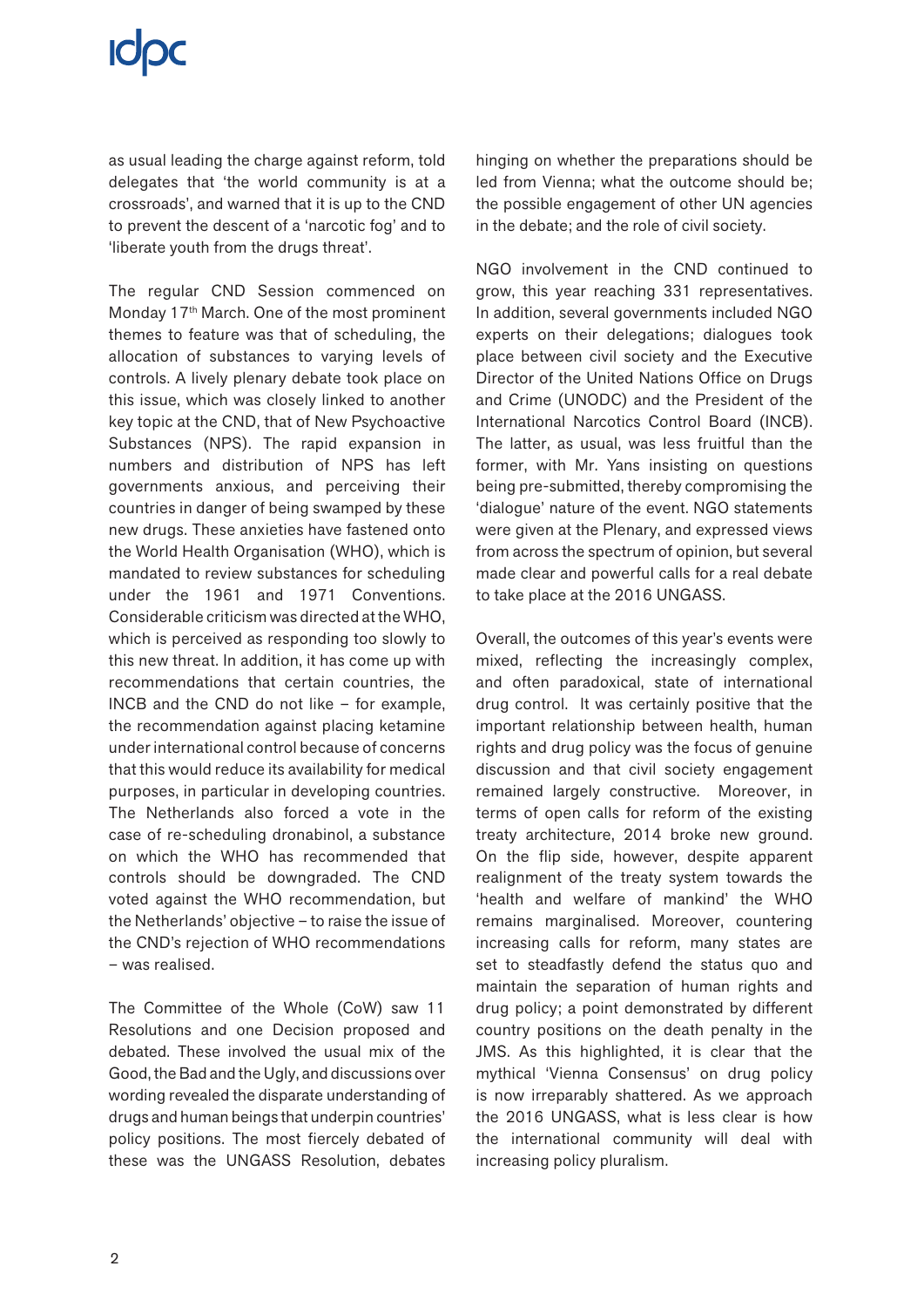as usual leading the charge against reform, told delegates that 'the world community is at a crossroads', and warned that it is up to the CND to prevent the descent of a 'narcotic fog' and to 'liberate youth from the drugs threat'.

The regular CND Session commenced on Monday 17th March. One of the most prominent themes to feature was that of scheduling, the allocation of substances to varying levels of controls. A lively plenary debate took place on this issue, which was closely linked to another key topic at the CND, that of New Psychoactive Substances (NPS). The rapid expansion in numbers and distribution of NPS has left governments anxious, and perceiving their countries in danger of being swamped by these new drugs. These anxieties have fastened onto the World Health Organisation (WHO), which is mandated to review substances for scheduling under the 1961 and 1971 Conventions. Considerable criticism was directed at the WHO, which is perceived as responding too slowly to this new threat. In addition, it has come up with recommendations that certain countries, the INCB and the CND do not like – for example, the recommendation against placing ketamine under international control because of concerns that this would reduce its availability for medical purposes, in particular in developing countries. The Netherlands also forced a vote in the case of re-scheduling dronabinol, a substance on which the WHO has recommended that controls should be downgraded. The CND voted against the WHO recommendation, but the Netherlands' objective – to raise the issue of the CND's rejection of WHO recommendations – was realised.

The Committee of the Whole (CoW) saw 11 Resolutions and one Decision proposed and debated. These involved the usual mix of the Good, the Bad and the Ugly, and discussions over wording revealed the disparate understanding of drugs and human beings that underpin countries' policy positions. The most fiercely debated of these was the UNGASS Resolution, debates hinging on whether the preparations should be led from Vienna; what the outcome should be; the possible engagement of other UN agencies in the debate; and the role of civil society.

NGO involvement in the CND continued to grow, this year reaching 331 representatives. In addition, several governments included NGO experts on their delegations; dialogues took place between civil society and the Executive Director of the United Nations Office on Drugs and Crime (UNODC) and the President of the International Narcotics Control Board (INCB). The latter, as usual, was less fruitful than the former, with Mr. Yans insisting on questions being pre-submitted, thereby compromising the 'dialogue' nature of the event. NGO statements were given at the Plenary, and expressed views from across the spectrum of opinion, but several made clear and powerful calls for a real debate to take place at the 2016 UNGASS.

Overall, the outcomes of this year's events were mixed, reflecting the increasingly complex, and often paradoxical, state of international drug control. It was certainly positive that the important relationship between health, human rights and drug policy was the focus of genuine discussion and that civil society engagement remained largely constructive. Moreover, in terms of open calls for reform of the existing treaty architecture, 2014 broke new ground. On the flip side, however, despite apparent realignment of the treaty system towards the 'health and welfare of mankind' the WHO remains marginalised. Moreover, countering increasing calls for reform, many states are set to steadfastly defend the status quo and maintain the separation of human rights and drug policy; a point demonstrated by different country positions on the death penalty in the JMS. As this highlighted, it is clear that the mythical 'Vienna Consensus' on drug policy is now irreparably shattered. As we approach the 2016 UNGASS, what is less clear is how the international community will deal with increasing policy pluralism.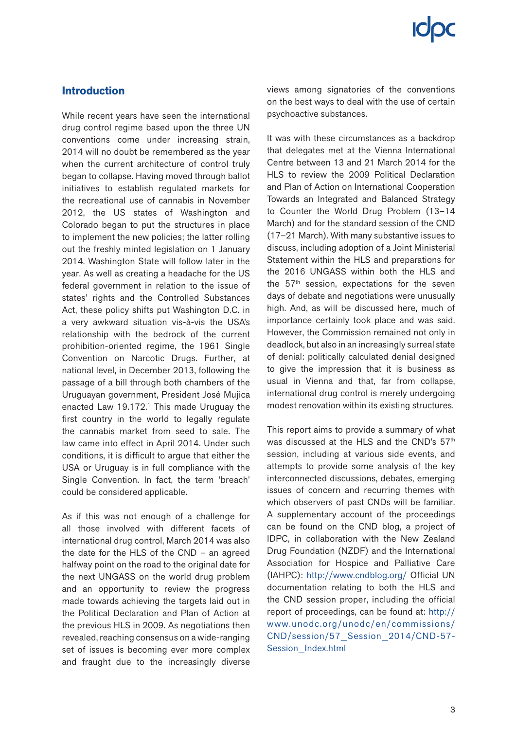## Introduction

While recent years have seen the international drug control regime based upon the three UN conventions come under increasing strain, 2014 will no doubt be remembered as the year when the current architecture of control truly began to collapse. Having moved through ballot initiatives to establish regulated markets for the recreational use of cannabis in November 2012, the US states of Washington and Colorado began to put the structures in place to implement the new policies; the latter rolling out the freshly minted legislation on 1 January 2014. Washington State will follow later in the year. As well as creating a headache for the US federal government in relation to the issue of states' rights and the Controlled Substances Act, these policy shifts put Washington D.C. in a very awkward situation vis-à-vis the USA's relationship with the bedrock of the current prohibition-oriented regime, the 1961 Single Convention on Narcotic Drugs. Further, at national level, in December 2013, following the passage of a bill through both chambers of the Uruguayan government, President José Mujica enacted Law 19.172.[1] This made Uruguay the first country in the world to legally regulate the cannabis market from seed to sale. The law came into effect in April 2014. Under such conditions, it is difficult to argue that either the USA or Uruguay is in full compliance with the Single Convention. In fact, the term 'breach' could be considered applicable.

As if this was not enough of a challenge for all those involved with different facets of international drug control, March 2014 was also the date for the HLS of the CND – an agreed halfway point on the road to the original date for the next UNGASS on the world drug problem and an opportunity to review the progress made towards achieving the targets laid out in the Political Declaration and Plan of Action at the previous HLS in 2009. As negotiations then revealed, reaching consensus on a wide-ranging set of issues is becoming ever more complex and fraught due to the increasingly diverse views among signatories of the conventions on the best ways to deal with the use of certain psychoactive substances.

It was with these circumstances as a backdrop that delegates met at the Vienna International Centre between 13 and 21 March 2014 for the HLS to review the 2009 Political Declaration and Plan of Action on International Cooperation Towards an Integrated and Balanced Strategy to Counter the World Drug Problem (13–14 March) and for the standard session of the CND (17–21 March). With many substantive issues to discuss, including adoption of a Joint Ministerial Statement within the HLS and preparations for the 2016 UNGASS within both the HLS and the 57th session, expectations for the seven days of debate and negotiations were unusually high. And, as will be discussed here, much of importance certainly took place and was said. However, the Commission remained not only in deadlock, but also in an increasingly surreal state of denial: politically calculated denial designed to give the impression that it is business as usual in Vienna and that, far from collapse, international drug control is merely undergoing modest renovation within its existing structures.

This report aims to provide a summary of what was discussed at the HLS and the CND's 57th session, including at various side events, and attempts to provide some analysis of the key interconnected discussions, debates, emerging issues of concern and recurring themes with which observers of past CNDs will be familiar. A supplementary account of the proceedings can be found on the CND blog, a project of IDPC, in collaboration with the New Zealand Drug Foundation (NZDF) and the International Association for Hospice and Palliative Care (IAHPC): http://www.cndblog.org/ Official UN documentation relating to both the HLS and the CND session proper, including the official report of proceedings, can be found at: http://www.unodc.org/unodc/en/commissions/CND/session/57_Session_2014/CND-57-Session_Index.html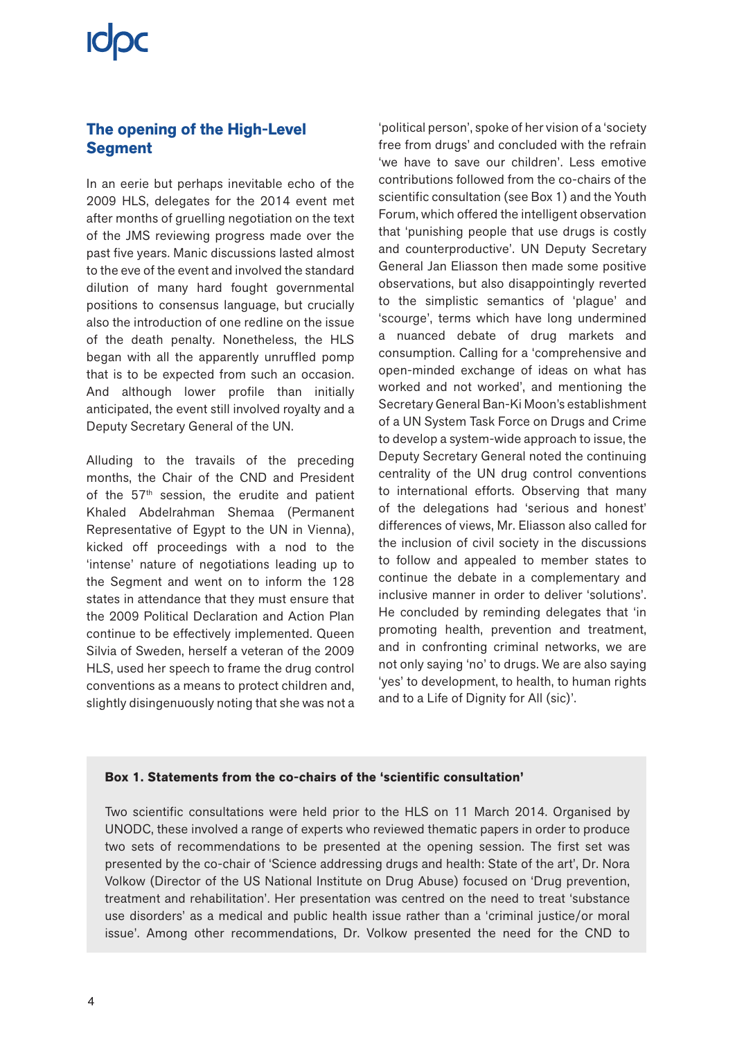## The opening of the High-Level Segment

In an eerie but perhaps inevitable echo of the 2009 HLS, delegates for the 2014 event met after months of gruelling negotiation on the text of the JMS reviewing progress made over the past five years. Manic discussions lasted almost to the eve of the event and involved the standard dilution of many hard fought governmental positions to consensus language, but crucially also the introduction of one redline on the issue of the death penalty. Nonetheless, the HLS began with all the apparently unruffled pomp that is to be expected from such an occasion. And although lower profile than initially anticipated, the event still involved royalty and a Deputy Secretary General of the UN.

Alluding to the travails of the preceding months, the Chair of the CND and President of the 57th session, the erudite and patient Khaled Abdelrahman Shemaa (Permanent Representative of Egypt to the UN in Vienna), kicked off proceedings with a nod to the 'intense' nature of negotiations leading up to the Segment and went on to inform the 128 states in attendance that they must ensure that the 2009 Political Declaration and Action Plan continue to be effectively implemented. Queen Silvia of Sweden, herself a veteran of the 2009 HLS, used her speech to frame the drug control conventions as a means to protect children and, slightly disingenuously noting that she was not a 'political person', spoke of her vision of a 'society free from drugs' and concluded with the refrain 'we have to save our children'. Less emotive contributions followed from the co-chairs of the scientific consultation (see Box 1) and the Youth Forum, which offered the intelligent observation that 'punishing people that use drugs is costly and counterproductive'. UN Deputy Secretary General Jan Eliasson then made some positive observations, but also disappointingly reverted to the simplistic semantics of 'plague' and 'scourge', terms which have long undermined a nuanced debate of drug markets and consumption. Calling for a 'comprehensive and open-minded exchange of ideas on what has worked and not worked', and mentioning the Secretary General Ban-Ki Moon's establishment of a UN System Task Force on Drugs and Crime to develop a system-wide approach to issue, the Deputy Secretary General noted the continuing centrality of the UN drug control conventions to international efforts. Observing that many of the delegations had 'serious and honest' differences of views, Mr. Eliasson also called for the inclusion of civil society in the discussions to follow and appealed to member states to continue the debate in a complementary and inclusive manner in order to deliver 'solutions'. He concluded by reminding delegates that 'in promoting health, prevention and treatment, and in confronting criminal networks, we are not only saying 'no' to drugs. We are also saying 'yes' to development, to health, to human rights and to a Life of Dignity for All (sic)'.

**Box 1. Statements from the co-chairs of the 'scientific consultation'**

Two scientific consultations were held prior to the HLS on 11 March 2014. Organised by UNODC, these involved a range of experts who reviewed thematic papers in order to produce two sets of recommendations to be presented at the opening session. The first set was presented by the co-chair of 'Science addressing drugs and health: State of the art', Dr. Nora Volkow (Director of the US National Institute on Drug Abuse) focused on 'Drug prevention, treatment and rehabilitation'. Her presentation was centred on the need to treat 'substance use disorders' as a medical and public health issue rather than a 'criminal justice/or moral issue'. Among other recommendations, Dr. Volkow presented the need for the CND to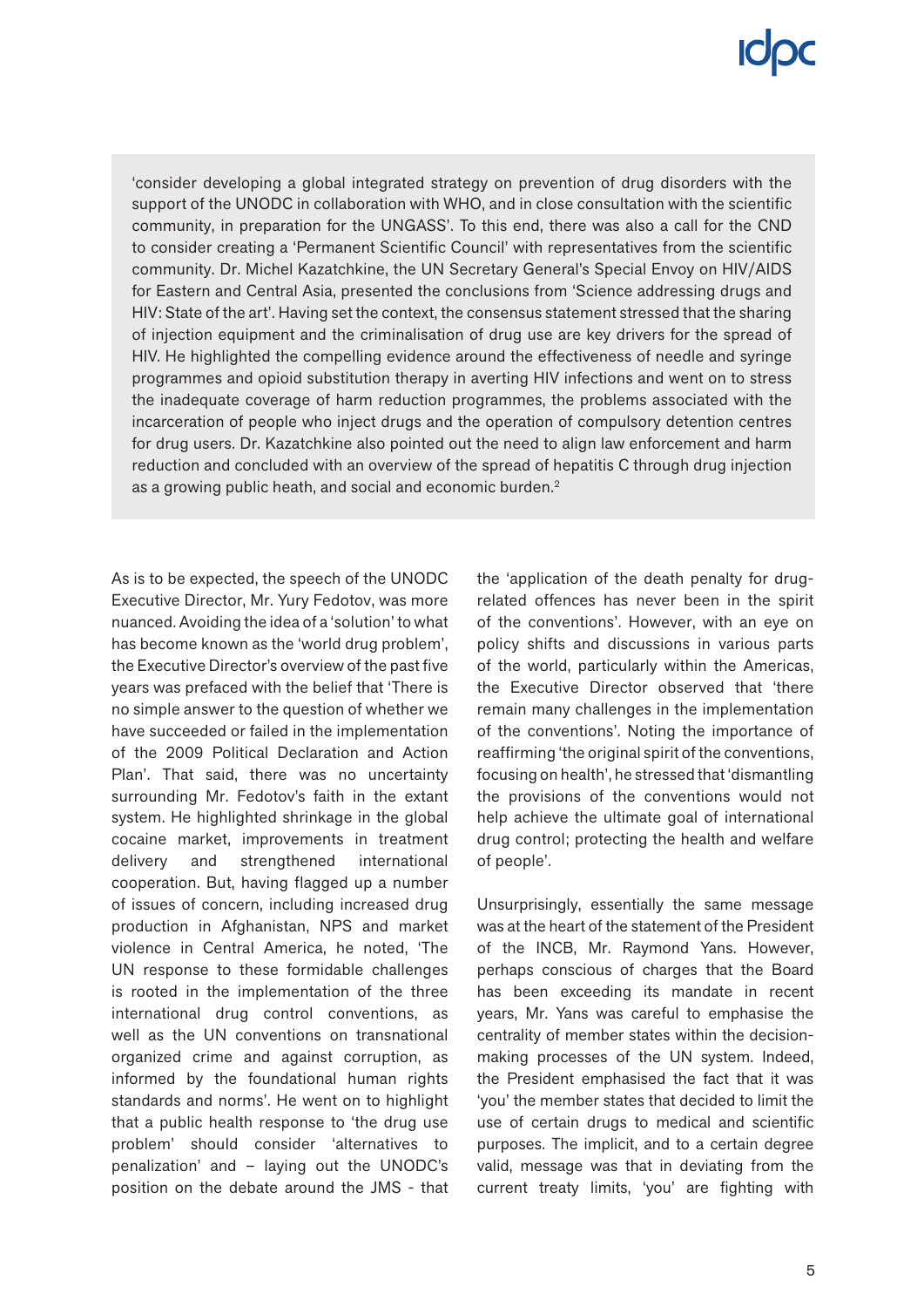'consider developing a global integrated strategy on prevention of drug disorders with the support of the UNODC in collaboration with WHO, and in close consultation with the scientific community, in preparation for the UNGASS'. To this end, there was also a call for the CND to consider creating a 'Permanent Scientific Council' with representatives from the scientific community. Dr. Michel Kazatchkine, the UN Secretary General's Special Envoy on HIV/AIDS for Eastern and Central Asia, presented the conclusions from 'Science addressing drugs and HIV: State of the art'. Having set the context, the consensus statement stressed that the sharing of injection equipment and the criminalisation of drug use are key drivers for the spread of HIV. He highlighted the compelling evidence around the effectiveness of needle and syringe programmes and opioid substitution therapy in averting HIV infections and went on to stress the inadequate coverage of harm reduction programmes, the problems associated with the incarceration of people who inject drugs and the operation of compulsory detention centres for drug users. Dr. Kazatchkine also pointed out the need to align law enforcement and harm reduction and concluded with an overview of the spread of hepatitis C through drug injection as a growing public heath, and social and economic burden.[2]

As is to be expected, the speech of the UNODC Executive Director, Mr. Yury Fedotov, was more nuanced. Avoiding the idea of a 'solution' to what has become known as the 'world drug problem', the Executive Director's overview of the past five years was prefaced with the belief that 'There is no simple answer to the question of whether we have succeeded or failed in the implementation of the 2009 Political Declaration and Action Plan'. That said, there was no uncertainty surrounding Mr. Fedotov's faith in the extant system. He highlighted shrinkage in the global cocaine market, improvements in treatment delivery and strengthened international cooperation. But, having flagged up a number of issues of concern, including increased drug production in Afghanistan, NPS and market violence in Central America, he noted, 'The UN response to these formidable challenges is rooted in the implementation of the three international drug control conventions, as well as the UN conventions on transnational organized crime and against corruption, as informed by the foundational human rights standards and norms'. He went on to highlight that a public health response to 'the drug use problem' should consider 'alternatives to penalization' and – laying out the UNODC's position on the debate around the JMS - that the 'application of the death penalty for drug-related offences has never been in the spirit of the conventions'. However, with an eye on policy shifts and discussions in various parts of the world, particularly within the Americas, the Executive Director observed that 'there remain many challenges in the implementation of the conventions'. Noting the importance of reaffirming 'the original spirit of the conventions, focusing on health', he stressed that 'dismantling the provisions of the conventions would not help achieve the ultimate goal of international drug control; protecting the health and welfare of people'.

Unsurprisingly, essentially the same message was at the heart of the statement of the President of the INCB, Mr. Raymond Yans. However, perhaps conscious of charges that the Board has been exceeding its mandate in recent years, Mr. Yans was careful to emphasise the centrality of member states within the decision-making processes of the UN system. Indeed, the President emphasised the fact that it was 'you' the member states that decided to limit the use of certain drugs to medical and scientific purposes. The implicit, and to a certain degree valid, message was that in deviating from the current treaty limits, 'you' are fighting with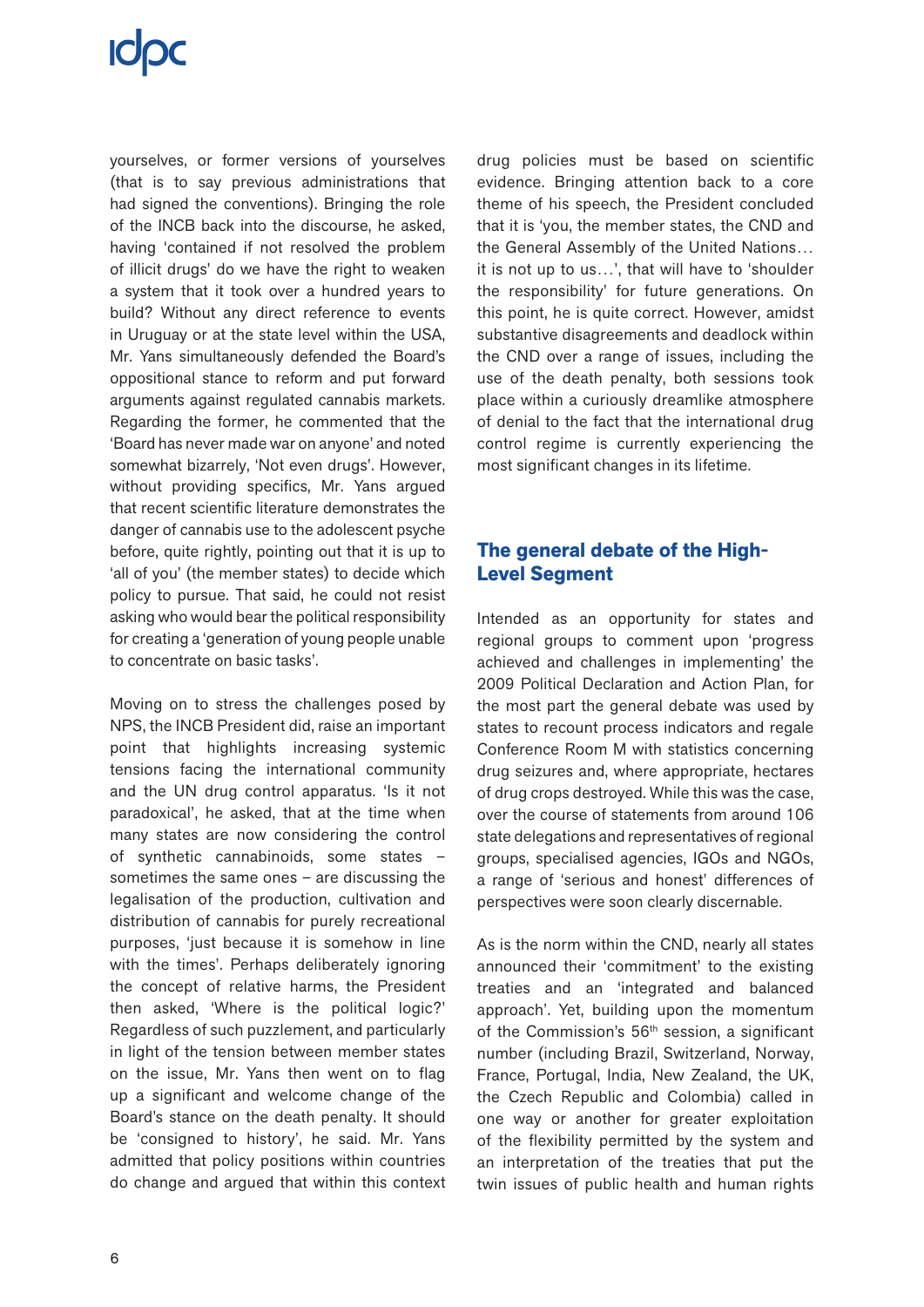yourselves, or former versions of yourselves (that is to say previous administrations that had signed the conventions). Bringing the role of the INCB back into the discourse, he asked, having 'contained if not resolved the problem of illicit drugs' do we have the right to weaken a system that it took over a hundred years to build? Without any direct reference to events in Uruguay or at the state level within the USA, Mr. Yans simultaneously defended the Board's oppositional stance to reform and put forward arguments against regulated cannabis markets. Regarding the former, he commented that the 'Board has never made war on anyone' and noted somewhat bizarrely, 'Not even drugs'. However, without providing specifics, Mr. Yans argued that recent scientific literature demonstrates the danger of cannabis use to the adolescent psyche before, quite rightly, pointing out that it is up to 'all of you' (the member states) to decide which policy to pursue. That said, he could not resist asking who would bear the political responsibility for creating a 'generation of young people unable to concentrate on basic tasks'.

Moving on to stress the challenges posed by NPS, the INCB President did, raise an important point that highlights increasing systemic tensions facing the international community and the UN drug control apparatus. 'Is it not paradoxical', he asked, that at the time when many states are now considering the control of synthetic cannabinoids, some states – sometimes the same ones – are discussing the legalisation of the production, cultivation and distribution of cannabis for purely recreational purposes, 'just because it is somehow in line with the times'. Perhaps deliberately ignoring the concept of relative harms, the President then asked, 'Where is the political logic?' Regardless of such puzzlement, and particularly in light of the tension between member states on the issue, Mr. Yans then went on to flag up a significant and welcome change of the Board's stance on the death penalty. It should be 'consigned to history', he said. Mr. Yans admitted that policy positions within countries do change and argued that within this context drug policies must be based on scientific evidence. Bringing attention back to a core theme of his speech, the President concluded that it is 'you, the member states, the CND and the General Assembly of the United Nations… it is not up to us…', that will have to 'shoulder the responsibility' for future generations. On this point, he is quite correct. However, amidst substantive disagreements and deadlock within the CND over a range of issues, including the use of the death penalty, both sessions took place within a curiously dreamlike atmosphere of denial to the fact that the international drug control regime is currently experiencing the most significant changes in its lifetime.

## The general debate of the High-Level Segment

Intended as an opportunity for states and regional groups to comment upon 'progress achieved and challenges in implementing' the 2009 Political Declaration and Action Plan, for the most part the general debate was used by states to recount process indicators and regale Conference Room M with statistics concerning drug seizures and, where appropriate, hectares of drug crops destroyed. While this was the case, over the course of statements from around 106 state delegations and representatives of regional groups, specialised agencies, IGOs and NGOs, a range of 'serious and honest' differences of perspectives were soon clearly discernable.

As is the norm within the CND, nearly all states announced their 'commitment' to the existing treaties and an 'integrated and balanced approach'. Yet, building upon the momentum of the Commission's 56th session, a significant number (including Brazil, Switzerland, Norway, France, Portugal, India, New Zealand, the UK, the Czech Republic and Colombia) called in one way or another for greater exploitation of the flexibility permitted by the system and an interpretation of the treaties that put the twin issues of public health and human rights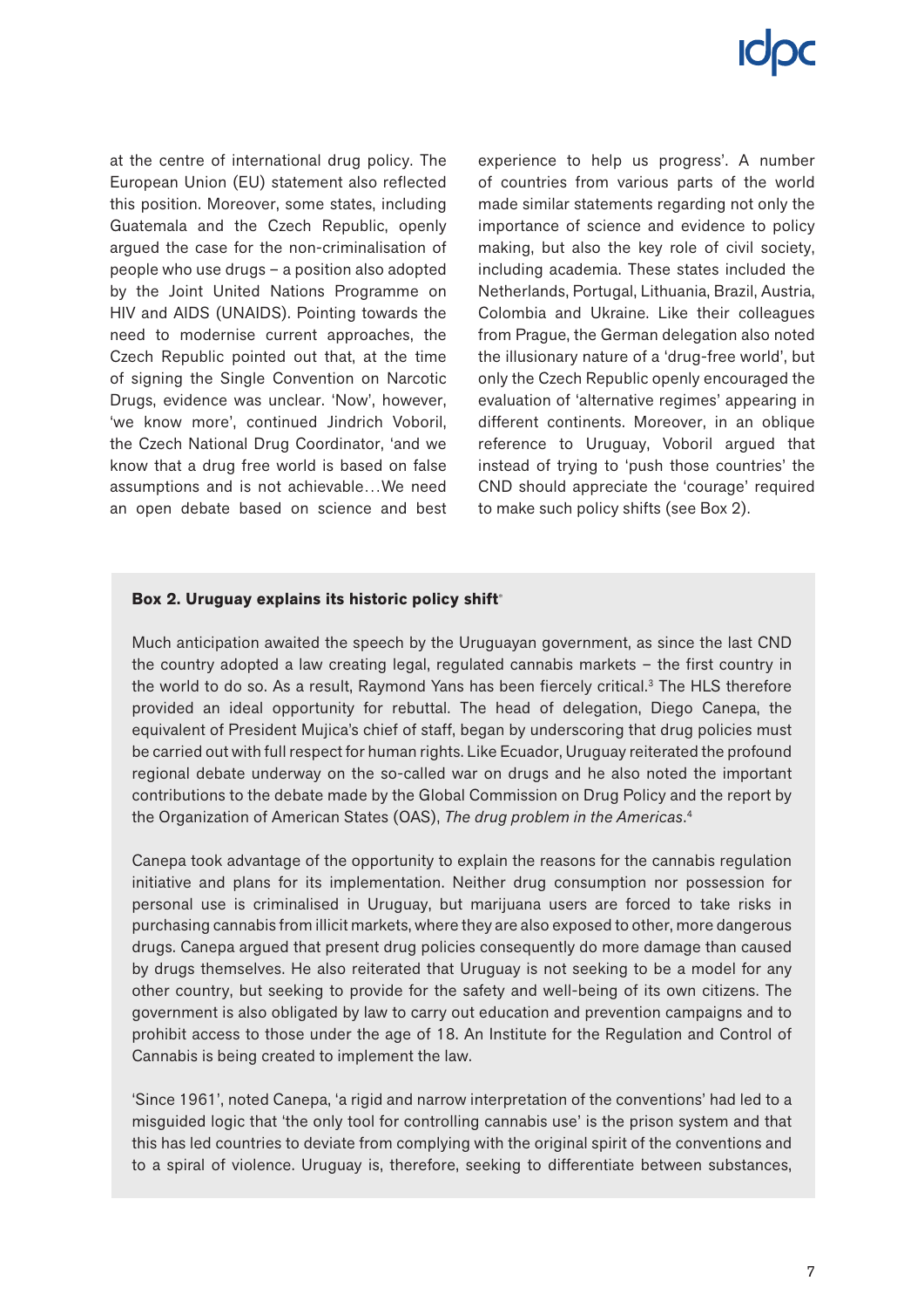at the centre of international drug policy. The European Union (EU) statement also reflected this position. Moreover, some states, including Guatemala and the Czech Republic, openly argued the case for the non-criminalisation of people who use drugs – a position also adopted by the Joint United Nations Programme on HIV and AIDS (UNAIDS). Pointing towards the need to modernise current approaches, the Czech Republic pointed out that, at the time of signing the Single Convention on Narcotic Drugs, evidence was unclear. 'Now', however, 'we know more', continued Jindrich Voboril, the Czech National Drug Coordinator, 'and we know that a drug free world is based on false assumptions and is not achievable…We need an open debate based on science and best experience to help us progress'. A number of countries from various parts of the world made similar statements regarding not only the importance of science and evidence to policy making, but also the key role of civil society, including academia. These states included the Netherlands, Portugal, Lithuania, Brazil, Austria, Colombia and Ukraine. Like their colleagues from Prague, the German delegation also noted the illusionary nature of a 'drug-free world', but only the Czech Republic openly encouraged the evaluation of 'alternative regimes' appearing in different continents. Moreover, in an oblique reference to Uruguay, Voboril argued that instead of trying to 'push those countries' the CND should appreciate the 'courage' required to make such policy shifts (see Box 2).

**Box 2. Uruguay explains its historic policy shift**[*]

Much anticipation awaited the speech by the Uruguayan government, as since the last CND the country adopted a law creating legal, regulated cannabis markets – the first country in the world to do so. As a result, Raymond Yans has been fiercely critical.[3] The HLS therefore provided an ideal opportunity for rebuttal. The head of delegation, Diego Canepa, the equivalent of President Mujica's chief of staff, began by underscoring that drug policies must be carried out with full respect for human rights. Like Ecuador, Uruguay reiterated the profound regional debate underway on the so-called war on drugs and he also noted the important contributions to the debate made by the Global Commission on Drug Policy and the report by the Organization of American States (OAS), *The drug problem in the Americas*.[4]

Canepa took advantage of the opportunity to explain the reasons for the cannabis regulation initiative and plans for its implementation. Neither drug consumption nor possession for personal use is criminalised in Uruguay, but marijuana users are forced to take risks in purchasing cannabis from illicit markets, where they are also exposed to other, more dangerous drugs. Canepa argued that present drug policies consequently do more damage than caused by drugs themselves. He also reiterated that Uruguay is not seeking to be a model for any other country, but seeking to provide for the safety and well-being of its own citizens. The government is also obligated by law to carry out education and prevention campaigns and to prohibit access to those under the age of 18. An Institute for the Regulation and Control of Cannabis is being created to implement the law.

'Since 1961', noted Canepa, 'a rigid and narrow interpretation of the conventions' had led to a misguided logic that 'the only tool for controlling cannabis use' is the prison system and that this has led countries to deviate from complying with the original spirit of the conventions and to a spiral of violence. Uruguay is, therefore, seeking to differentiate between substances,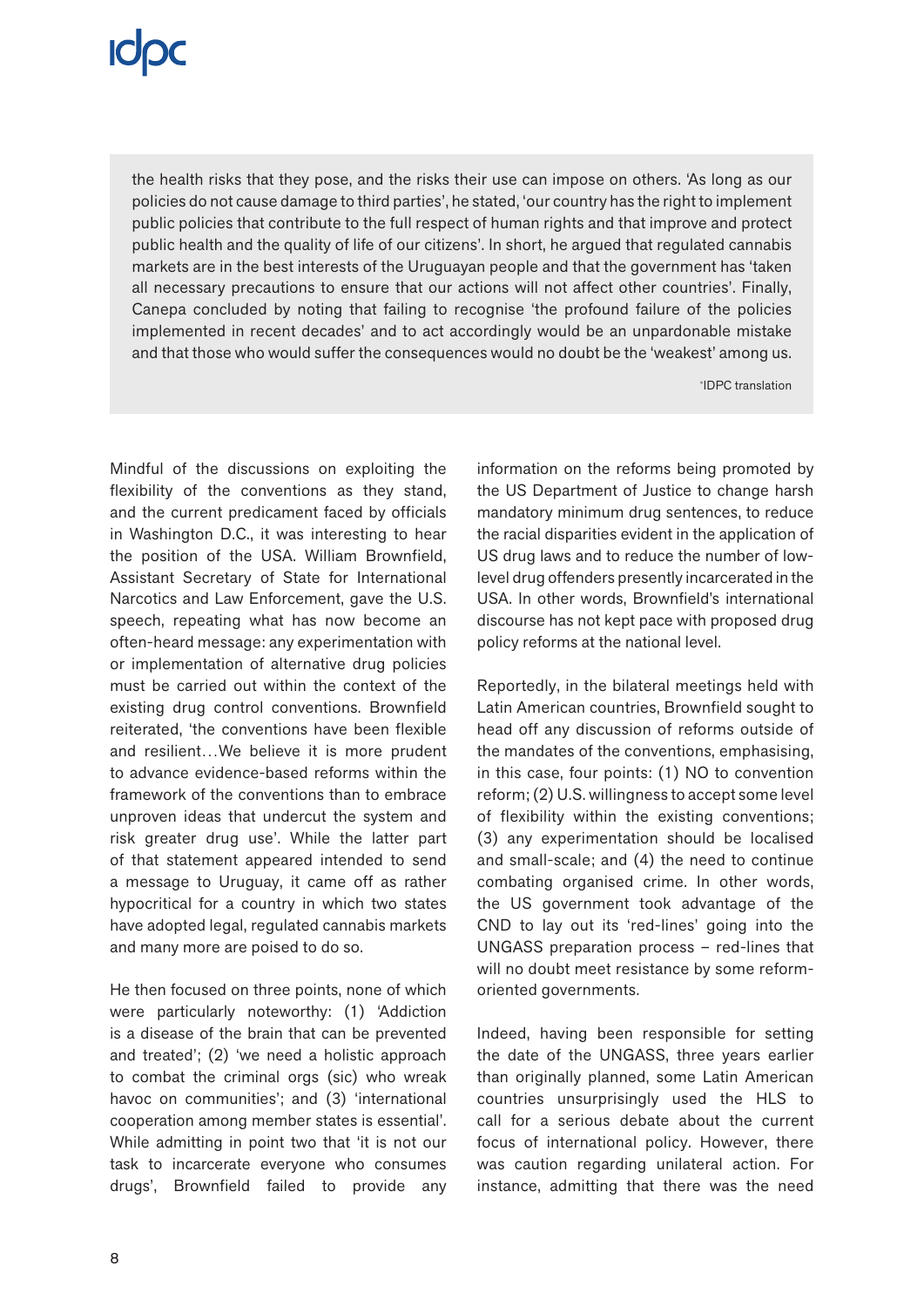the health risks that they pose, and the risks their use can impose on others. 'As long as our policies do not cause damage to third parties', he stated, 'our country has the right to implement public policies that contribute to the full respect of human rights and that improve and protect public health and the quality of life of our citizens'. In short, he argued that regulated cannabis markets are in the best interests of the Uruguayan people and that the government has 'taken all necessary precautions to ensure that our actions will not affect other countries'. Finally, Canepa concluded by noting that failing to recognise 'the profound failure of the policies implemented in recent decades' and to act accordingly would be an unpardonable mistake and that those who would suffer the consequences would no doubt be the 'weakest' among us.

*IDPC translation

Mindful of the discussions on exploiting the flexibility of the conventions as they stand, and the current predicament faced by officials in Washington D.C., it was interesting to hear the position of the USA. William Brownfield, Assistant Secretary of State for International Narcotics and Law Enforcement, gave the U.S. speech, repeating what has now become an often-heard message: any experimentation with or implementation of alternative drug policies must be carried out within the context of the existing drug control conventions. Brownfield reiterated, 'the conventions have been flexible and resilient…We believe it is more prudent to advance evidence-based reforms within the framework of the conventions than to embrace unproven ideas that undercut the system and risk greater drug use'. While the latter part of that statement appeared intended to send a message to Uruguay, it came off as rather hypocritical for a country in which two states have adopted legal, regulated cannabis markets and many more are poised to do so.

He then focused on three points, none of which were particularly noteworthy: (1) 'Addiction is a disease of the brain that can be prevented and treated'; (2) 'we need a holistic approach to combat the criminal orgs (sic) who wreak havoc on communities'; and (3) 'international cooperation among member states is essential'. While admitting in point two that 'it is not our task to incarcerate everyone who consumes drugs', Brownfield failed to provide any information on the reforms being promoted by the US Department of Justice to change harsh mandatory minimum drug sentences, to reduce the racial disparities evident in the application of US drug laws and to reduce the number of low-level drug offenders presently incarcerated in the USA. In other words, Brownfield's international discourse has not kept pace with proposed drug policy reforms at the national level.

Reportedly, in the bilateral meetings held with Latin American countries, Brownfield sought to head off any discussion of reforms outside of the mandates of the conventions, emphasising, in this case, four points: (1) NO to convention reform; (2) U.S. willingness to accept some level of flexibility within the existing conventions; (3) any experimentation should be localised and small-scale; and (4) the need to continue combating organised crime. In other words, the US government took advantage of the CND to lay out its 'red-lines' going into the UNGASS preparation process – red-lines that will no doubt meet resistance by some reform-oriented governments.

Indeed, having been responsible for setting the date of the UNGASS, three years earlier than originally planned, some Latin American countries unsurprisingly used the HLS to call for a serious debate about the current focus of international policy. However, there was caution regarding unilateral action. For instance, admitting that there was the need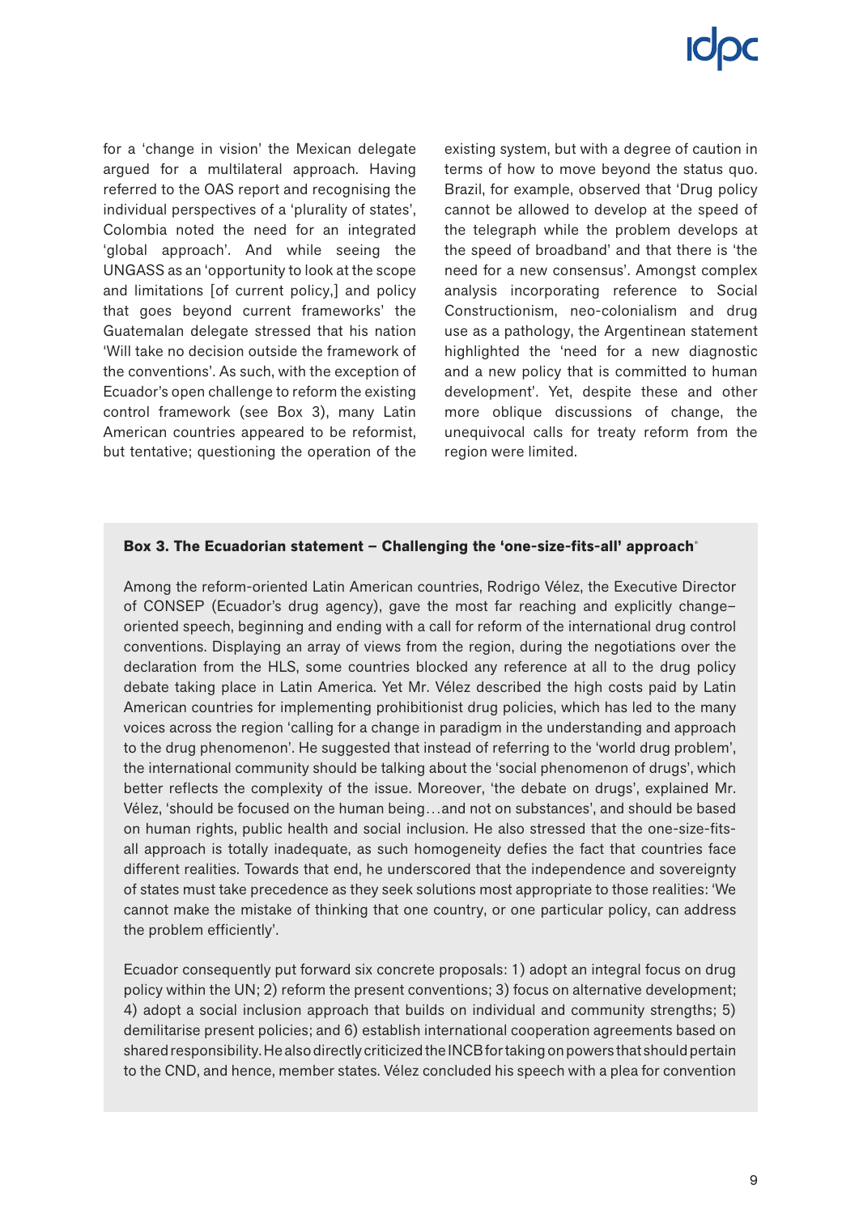for a 'change in vision' the Mexican delegate argued for a multilateral approach. Having referred to the OAS report and recognising the individual perspectives of a 'plurality of states', Colombia noted the need for an integrated 'global approach'. And while seeing the UNGASS as an 'opportunity to look at the scope and limitations [of current policy,] and policy that goes beyond current frameworks' the Guatemalan delegate stressed that his nation 'Will take no decision outside the framework of the conventions'. As such, with the exception of Ecuador's open challenge to reform the existing control framework (see Box 3), many Latin American countries appeared to be reformist, but tentative; questioning the operation of the existing system, but with a degree of caution in terms of how to move beyond the status quo. Brazil, for example, observed that 'Drug policy cannot be allowed to develop at the speed of the telegraph while the problem develops at the speed of broadband' and that there is 'the need for a new consensus'. Amongst complex analysis incorporating reference to Social Constructionism, neo-colonialism and drug use as a pathology, the Argentinean statement highlighted the 'need for a new diagnostic and a new policy that is committed to human development'. Yet, despite these and other more oblique discussions of change, the unequivocal calls for treaty reform from the region were limited.

**Box 3. The Ecuadorian statement – Challenging the 'one-size-fits-all' approach**[*]

Among the reform-oriented Latin American countries, Rodrigo Vélez, the Executive Director of CONSEP (Ecuador's drug agency), gave the most far reaching and explicitly change–oriented speech, beginning and ending with a call for reform of the international drug control conventions. Displaying an array of views from the region, during the negotiations over the declaration from the HLS, some countries blocked any reference at all to the drug policy debate taking place in Latin America. Yet Mr. Vélez described the high costs paid by Latin American countries for implementing prohibitionist drug policies, which has led to the many voices across the region 'calling for a change in paradigm in the understanding and approach to the drug phenomenon'. He suggested that instead of referring to the 'world drug problem', the international community should be talking about the 'social phenomenon of drugs', which better reflects the complexity of the issue. Moreover, 'the debate on drugs', explained Mr. Vélez, 'should be focused on the human being…and not on substances', and should be based on human rights, public health and social inclusion. He also stressed that the one-size-fits-all approach is totally inadequate, as such homogeneity defies the fact that countries face different realities. Towards that end, he underscored that the independence and sovereignty of states must take precedence as they seek solutions most appropriate to those realities: 'We cannot make the mistake of thinking that one country, or one particular policy, can address the problem efficiently'.

Ecuador consequently put forward six concrete proposals: 1) adopt an integral focus on drug policy within the UN; 2) reform the present conventions; 3) focus on alternative development; 4) adopt a social inclusion approach that builds on individual and community strengths; 5) demilitarise present policies; and 6) establish international cooperation agreements based on shared responsibility. He also directly criticized the INCB for taking on powers that should pertain to the CND, and hence, member states. Vélez concluded his speech with a plea for convention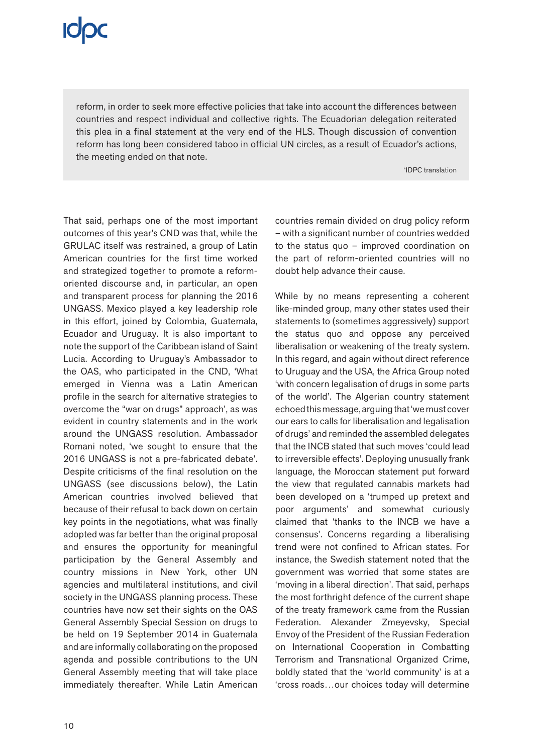reform, in order to seek more effective policies that take into account the differences between countries and respect individual and collective rights. The Ecuadorian delegation reiterated this plea in a final statement at the very end of the HLS. Though discussion of convention reform has long been considered taboo in official UN circles, as a result of Ecuador's actions, the meeting ended on that note.

*IDPC translation

That said, perhaps one of the most important outcomes of this year's CND was that, while the GRULAC itself was restrained, a group of Latin American countries for the first time worked and strategized together to promote a reform-oriented discourse and, in particular, an open and transparent process for planning the 2016 UNGASS. Mexico played a key leadership role in this effort, joined by Colombia, Guatemala, Ecuador and Uruguay. It is also important to note the support of the Caribbean island of Saint Lucia. According to Uruguay's Ambassador to the OAS, who participated in the CND, 'What emerged in Vienna was a Latin American profile in the search for alternative strategies to overcome the "war on drugs" approach', as was evident in country statements and in the work around the UNGASS resolution. Ambassador Romani noted, 'we sought to ensure that the 2016 UNGASS is not a pre-fabricated debate'. Despite criticisms of the final resolution on the UNGASS (see discussions below), the Latin American countries involved believed that because of their refusal to back down on certain key points in the negotiations, what was finally adopted was far better than the original proposal and ensures the opportunity for meaningful participation by the General Assembly and country missions in New York, other UN agencies and multilateral institutions, and civil society in the UNGASS planning process. These countries have now set their sights on the OAS General Assembly Special Session on drugs to be held on 19 September 2014 in Guatemala and are informally collaborating on the proposed agenda and possible contributions to the UN General Assembly meeting that will take place immediately thereafter. While Latin American countries remain divided on drug policy reform – with a significant number of countries wedded to the status quo – improved coordination on the part of reform-oriented countries will no doubt help advance their cause.

While by no means representing a coherent like-minded group, many other states used their statements to (sometimes aggressively) support the status quo and oppose any perceived liberalisation or weakening of the treaty system. In this regard, and again without direct reference to Uruguay and the USA, the Africa Group noted 'with concern legalisation of drugs in some parts of the world'. The Algerian country statement echoed this message, arguing that 'we must cover our ears to calls for liberalisation and legalisation of drugs' and reminded the assembled delegates that the INCB stated that such moves 'could lead to irreversible effects'. Deploying unusually frank language, the Moroccan statement put forward the view that regulated cannabis markets had been developed on a 'trumped up pretext and poor arguments' and somewhat curiously claimed that 'thanks to the INCB we have a consensus'. Concerns regarding a liberalising trend were not confined to African states. For instance, the Swedish statement noted that the government was worried that some states are 'moving in a liberal direction'. That said, perhaps the most forthright defence of the current shape of the treaty framework came from the Russian Federation. Alexander Zmeyevsky, Special Envoy of the President of the Russian Federation on International Cooperation in Combatting Terrorism and Transnational Organized Crime, boldly stated that the 'world community' is at a 'cross roads…our choices today will determine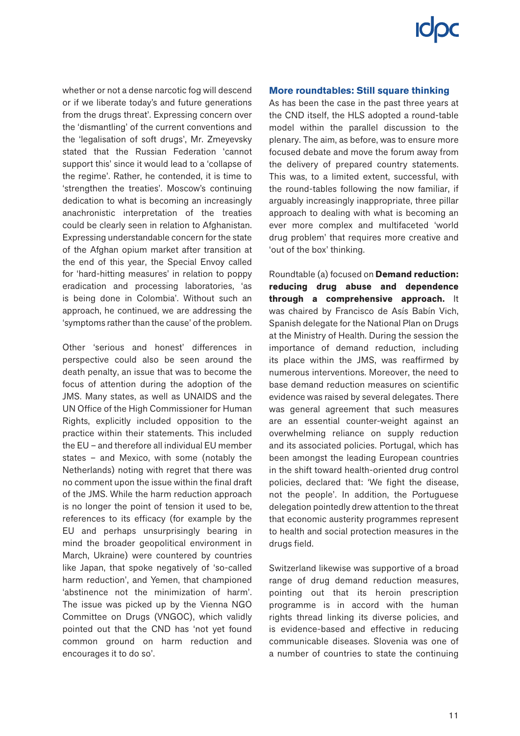whether or not a dense narcotic fog will descend or if we liberate today's and future generations from the drugs threat'. Expressing concern over the 'dismantling' of the current conventions and the 'legalisation of soft drugs', Mr. Zmeyevsky stated that the Russian Federation 'cannot support this' since it would lead to a 'collapse of the regime'. Rather, he contended, it is time to 'strengthen the treaties'. Moscow's continuing dedication to what is becoming an increasingly anachronistic interpretation of the treaties could be clearly seen in relation to Afghanistan. Expressing understandable concern for the state of the Afghan opium market after transition at the end of this year, the Special Envoy called for 'hard-hitting measures' in relation to poppy eradication and processing laboratories, 'as is being done in Colombia'. Without such an approach, he continued, we are addressing the 'symptoms rather than the cause' of the problem.

Other 'serious and honest' differences in perspective could also be seen around the death penalty, an issue that was to become the focus of attention during the adoption of the JMS. Many states, as well as UNAIDS and the UN Office of the High Commissioner for Human Rights, explicitly included opposition to the practice within their statements. This included the EU – and therefore all individual EU member states – and Mexico, with some (notably the Netherlands) noting with regret that there was no comment upon the issue within the final draft of the JMS. While the harm reduction approach is no longer the point of tension it used to be, references to its efficacy (for example by the EU and perhaps unsurprisingly bearing in mind the broader geopolitical environment in March, Ukraine) were countered by countries like Japan, that spoke negatively of 'so-called harm reduction', and Yemen, that championed 'abstinence not the minimization of harm'. The issue was picked up by the Vienna NGO Committee on Drugs (VNGOC), which validly pointed out that the CND has 'not yet found common ground on harm reduction and encourages it to do so'.

### More roundtables: Still square thinking

As has been the case in the past three years at the CND itself, the HLS adopted a round-table model within the parallel discussion to the plenary. The aim, as before, was to ensure more focused debate and move the forum away from the delivery of prepared country statements. This was, to a limited extent, successful, with the round-tables following the now familiar, if arguably increasingly inappropriate, three pillar approach to dealing with what is becoming an ever more complex and multifaceted 'world drug problem' that requires more creative and 'out of the box' thinking.

Roundtable (a) focused on **Demand reduction: reducing drug abuse and dependence through a comprehensive approach.** It was chaired by Francisco de Asís Babín Vich, Spanish delegate for the National Plan on Drugs at the Ministry of Health. During the session the importance of demand reduction, including its place within the JMS, was reaffirmed by numerous interventions. Moreover, the need to base demand reduction measures on scientific evidence was raised by several delegates. There was general agreement that such measures are an essential counter-weight against an overwhelming reliance on supply reduction and its associated policies. Portugal, which has been amongst the leading European countries in the shift toward health-oriented drug control policies, declared that: 'We fight the disease, not the people'. In addition, the Portuguese delegation pointedly drew attention to the threat that economic austerity programmes represent to health and social protection measures in the drugs field.

Switzerland likewise was supportive of a broad range of drug demand reduction measures, pointing out that its heroin prescription programme is in accord with the human rights thread linking its diverse policies, and is evidence-based and effective in reducing communicable diseases. Slovenia was one of a number of countries to state the continuing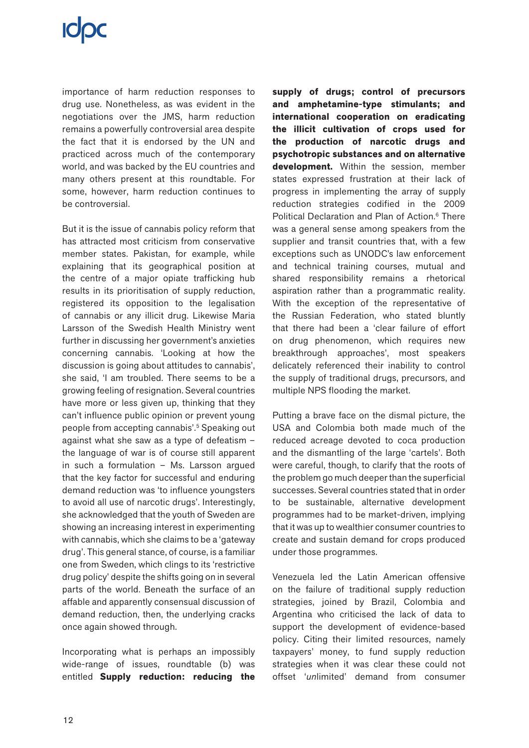importance of harm reduction responses to drug use. Nonetheless, as was evident in the negotiations over the JMS, harm reduction remains a powerfully controversial area despite the fact that it is endorsed by the UN and practiced across much of the contemporary world, and was backed by the EU countries and many others present at this roundtable. For some, however, harm reduction continues to be controversial.

But it is the issue of cannabis policy reform that has attracted most criticism from conservative member states. Pakistan, for example, while explaining that its geographical position at the centre of a major opiate trafficking hub results in its prioritisation of supply reduction, registered its opposition to the legalisation of cannabis or any illicit drug. Likewise Maria Larsson of the Swedish Health Ministry went further in discussing her government's anxieties concerning cannabis. 'Looking at how the discussion is going about attitudes to cannabis', she said, 'I am troubled. There seems to be a growing feeling of resignation. Several countries have more or less given up, thinking that they can't influence public opinion or prevent young people from accepting cannabis'.[5] Speaking out against what she saw as a type of defeatism – the language of war is of course still apparent in such a formulation – Ms. Larsson argued that the key factor for successful and enduring demand reduction was 'to influence youngsters to avoid all use of narcotic drugs'. Interestingly, she acknowledged that the youth of Sweden are showing an increasing interest in experimenting with cannabis, which she claims to be a 'gateway drug'. This general stance, of course, is a familiar one from Sweden, which clings to its 'restrictive drug policy' despite the shifts going on in several parts of the world. Beneath the surface of an affable and apparently consensual discussion of demand reduction, then, the underlying cracks once again showed through.

Incorporating what is perhaps an impossibly wide-range of issues, roundtable (b) was entitled **Supply reduction: reducing the supply of drugs; control of precursors and amphetamine-type stimulants; and international cooperation on eradicating the illicit cultivation of crops used for the production of narcotic drugs and psychotropic substances and on alternative development.** Within the session, member states expressed frustration at their lack of progress in implementing the array of supply reduction strategies codified in the 2009 Political Declaration and Plan of Action.[6] There was a general sense among speakers from the supplier and transit countries that, with a few exceptions such as UNODC's law enforcement and technical training courses, mutual and shared responsibility remains a rhetorical aspiration rather than a programmatic reality. With the exception of the representative of the Russian Federation, who stated bluntly that there had been a 'clear failure of effort on drug phenomenon, which requires new breakthrough approaches', most speakers delicately referenced their inability to control the supply of traditional drugs, precursors, and multiple NPS flooding the market.

Putting a brave face on the dismal picture, the USA and Colombia both made much of the reduced acreage devoted to coca production and the dismantling of the large 'cartels'. Both were careful, though, to clarify that the roots of the problem go much deeper than the superficial successes. Several countries stated that in order to be sustainable, alternative development programmes had to be market-driven, implying that it was up to wealthier consumer countries to create and sustain demand for crops produced under those programmes.

Venezuela led the Latin American offensive on the failure of traditional supply reduction strategies, joined by Brazil, Colombia and Argentina who criticised the lack of data to support the development of evidence-based policy. Citing their limited resources, namely taxpayers' money, to fund supply reduction strategies when it was clear these could not offset '*un*limited' demand from consumer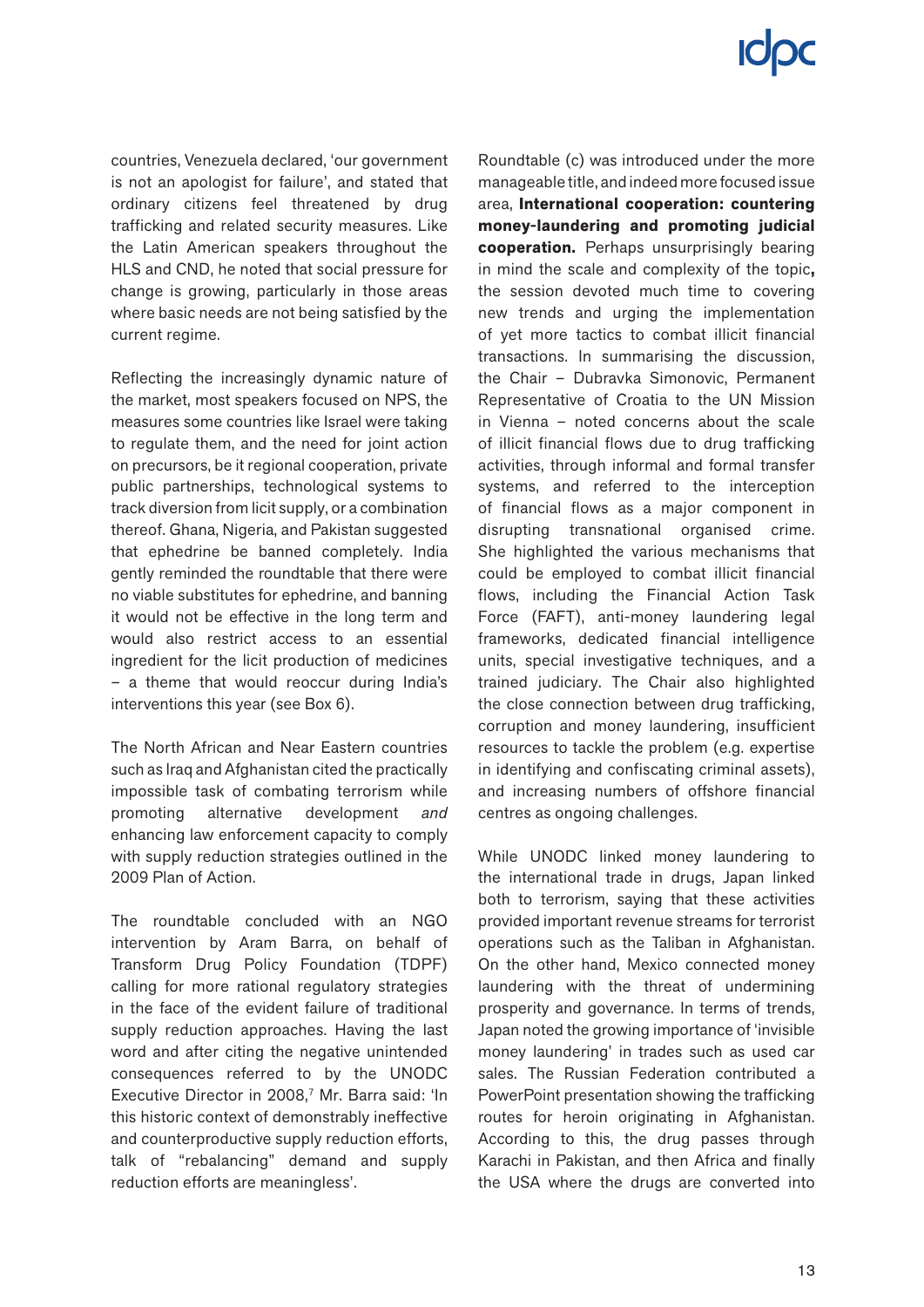countries, Venezuela declared, 'our government is not an apologist for failure', and stated that ordinary citizens feel threatened by drug trafficking and related security measures. Like the Latin American speakers throughout the HLS and CND, he noted that social pressure for change is growing, particularly in those areas where basic needs are not being satisfied by the current regime.

Reflecting the increasingly dynamic nature of the market, most speakers focused on NPS, the measures some countries like Israel were taking to regulate them, and the need for joint action on precursors, be it regional cooperation, private public partnerships, technological systems to track diversion from licit supply, or a combination thereof. Ghana, Nigeria, and Pakistan suggested that ephedrine be banned completely. India gently reminded the roundtable that there were no viable substitutes for ephedrine, and banning it would not be effective in the long term and would also restrict access to an essential ingredient for the licit production of medicines – a theme that would reoccur during India's interventions this year (see Box 6).

The North African and Near Eastern countries such as Iraq and Afghanistan cited the practically impossible task of combating terrorism while promoting alternative development *and* enhancing law enforcement capacity to comply with supply reduction strategies outlined in the 2009 Plan of Action.

The roundtable concluded with an NGO intervention by Aram Barra, on behalf of Transform Drug Policy Foundation (TDPF) calling for more rational regulatory strategies in the face of the evident failure of traditional supply reduction approaches. Having the last word and after citing the negative unintended consequences referred to by the UNODC Executive Director in 2008,[7] Mr. Barra said: 'In this historic context of demonstrably ineffective and counterproductive supply reduction efforts, talk of "rebalancing" demand and supply reduction efforts are meaningless'.

Roundtable (c) was introduced under the more manageable title, and indeed more focused issue area, **International cooperation: countering money-laundering and promoting judicial cooperation.** Perhaps unsurprisingly bearing in mind the scale and complexity of the topic**,** the session devoted much time to covering new trends and urging the implementation of yet more tactics to combat illicit financial transactions. In summarising the discussion, the Chair – Dubravka Simonovic, Permanent Representative of Croatia to the UN Mission in Vienna – noted concerns about the scale of illicit financial flows due to drug trafficking activities, through informal and formal transfer systems, and referred to the interception of financial flows as a major component in disrupting transnational organised crime. She highlighted the various mechanisms that could be employed to combat illicit financial flows, including the Financial Action Task Force (FAFT), anti-money laundering legal frameworks, dedicated financial intelligence units, special investigative techniques, and a trained judiciary. The Chair also highlighted the close connection between drug trafficking, corruption and money laundering, insufficient resources to tackle the problem (e.g. expertise in identifying and confiscating criminal assets), and increasing numbers of offshore financial centres as ongoing challenges.

While UNODC linked money laundering to the international trade in drugs, Japan linked both to terrorism, saying that these activities provided important revenue streams for terrorist operations such as the Taliban in Afghanistan. On the other hand, Mexico connected money laundering with the threat of undermining prosperity and governance. In terms of trends, Japan noted the growing importance of 'invisible money laundering' in trades such as used car sales. The Russian Federation contributed a PowerPoint presentation showing the trafficking routes for heroin originating in Afghanistan. According to this, the drug passes through Karachi in Pakistan, and then Africa and finally the USA where the drugs are converted into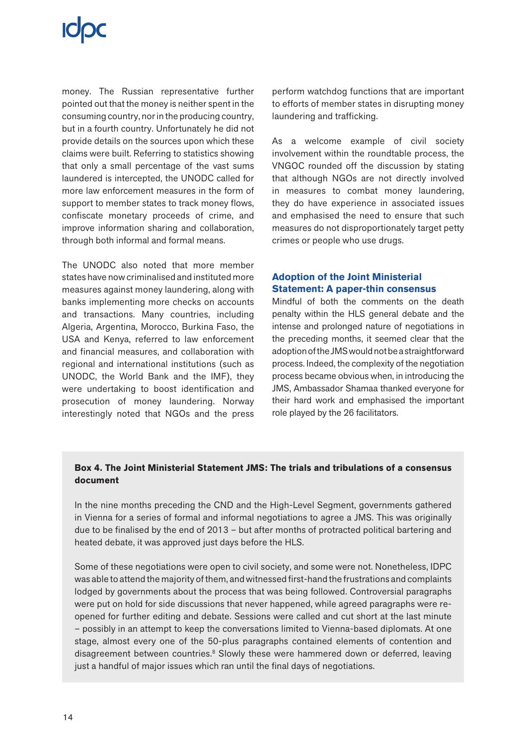money. The Russian representative further pointed out that the money is neither spent in the consuming country, nor in the producing country, but in a fourth country. Unfortunately he did not provide details on the sources upon which these claims were built. Referring to statistics showing that only a small percentage of the vast sums laundered is intercepted, the UNODC called for more law enforcement measures in the form of support to member states to track money flows, confiscate monetary proceeds of crime, and improve information sharing and collaboration, through both informal and formal means.

The UNODC also noted that more member states have now criminalised and instituted more measures against money laundering, along with banks implementing more checks on accounts and transactions. Many countries, including Algeria, Argentina, Morocco, Burkina Faso, the USA and Kenya, referred to law enforcement and financial measures, and collaboration with regional and international institutions (such as UNODC, the World Bank and the IMF), they were undertaking to boost identification and prosecution of money laundering. Norway interestingly noted that NGOs and the press perform watchdog functions that are important to efforts of member states in disrupting money laundering and trafficking.

As a welcome example of civil society involvement within the roundtable process, the VNGOC rounded off the discussion by stating that although NGOs are not directly involved in measures to combat money laundering, they do have experience in associated issues and emphasised the need to ensure that such measures do not disproportionately target petty crimes or people who use drugs.

## Adoption of the Joint Ministerial Statement: A paper-thin consensus

Mindful of both the comments on the death penalty within the HLS general debate and the intense and prolonged nature of negotiations in the preceding months, it seemed clear that the adoption of the JMS would not be a straightforward process. Indeed, the complexity of the negotiation process became obvious when, in introducing the JMS, Ambassador Shamaa thanked everyone for their hard work and emphasised the important role played by the 26 facilitators.

**Box 4. The Joint Ministerial Statement JMS: The trials and tribulations of a consensus document**

In the nine months preceding the CND and the High-Level Segment, governments gathered in Vienna for a series of formal and informal negotiations to agree a JMS. This was originally due to be finalised by the end of 2013 – but after months of protracted political bartering and heated debate, it was approved just days before the HLS.

Some of these negotiations were open to civil society, and some were not. Nonetheless, IDPC was able to attend the majority of them, and witnessed first-hand the frustrations and complaints lodged by governments about the process that was being followed. Controversial paragraphs were put on hold for side discussions that never happened, while agreed paragraphs were re-opened for further editing and debate. Sessions were called and cut short at the last minute – possibly in an attempt to keep the conversations limited to Vienna-based diplomats. At one stage, almost every one of the 50-plus paragraphs contained elements of contention and disagreement between countries.[8] Slowly these were hammered down or deferred, leaving just a handful of major issues which ran until the final days of negotiations.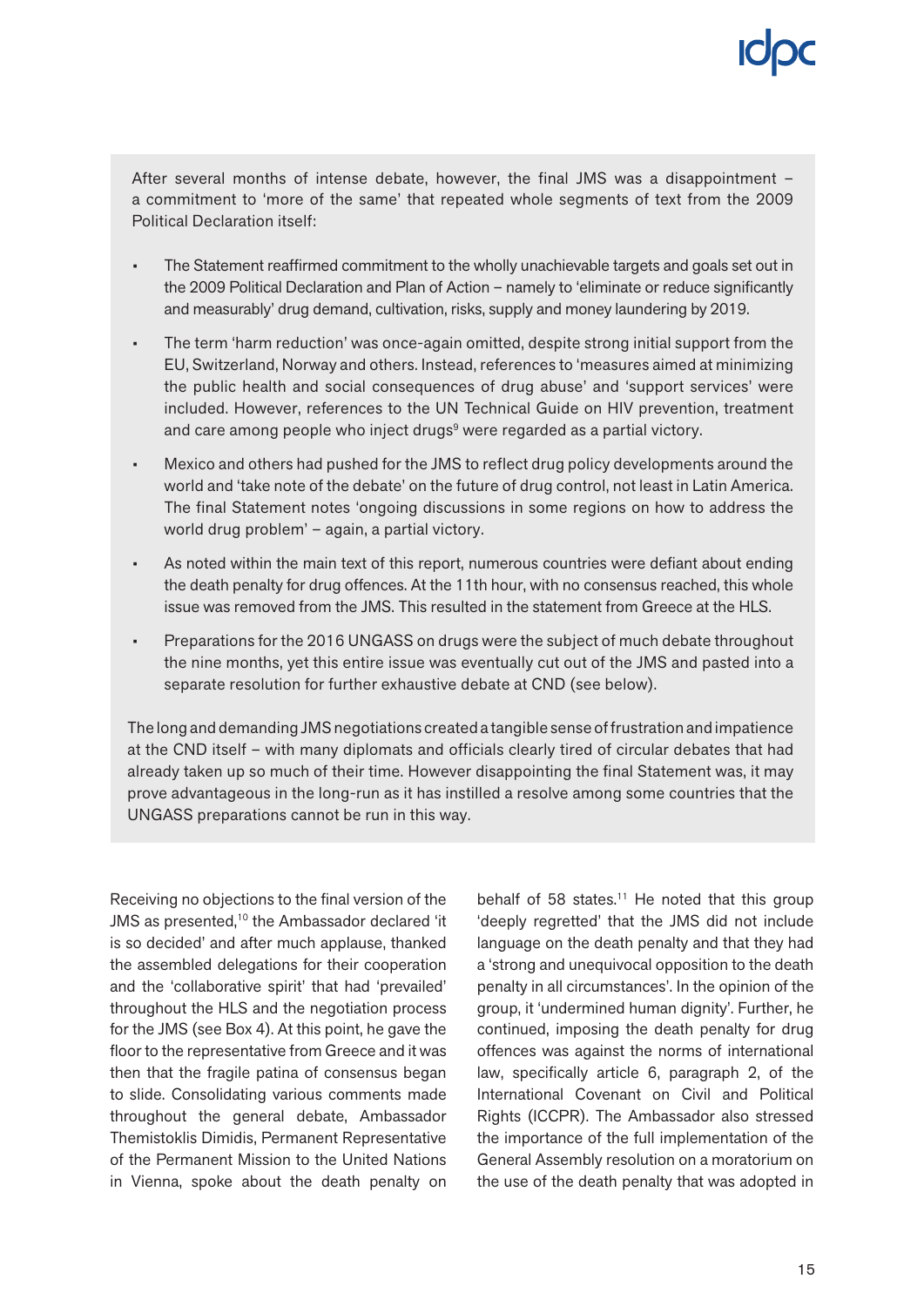After several months of intense debate, however, the final JMS was a disappointment – a commitment to 'more of the same' that repeated whole segments of text from the 2009 Political Declaration itself:

- The Statement reaffirmed commitment to the wholly unachievable targets and goals set out in the 2009 Political Declaration and Plan of Action – namely to 'eliminate or reduce significantly and measurably' drug demand, cultivation, risks, supply and money laundering by 2019.
- The term 'harm reduction' was once-again omitted, despite strong initial support from the EU, Switzerland, Norway and others. Instead, references to 'measures aimed at minimizing the public health and social consequences of drug abuse' and 'support services' were included. However, references to the UN Technical Guide on HIV prevention, treatment and care among people who inject drugs[9] were regarded as a partial victory.
- Mexico and others had pushed for the JMS to reflect drug policy developments around the world and 'take note of the debate' on the future of drug control, not least in Latin America. The final Statement notes 'ongoing discussions in some regions on how to address the world drug problem' – again, a partial victory.
- As noted within the main text of this report, numerous countries were defiant about ending the death penalty for drug offences. At the 11th hour, with no consensus reached, this whole issue was removed from the JMS. This resulted in the statement from Greece at the HLS.
- Preparations for the 2016 UNGASS on drugs were the subject of much debate throughout the nine months, yet this entire issue was eventually cut out of the JMS and pasted into a separate resolution for further exhaustive debate at CND (see below).

The long and demanding JMS negotiations created a tangible sense of frustration and impatience at the CND itself – with many diplomats and officials clearly tired of circular debates that had already taken up so much of their time. However disappointing the final Statement was, it may prove advantageous in the long-run as it has instilled a resolve among some countries that the UNGASS preparations cannot be run in this way.

Receiving no objections to the final version of the JMS as presented,[10] the Ambassador declared 'it is so decided' and after much applause, thanked the assembled delegations for their cooperation and the 'collaborative spirit' that had 'prevailed' throughout the HLS and the negotiation process for the JMS (see Box 4). At this point, he gave the floor to the representative from Greece and it was then that the fragile patina of consensus began to slide. Consolidating various comments made throughout the general debate, Ambassador Themistoklis Dimidis, Permanent Representative of the Permanent Mission to the United Nations in Vienna, spoke about the death penalty on behalf of 58 states.[11] He noted that this group 'deeply regretted' that the JMS did not include language on the death penalty and that they had a 'strong and unequivocal opposition to the death penalty in all circumstances'. In the opinion of the group, it 'undermined human dignity'. Further, he continued, imposing the death penalty for drug offences was against the norms of international law, specifically article 6, paragraph 2, of the International Covenant on Civil and Political Rights (ICCPR). The Ambassador also stressed the importance of the full implementation of the General Assembly resolution on a moratorium on the use of the death penalty that was adopted in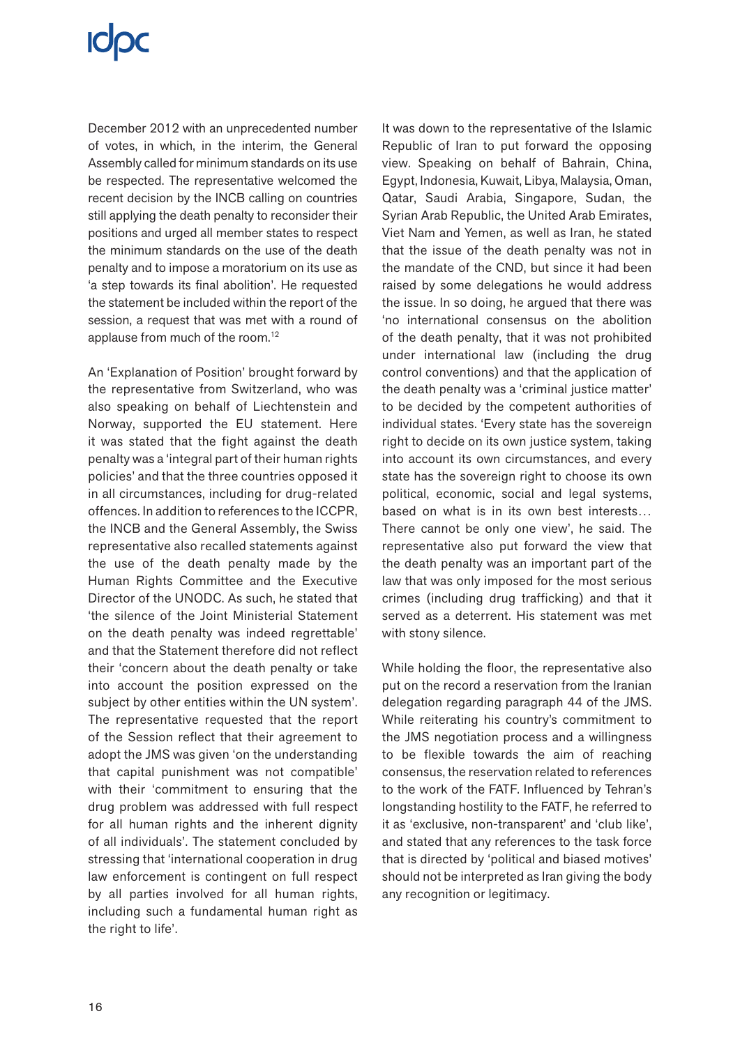December 2012 with an unprecedented number of votes, in which, in the interim, the General Assembly called for minimum standards on its use be respected. The representative welcomed the recent decision by the INCB calling on countries still applying the death penalty to reconsider their positions and urged all member states to respect the minimum standards on the use of the death penalty and to impose a moratorium on its use as 'a step towards its final abolition'. He requested the statement be included within the report of the session, a request that was met with a round of applause from much of the room.[12]

An 'Explanation of Position' brought forward by the representative from Switzerland, who was also speaking on behalf of Liechtenstein and Norway, supported the EU statement. Here it was stated that the fight against the death penalty was a 'integral part of their human rights policies' and that the three countries opposed it in all circumstances, including for drug-related offences. In addition to references to the ICCPR, the INCB and the General Assembly, the Swiss representative also recalled statements against the use of the death penalty made by the Human Rights Committee and the Executive Director of the UNODC. As such, he stated that 'the silence of the Joint Ministerial Statement on the death penalty was indeed regrettable' and that the Statement therefore did not reflect their 'concern about the death penalty or take into account the position expressed on the subject by other entities within the UN system'. The representative requested that the report of the Session reflect that their agreement to adopt the JMS was given 'on the understanding that capital punishment was not compatible' with their 'commitment to ensuring that the drug problem was addressed with full respect for all human rights and the inherent dignity of all individuals'. The statement concluded by stressing that 'international cooperation in drug law enforcement is contingent on full respect by all parties involved for all human rights, including such a fundamental human right as the right to life'.

It was down to the representative of the Islamic Republic of Iran to put forward the opposing view. Speaking on behalf of Bahrain, China, Egypt, Indonesia, Kuwait, Libya, Malaysia, Oman, Qatar, Saudi Arabia, Singapore, Sudan, the Syrian Arab Republic, the United Arab Emirates, Viet Nam and Yemen, as well as Iran, he stated that the issue of the death penalty was not in the mandate of the CND, but since it had been raised by some delegations he would address the issue. In so doing, he argued that there was 'no international consensus on the abolition of the death penalty, that it was not prohibited under international law (including the drug control conventions) and that the application of the death penalty was a 'criminal justice matter' to be decided by the competent authorities of individual states. 'Every state has the sovereign right to decide on its own justice system, taking into account its own circumstances, and every state has the sovereign right to choose its own political, economic, social and legal systems, based on what is in its own best interests… There cannot be only one view', he said. The representative also put forward the view that the death penalty was an important part of the law that was only imposed for the most serious crimes (including drug trafficking) and that it served as a deterrent. His statement was met with stony silence.

While holding the floor, the representative also put on the record a reservation from the Iranian delegation regarding paragraph 44 of the JMS. While reiterating his country's commitment to the JMS negotiation process and a willingness to be flexible towards the aim of reaching consensus, the reservation related to references to the work of the FATF. Influenced by Tehran's longstanding hostility to the FATF, he referred to it as 'exclusive, non-transparent' and 'club like', and stated that any references to the task force that is directed by 'political and biased motives' should not be interpreted as Iran giving the body any recognition or legitimacy.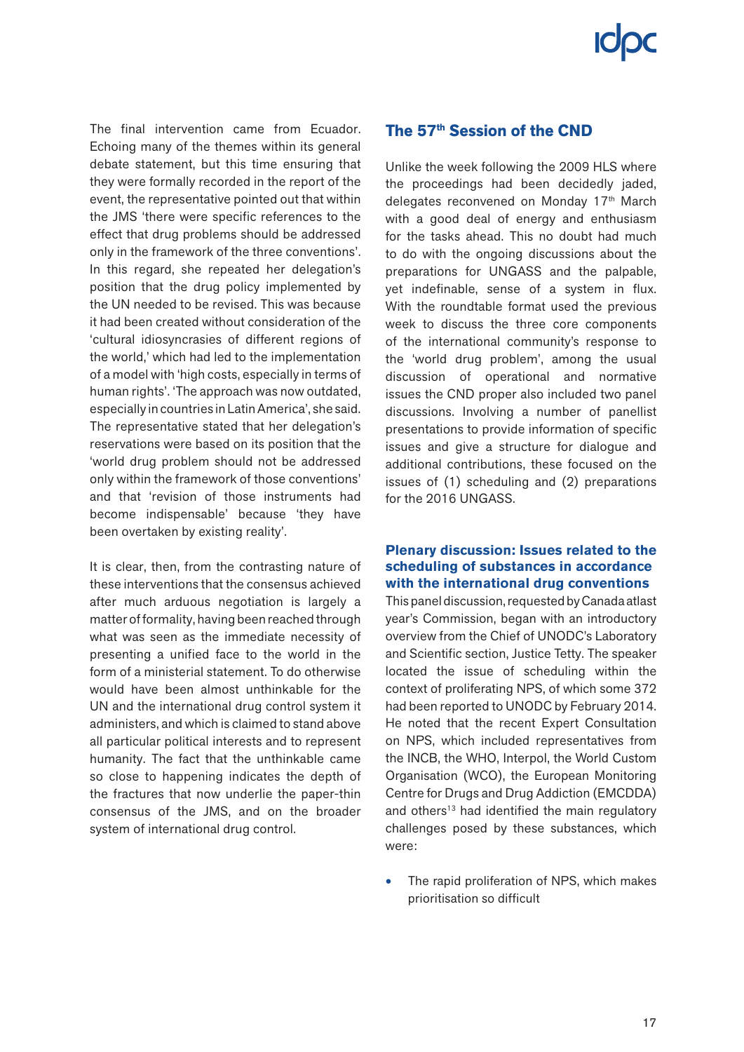The final intervention came from Ecuador. Echoing many of the themes within its general debate statement, but this time ensuring that they were formally recorded in the report of the event, the representative pointed out that within the JMS 'there were specific references to the effect that drug problems should be addressed only in the framework of the three conventions'. In this regard, she repeated her delegation's position that the drug policy implemented by the UN needed to be revised. This was because it had been created without consideration of the 'cultural idiosyncrasies of different regions of the world,' which had led to the implementation of a model with 'high costs, especially in terms of human rights'. 'The approach was now outdated, especially in countries in Latin America', she said. The representative stated that her delegation's reservations were based on its position that the 'world drug problem should not be addressed only within the framework of those conventions' and that 'revision of those instruments had become indispensable' because 'they have been overtaken by existing reality'.

It is clear, then, from the contrasting nature of these interventions that the consensus achieved after much arduous negotiation is largely a matter of formality, having been reached through what was seen as the immediate necessity of presenting a unified face to the world in the form of a ministerial statement. To do otherwise would have been almost unthinkable for the UN and the international drug control system it administers, and which is claimed to stand above all particular political interests and to represent humanity. The fact that the unthinkable came so close to happening indicates the depth of the fractures that now underlie the paper-thin consensus of the JMS, and on the broader system of international drug control.

## The 57th Session of the CND

Unlike the week following the 2009 HLS where the proceedings had been decidedly jaded, delegates reconvened on Monday 17th March with a good deal of energy and enthusiasm for the tasks ahead. This no doubt had much to do with the ongoing discussions about the preparations for UNGASS and the palpable, yet indefinable, sense of a system in flux. With the roundtable format used the previous week to discuss the three core components of the international community's response to the 'world drug problem', among the usual discussion of operational and normative issues the CND proper also included two panel discussions. Involving a number of panellist presentations to provide information of specific issues and give a structure for dialogue and additional contributions, these focused on the issues of (1) scheduling and (2) preparations for the 2016 UNGASS.

### Plenary discussion: Issues related to the scheduling of substances in accordance with the international drug conventions

This panel discussion, requested by Canada at last year's Commission, began with an introductory overview from the Chief of UNODC's Laboratory and Scientific section, Justice Tetty. The speaker located the issue of scheduling within the context of proliferating NPS, of which some 372 had been reported to UNODC by February 2014. He noted that the recent Expert Consultation on NPS, which included representatives from the INCB, the WHO, Interpol, the World Custom Organisation (WCO), the European Monitoring Centre for Drugs and Drug Addiction (EMCDDA) and others[13] had identified the main regulatory challenges posed by these substances, which were:

- The rapid proliferation of NPS, which makes prioritisation so difficult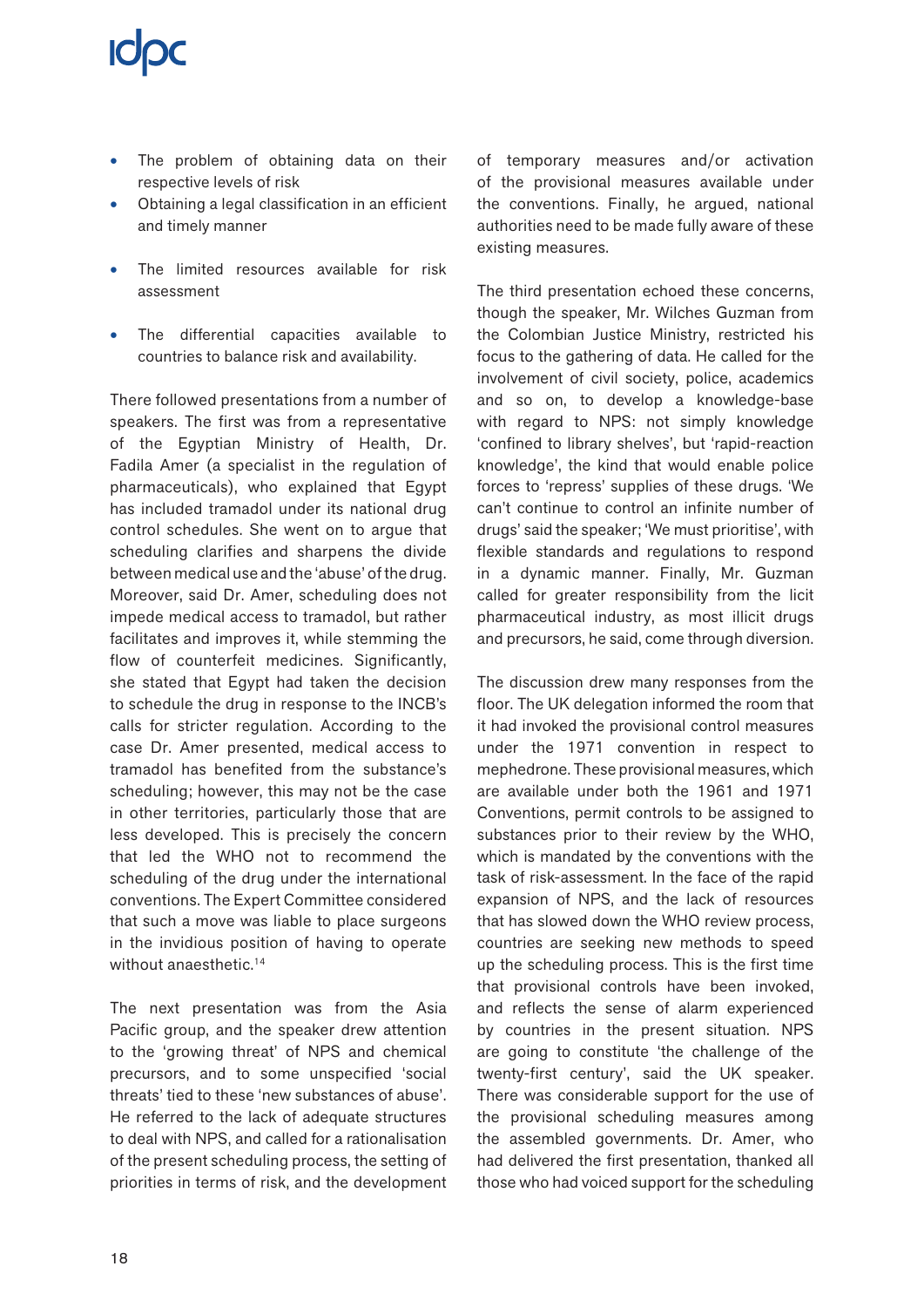- The problem of obtaining data on their respective levels of risk
- Obtaining a legal classification in an efficient and timely manner
- The limited resources available for risk assessment
- The differential capacities available to countries to balance risk and availability.

There followed presentations from a number of speakers. The first was from a representative of the Egyptian Ministry of Health, Dr. Fadila Amer (a specialist in the regulation of pharmaceuticals), who explained that Egypt has included tramadol under its national drug control schedules. She went on to argue that scheduling clarifies and sharpens the divide between medical use and the 'abuse' of the drug. Moreover, said Dr. Amer, scheduling does not impede medical access to tramadol, but rather facilitates and improves it, while stemming the flow of counterfeit medicines. Significantly, she stated that Egypt had taken the decision to schedule the drug in response to the INCB's calls for stricter regulation. According to the case Dr. Amer presented, medical access to tramadol has benefited from the substance's scheduling; however, this may not be the case in other territories, particularly those that are less developed. This is precisely the concern that led the WHO not to recommend the scheduling of the drug under the international conventions. The Expert Committee considered that such a move was liable to place surgeons in the invidious position of having to operate without anaesthetic.[14]

The next presentation was from the Asia Pacific group, and the speaker drew attention to the 'growing threat' of NPS and chemical precursors, and to some unspecified 'social threats' tied to these 'new substances of abuse'. He referred to the lack of adequate structures to deal with NPS, and called for a rationalisation of the present scheduling process, the setting of priorities in terms of risk, and the development of temporary measures and/or activation of the provisional measures available under the conventions. Finally, he argued, national authorities need to be made fully aware of these existing measures.

The third presentation echoed these concerns, though the speaker, Mr. Wilches Guzman from the Colombian Justice Ministry, restricted his focus to the gathering of data. He called for the involvement of civil society, police, academics and so on, to develop a knowledge-base with regard to NPS: not simply knowledge 'confined to library shelves', but 'rapid-reaction knowledge', the kind that would enable police forces to 'repress' supplies of these drugs. 'We can't continue to control an infinite number of drugs' said the speaker; 'We must prioritise', with flexible standards and regulations to respond in a dynamic manner. Finally, Mr. Guzman called for greater responsibility from the licit pharmaceutical industry, as most illicit drugs and precursors, he said, come through diversion.

The discussion drew many responses from the floor. The UK delegation informed the room that it had invoked the provisional control measures under the 1971 convention in respect to mephedrone. These provisional measures, which are available under both the 1961 and 1971 Conventions, permit controls to be assigned to substances prior to their review by the WHO, which is mandated by the conventions with the task of risk-assessment. In the face of the rapid expansion of NPS, and the lack of resources that has slowed down the WHO review process, countries are seeking new methods to speed up the scheduling process. This is the first time that provisional controls have been invoked, and reflects the sense of alarm experienced by countries in the present situation. NPS are going to constitute 'the challenge of the twenty-first century', said the UK speaker. There was considerable support for the use of the provisional scheduling measures among the assembled governments. Dr. Amer, who had delivered the first presentation, thanked all those who had voiced support for the scheduling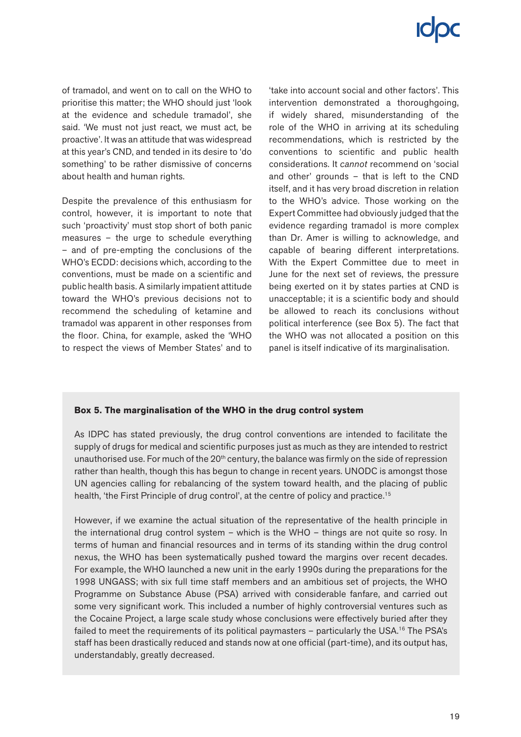of tramadol, and went on to call on the WHO to prioritise this matter; the WHO should just 'look at the evidence and schedule tramadol', she said. 'We must not just react, we must act, be proactive'. It was an attitude that was widespread at this year's CND, and tended in its desire to 'do something' to be rather dismissive of concerns about health and human rights.

Despite the prevalence of this enthusiasm for control, however, it is important to note that such 'proactivity' must stop short of both panic measures – the urge to schedule everything – and of pre-empting the conclusions of the WHO's ECDD: decisions which, according to the conventions, must be made on a scientific and public health basis. A similarly impatient attitude toward the WHO's previous decisions not to recommend the scheduling of ketamine and tramadol was apparent in other responses from the floor. China, for example, asked the 'WHO to respect the views of Member States' and to 'take into account social and other factors'. This intervention demonstrated a thoroughgoing, if widely shared, misunderstanding of the role of the WHO in arriving at its scheduling recommendations, which is restricted by the conventions to scientific and public health considerations. It *cannot* recommend on 'social and other' grounds – that is left to the CND itself, and it has very broad discretion in relation to the WHO's advice. Those working on the Expert Committee had obviously judged that the evidence regarding tramadol is more complex than Dr. Amer is willing to acknowledge, and capable of bearing different interpretations. With the Expert Committee due to meet in June for the next set of reviews, the pressure being exerted on it by states parties at CND is unacceptable; it is a scientific body and should be allowed to reach its conclusions without political interference (see Box 5). The fact that the WHO was not allocated a position on this panel is itself indicative of its marginalisation.

**Box 5. The marginalisation of the WHO in the drug control system**

As IDPC has stated previously, the drug control conventions are intended to facilitate the supply of drugs for medical and scientific purposes just as much as they are intended to restrict unauthorised use. For much of the 20th century, the balance was firmly on the side of repression rather than health, though this has begun to change in recent years. UNODC is amongst those UN agencies calling for rebalancing of the system toward health, and the placing of public health, 'the First Principle of drug control', at the centre of policy and practice.[15]

However, if we examine the actual situation of the representative of the health principle in the international drug control system – which is the WHO – things are not quite so rosy. In terms of human and financial resources and in terms of its standing within the drug control nexus, the WHO has been systematically pushed toward the margins over recent decades. For example, the WHO launched a new unit in the early 1990s during the preparations for the 1998 UNGASS; with six full time staff members and an ambitious set of projects, the WHO Programme on Substance Abuse (PSA) arrived with considerable fanfare, and carried out some very significant work. This included a number of highly controversial ventures such as the Cocaine Project, a large scale study whose conclusions were effectively buried after they failed to meet the requirements of its political paymasters – particularly the USA.[16] The PSA's staff has been drastically reduced and stands now at one official (part-time), and its output has, understandably, greatly decreased.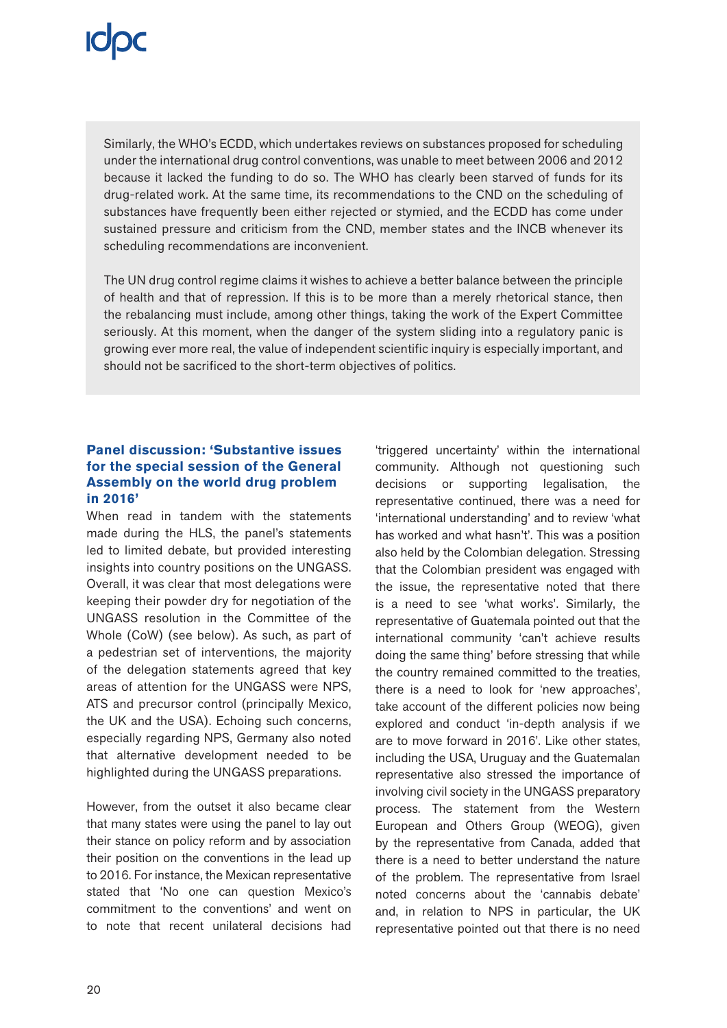Similarly, the WHO's ECDD, which undertakes reviews on substances proposed for scheduling under the international drug control conventions, was unable to meet between 2006 and 2012 because it lacked the funding to do so. The WHO has clearly been starved of funds for its drug-related work. At the same time, its recommendations to the CND on the scheduling of substances have frequently been either rejected or stymied, and the ECDD has come under sustained pressure and criticism from the CND, member states and the INCB whenever its scheduling recommendations are inconvenient.

The UN drug control regime claims it wishes to achieve a better balance between the principle of health and that of repression. If this is to be more than a merely rhetorical stance, then the rebalancing must include, among other things, taking the work of the Expert Committee seriously. At this moment, when the danger of the system sliding into a regulatory panic is growing ever more real, the value of independent scientific inquiry is especially important, and should not be sacrificed to the short-term objectives of politics.

### Panel discussion: 'Substantive issues for the special session of the General Assembly on the world drug problem in 2016'

When read in tandem with the statements made during the HLS, the panel's statements led to limited debate, but provided interesting insights into country positions on the UNGASS. Overall, it was clear that most delegations were keeping their powder dry for negotiation of the UNGASS resolution in the Committee of the Whole (CoW) (see below). As such, as part of a pedestrian set of interventions, the majority of the delegation statements agreed that key areas of attention for the UNGASS were NPS, ATS and precursor control (principally Mexico, the UK and the USA). Echoing such concerns, especially regarding NPS, Germany also noted that alternative development needed to be highlighted during the UNGASS preparations.

However, from the outset it also became clear that many states were using the panel to lay out their stance on policy reform and by association their position on the conventions in the lead up to 2016. For instance, the Mexican representative stated that 'No one can question Mexico's commitment to the conventions' and went on to note that recent unilateral decisions had 'triggered uncertainty' within the international community. Although not questioning such decisions or supporting legalisation, the representative continued, there was a need for 'international understanding' and to review 'what has worked and what hasn't'. This was a position also held by the Colombian delegation. Stressing that the Colombian president was engaged with the issue, the representative noted that there is a need to see 'what works'. Similarly, the representative of Guatemala pointed out that the international community 'can't achieve results doing the same thing' before stressing that while the country remained committed to the treaties, there is a need to look for 'new approaches', take account of the different policies now being explored and conduct 'in-depth analysis if we are to move forward in 2016'. Like other states, including the USA, Uruguay and the Guatemalan representative also stressed the importance of involving civil society in the UNGASS preparatory process. The statement from the Western European and Others Group (WEOG), given by the representative from Canada, added that there is a need to better understand the nature of the problem. The representative from Israel noted concerns about the 'cannabis debate' and, in relation to NPS in particular, the UK representative pointed out that there is no need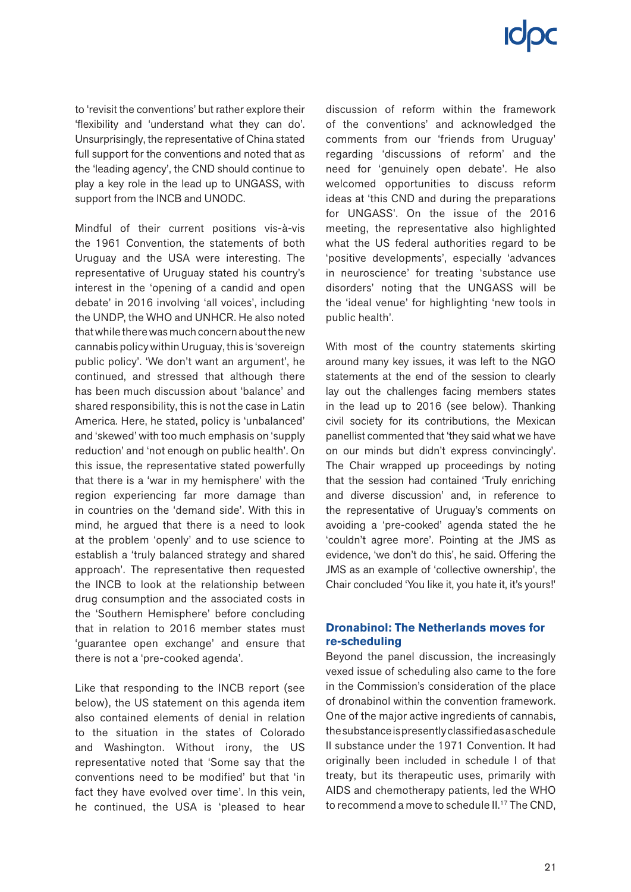to 'revisit the conventions' but rather explore their 'flexibility and 'understand what they can do'. Unsurprisingly, the representative of China stated full support for the conventions and noted that as the 'leading agency', the CND should continue to play a key role in the lead up to UNGASS, with support from the INCB and UNODC.

Mindful of their current positions vis-à-vis the 1961 Convention, the statements of both Uruguay and the USA were interesting. The representative of Uruguay stated his country's interest in the 'opening of a candid and open debate' in 2016 involving 'all voices', including the UNDP, the WHO and UNHCR. He also noted that while there was much concern about the new cannabis policy within Uruguay, this is 'sovereign public policy'. 'We don't want an argument', he continued, and stressed that although there has been much discussion about 'balance' and shared responsibility, this is not the case in Latin America. Here, he stated, policy is 'unbalanced' and 'skewed' with too much emphasis on 'supply reduction' and 'not enough on public health'. On this issue, the representative stated powerfully that there is a 'war in my hemisphere' with the region experiencing far more damage than in countries on the 'demand side'. With this in mind, he argued that there is a need to look at the problem 'openly' and to use science to establish a 'truly balanced strategy and shared approach'. The representative then requested the INCB to look at the relationship between drug consumption and the associated costs in the 'Southern Hemisphere' before concluding that in relation to 2016 member states must 'guarantee open exchange' and ensure that there is not a 'pre-cooked agenda'.

Like that responding to the INCB report (see below), the US statement on this agenda item also contained elements of denial in relation to the situation in the states of Colorado and Washington. Without irony, the US representative noted that 'Some say that the conventions need to be modified' but that 'in fact they have evolved over time'. In this vein, he continued, the USA is 'pleased to hear discussion of reform within the framework of the conventions' and acknowledged the comments from our 'friends from Uruguay' regarding 'discussions of reform' and the need for 'genuinely open debate'. He also welcomed opportunities to discuss reform ideas at 'this CND and during the preparations for UNGASS'. On the issue of the 2016 meeting, the representative also highlighted what the US federal authorities regard to be 'positive developments', especially 'advances in neuroscience' for treating 'substance use disorders' noting that the UNGASS will be the 'ideal venue' for highlighting 'new tools in public health'.

With most of the country statements skirting around many key issues, it was left to the NGO statements at the end of the session to clearly lay out the challenges facing members states in the lead up to 2016 (see below). Thanking civil society for its contributions, the Mexican panellist commented that 'they said what we have on our minds but didn't express convincingly'. The Chair wrapped up proceedings by noting that the session had contained 'Truly enriching and diverse discussion' and, in reference to the representative of Uruguay's comments on avoiding a 'pre-cooked' agenda stated the he 'couldn't agree more'. Pointing at the JMS as evidence, 'we don't do this', he said. Offering the JMS as an example of 'collective ownership', the Chair concluded 'You like it, you hate it, it's yours!'

### Dronabinol: The Netherlands moves for re-scheduling

Beyond the panel discussion, the increasingly vexed issue of scheduling also came to the fore in the Commission's consideration of the place of dronabinol within the convention framework. One of the major active ingredients of cannabis, the substance is presently classified as a schedule II substance under the 1971 Convention. It had originally been included in schedule I of that treaty, but its therapeutic uses, primarily with AIDS and chemotherapy patients, led the WHO to recommend a move to schedule II.[17] The CND,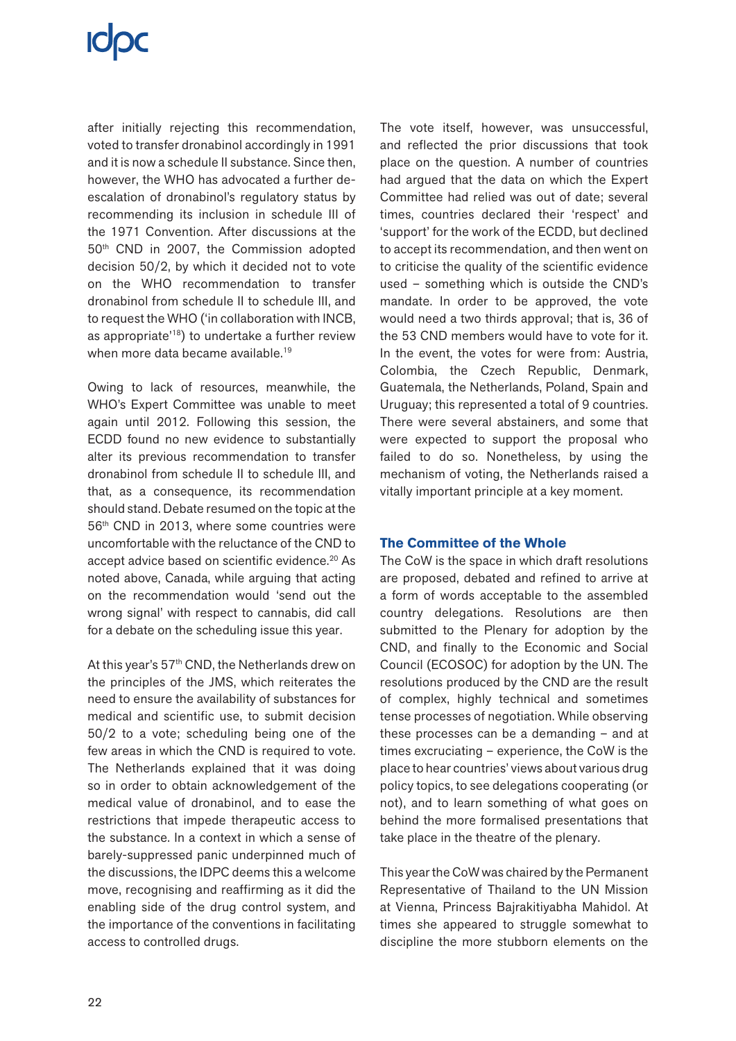after initially rejecting this recommendation, voted to transfer dronabinol accordingly in 1991 and it is now a schedule II substance. Since then, however, the WHO has advocated a further de-escalation of dronabinol's regulatory status by recommending its inclusion in schedule III of the 1971 Convention. After discussions at the 50th CND in 2007, the Commission adopted decision 50/2, by which it decided not to vote on the WHO recommendation to transfer dronabinol from schedule II to schedule III, and to request the WHO ('in collaboration with INCB, as appropriate'[18]) to undertake a further review when more data became available.[19]

Owing to lack of resources, meanwhile, the WHO's Expert Committee was unable to meet again until 2012. Following this session, the ECDD found no new evidence to substantially alter its previous recommendation to transfer dronabinol from schedule II to schedule III, and that, as a consequence, its recommendation should stand. Debate resumed on the topic at the 56th CND in 2013, where some countries were uncomfortable with the reluctance of the CND to accept advice based on scientific evidence.[20] As noted above, Canada, while arguing that acting on the recommendation would 'send out the wrong signal' with respect to cannabis, did call for a debate on the scheduling issue this year.

At this year's 57th CND, the Netherlands drew on the principles of the JMS, which reiterates the need to ensure the availability of substances for medical and scientific use, to submit decision 50/2 to a vote; scheduling being one of the few areas in which the CND is required to vote. The Netherlands explained that it was doing so in order to obtain acknowledgement of the medical value of dronabinol, and to ease the restrictions that impede therapeutic access to the substance. In a context in which a sense of barely-suppressed panic underpinned much of the discussions, the IDPC deems this a welcome move, recognising and reaffirming as it did the enabling side of the drug control system, and the importance of the conventions in facilitating access to controlled drugs.

The vote itself, however, was unsuccessful, and reflected the prior discussions that took place on the question. A number of countries had argued that the data on which the Expert Committee had relied was out of date; several times, countries declared their 'respect' and 'support' for the work of the ECDD, but declined to accept its recommendation, and then went on to criticise the quality of the scientific evidence used – something which is outside the CND's mandate. In order to be approved, the vote would need a two thirds approval; that is, 36 of the 53 CND members would have to vote for it. In the event, the votes for were from: Austria, Colombia, the Czech Republic, Denmark, Guatemala, the Netherlands, Poland, Spain and Uruguay; this represented a total of 9 countries. There were several abstainers, and some that were expected to support the proposal who failed to do so. Nonetheless, by using the mechanism of voting, the Netherlands raised a vitally important principle at a key moment.

### The Committee of the Whole

The CoW is the space in which draft resolutions are proposed, debated and refined to arrive at a form of words acceptable to the assembled country delegations. Resolutions are then submitted to the Plenary for adoption by the CND, and finally to the Economic and Social Council (ECOSOC) for adoption by the UN. The resolutions produced by the CND are the result of complex, highly technical and sometimes tense processes of negotiation. While observing these processes can be a demanding – and at times excruciating – experience, the CoW is the place to hear countries' views about various drug policy topics, to see delegations cooperating (or not), and to learn something of what goes on behind the more formalised presentations that take place in the theatre of the plenary.

This year the CoW was chaired by the Permanent Representative of Thailand to the UN Mission at Vienna, Princess Bajrakitiyabha Mahidol. At times she appeared to struggle somewhat to discipline the more stubborn elements on the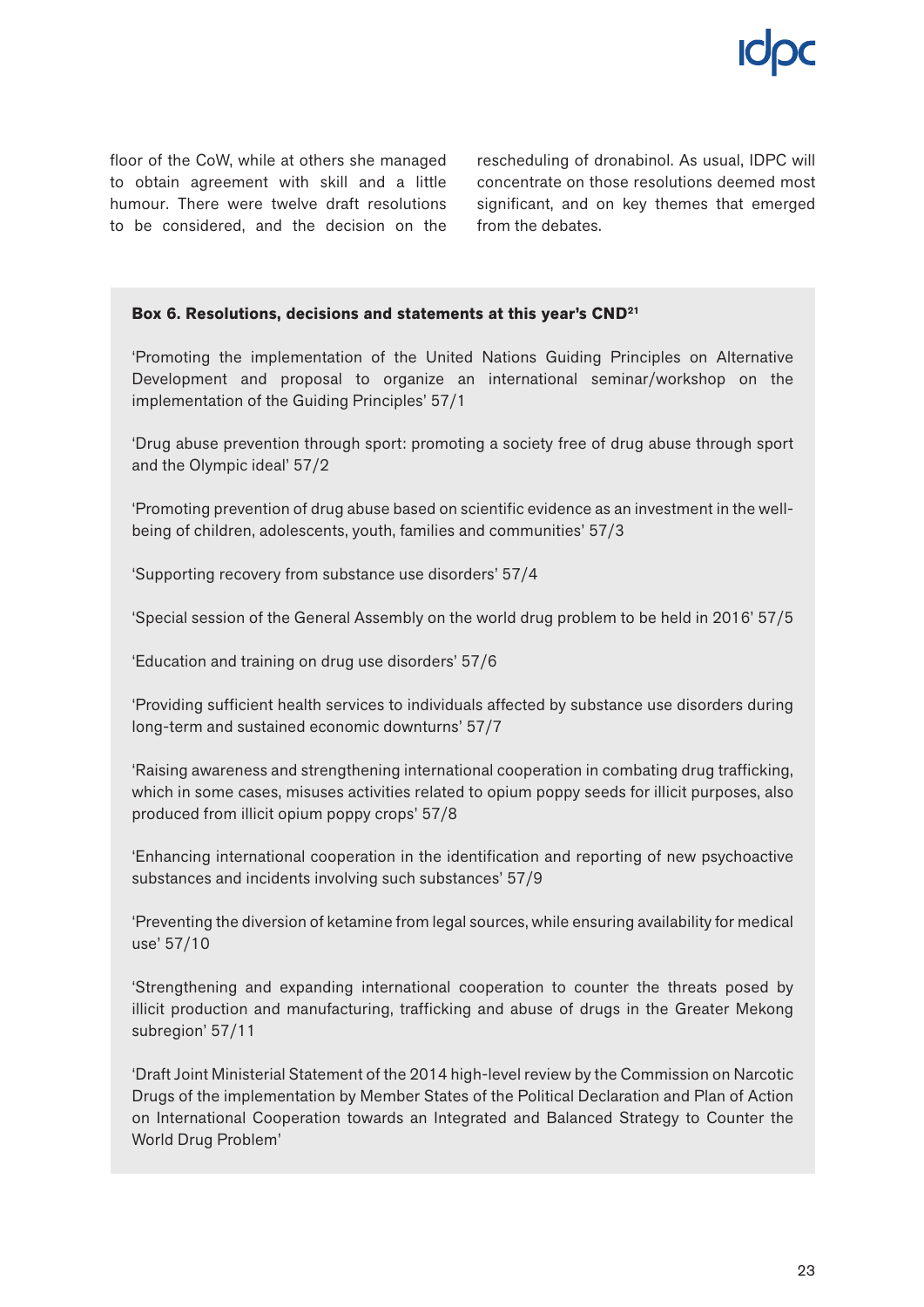floor of the CoW, while at others she managed to obtain agreement with skill and a little humour. There were twelve draft resolutions to be considered, and the decision on the rescheduling of dronabinol. As usual, IDPC will concentrate on those resolutions deemed most significant, and on key themes that emerged from the debates.

**Box 6. Resolutions, decisions and statements at this year's CND[21]**

'Promoting the implementation of the United Nations Guiding Principles on Alternative Development and proposal to organize an international seminar/workshop on the implementation of the Guiding Principles' 57/1

'Drug abuse prevention through sport: promoting a society free of drug abuse through sport and the Olympic ideal' 57/2

'Promoting prevention of drug abuse based on scientific evidence as an investment in the well-being of children, adolescents, youth, families and communities' 57/3

'Supporting recovery from substance use disorders' 57/4

'Special session of the General Assembly on the world drug problem to be held in 2016' 57/5

'Education and training on drug use disorders' 57/6

'Providing sufficient health services to individuals affected by substance use disorders during long-term and sustained economic downturns' 57/7

'Raising awareness and strengthening international cooperation in combating drug trafficking, which in some cases, misuses activities related to opium poppy seeds for illicit purposes, also produced from illicit opium poppy crops' 57/8

'Enhancing international cooperation in the identification and reporting of new psychoactive substances and incidents involving such substances' 57/9

'Preventing the diversion of ketamine from legal sources, while ensuring availability for medical use' 57/10

'Strengthening and expanding international cooperation to counter the threats posed by illicit production and manufacturing, trafficking and abuse of drugs in the Greater Mekong subregion' 57/11

'Draft Joint Ministerial Statement of the 2014 high-level review by the Commission on Narcotic Drugs of the implementation by Member States of the Political Declaration and Plan of Action on International Cooperation towards an Integrated and Balanced Strategy to Counter the World Drug Problem'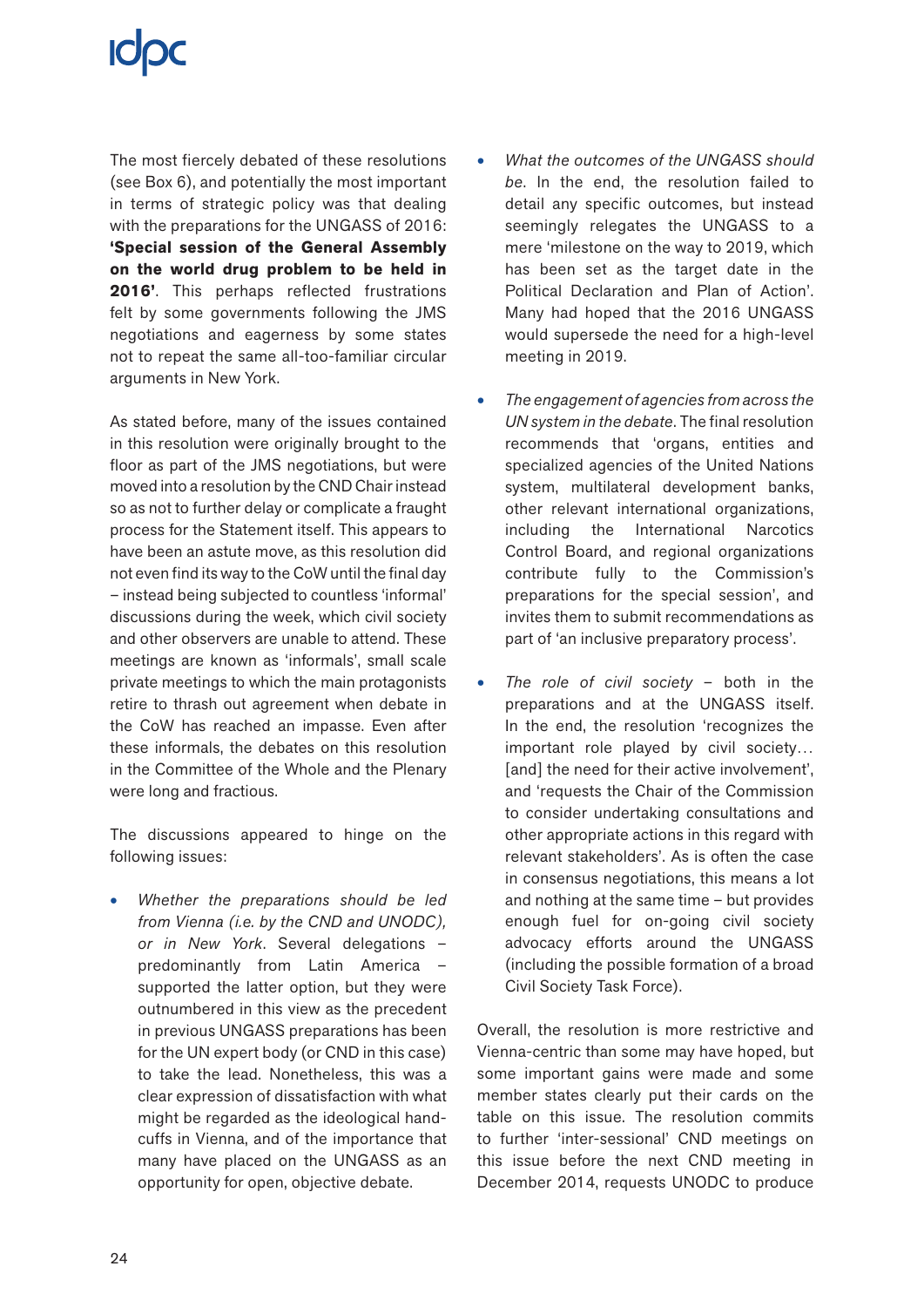The most fiercely debated of these resolutions (see Box 6), and potentially the most important in terms of strategic policy was that dealing with the preparations for the UNGASS of 2016: **'Special session of the General Assembly on the world drug problem to be held in 2016'**. This perhaps reflected frustrations felt by some governments following the JMS negotiations and eagerness by some states not to repeat the same all-too-familiar circular arguments in New York.

As stated before, many of the issues contained in this resolution were originally brought to the floor as part of the JMS negotiations, but were moved into a resolution by the CND Chair instead so as not to further delay or complicate a fraught process for the Statement itself. This appears to have been an astute move, as this resolution did not even find its way to the CoW until the final day – instead being subjected to countless 'informal' discussions during the week, which civil society and other observers are unable to attend. These meetings are known as 'informals', small scale private meetings to which the main protagonists retire to thrash out agreement when debate in the CoW has reached an impasse. Even after these informals, the debates on this resolution in the Committee of the Whole and the Plenary were long and fractious.

The discussions appeared to hinge on the following issues:

- *Whether the preparations should be led from Vienna (i.e. by the CND and UNODC), or in New York*. Several delegations – predominantly from Latin America – supported the latter option, but they were outnumbered in this view as the precedent in previous UNGASS preparations has been for the UN expert body (or CND in this case) to take the lead. Nonetheless, this was a clear expression of dissatisfaction with what might be regarded as the ideological hand-cuffs in Vienna, and of the importance that many have placed on the UNGASS as an opportunity for open, objective debate.
- *What the outcomes of the UNGASS should be*. In the end, the resolution failed to detail any specific outcomes, but instead seemingly relegates the UNGASS to a mere 'milestone on the way to 2019, which has been set as the target date in the Political Declaration and Plan of Action'. Many had hoped that the 2016 UNGASS would supersede the need for a high-level meeting in 2019.
- *The engagement of agencies from across the UN system in the debate*. The final resolution recommends that 'organs, entities and specialized agencies of the United Nations system, multilateral development banks, other relevant international organizations, including the International Narcotics Control Board, and regional organizations contribute fully to the Commission's preparations for the special session', and invites them to submit recommendations as part of 'an inclusive preparatory process'.
- *The role of civil society* – both in the preparations and at the UNGASS itself. In the end, the resolution 'recognizes the important role played by civil society… [and] the need for their active involvement', and 'requests the Chair of the Commission to consider undertaking consultations and other appropriate actions in this regard with relevant stakeholders'. As is often the case in consensus negotiations, this means a lot and nothing at the same time – but provides enough fuel for on-going civil society advocacy efforts around the UNGASS (including the possible formation of a broad Civil Society Task Force).

Overall, the resolution is more restrictive and Vienna-centric than some may have hoped, but some important gains were made and some member states clearly put their cards on the table on this issue. The resolution commits to further 'inter-sessional' CND meetings on this issue before the next CND meeting in December 2014, requests UNODC to produce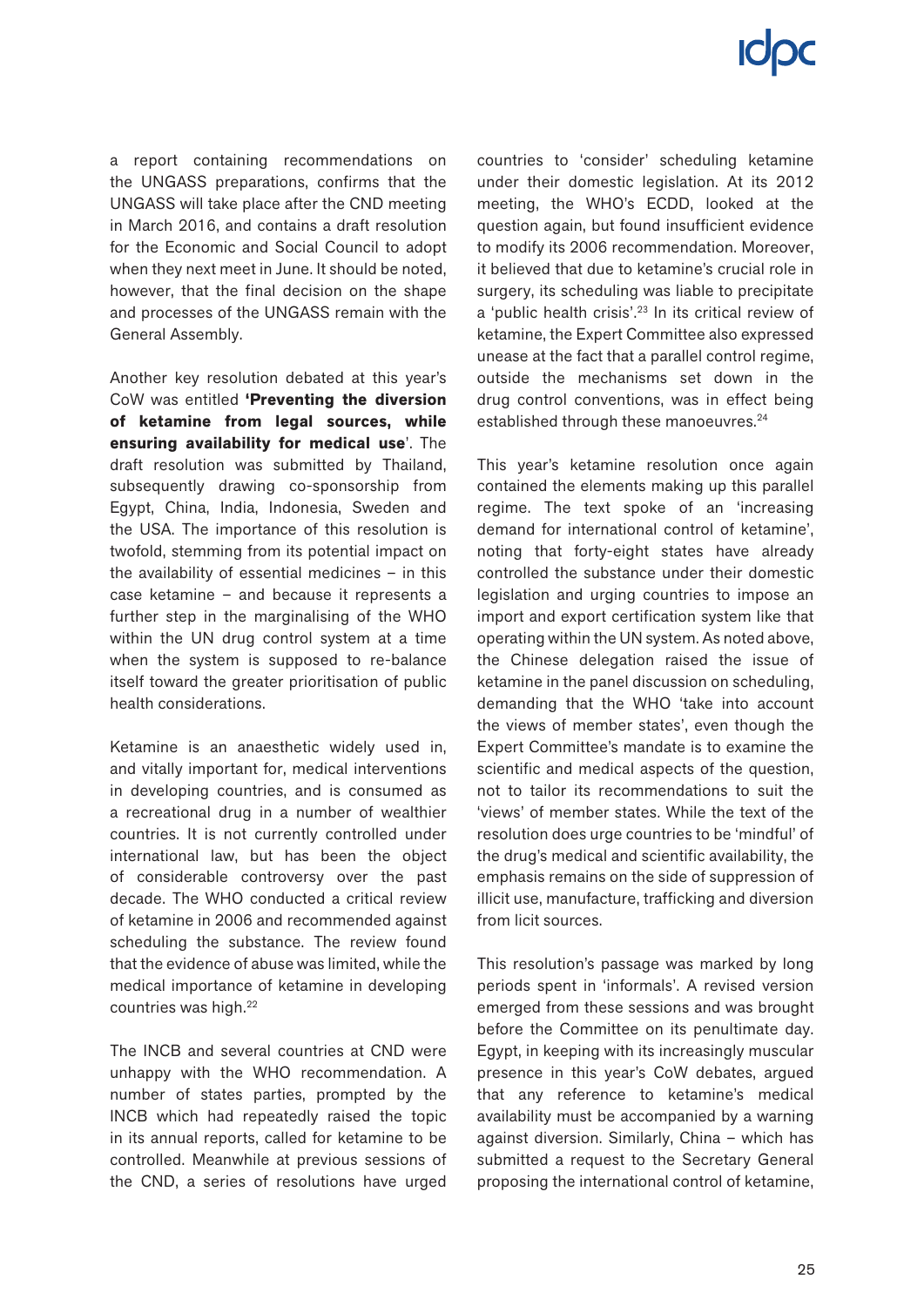a report containing recommendations on the UNGASS preparations, confirms that the UNGASS will take place after the CND meeting in March 2016, and contains a draft resolution for the Economic and Social Council to adopt when they next meet in June. It should be noted, however, that the final decision on the shape and processes of the UNGASS remain with the General Assembly.

Another key resolution debated at this year's CoW was entitled **'Preventing the diversion of ketamine from legal sources, while ensuring availability for medical use'**. The draft resolution was submitted by Thailand, subsequently drawing co-sponsorship from Egypt, China, India, Indonesia, Sweden and the USA. The importance of this resolution is twofold, stemming from its potential impact on the availability of essential medicines – in this case ketamine – and because it represents a further step in the marginalising of the WHO within the UN drug control system at a time when the system is supposed to re-balance itself toward the greater prioritisation of public health considerations.

Ketamine is an anaesthetic widely used in, and vitally important for, medical interventions in developing countries, and is consumed as a recreational drug in a number of wealthier countries. It is not currently controlled under international law, but has been the object of considerable controversy over the past decade. The WHO conducted a critical review of ketamine in 2006 and recommended against scheduling the substance. The review found that the evidence of abuse was limited, while the medical importance of ketamine in developing countries was high.[22]

The INCB and several countries at CND were unhappy with the WHO recommendation. A number of states parties, prompted by the INCB which had repeatedly raised the topic in its annual reports, called for ketamine to be controlled. Meanwhile at previous sessions of the CND, a series of resolutions have urged countries to 'consider' scheduling ketamine under their domestic legislation. At its 2012 meeting, the WHO's ECDD, looked at the question again, but found insufficient evidence to modify its 2006 recommendation. Moreover, it believed that due to ketamine's crucial role in surgery, its scheduling was liable to precipitate a 'public health crisis'.[23] In its critical review of ketamine, the Expert Committee also expressed unease at the fact that a parallel control regime, outside the mechanisms set down in the drug control conventions, was in effect being established through these manoeuvres.[24]

This year's ketamine resolution once again contained the elements making up this parallel regime. The text spoke of an 'increasing demand for international control of ketamine', noting that forty-eight states have already controlled the substance under their domestic legislation and urging countries to impose an import and export certification system like that operating within the UN system. As noted above, the Chinese delegation raised the issue of ketamine in the panel discussion on scheduling, demanding that the WHO 'take into account the views of member states', even though the Expert Committee's mandate is to examine the scientific and medical aspects of the question, not to tailor its recommendations to suit the 'views' of member states. While the text of the resolution does urge countries to be 'mindful' of the drug's medical and scientific availability, the emphasis remains on the side of suppression of illicit use, manufacture, trafficking and diversion from licit sources.

This resolution's passage was marked by long periods spent in 'informals'. A revised version emerged from these sessions and was brought before the Committee on its penultimate day. Egypt, in keeping with its increasingly muscular presence in this year's CoW debates, argued that any reference to ketamine's medical availability must be accompanied by a warning against diversion. Similarly, China – which has submitted a request to the Secretary General proposing the international control of ketamine,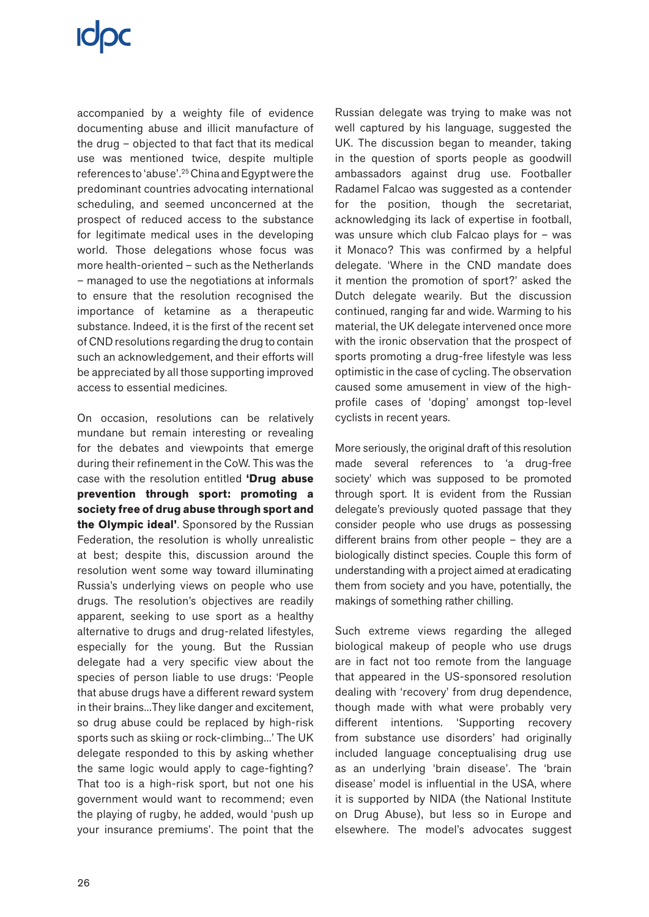accompanied by a weighty file of evidence documenting abuse and illicit manufacture of the drug – objected to that fact that its medical use was mentioned twice, despite multiple references to 'abuse'.[25] China and Egypt were the predominant countries advocating international scheduling, and seemed unconcerned at the prospect of reduced access to the substance for legitimate medical uses in the developing world. Those delegations whose focus was more health-oriented – such as the Netherlands – managed to use the negotiations at informals to ensure that the resolution recognised the importance of ketamine as a therapeutic substance. Indeed, it is the first of the recent set of CND resolutions regarding the drug to contain such an acknowledgement, and their efforts will be appreciated by all those supporting improved access to essential medicines.

On occasion, resolutions can be relatively mundane but remain interesting or revealing for the debates and viewpoints that emerge during their refinement in the CoW. This was the case with the resolution entitled **'Drug abuse prevention through sport: promoting a society free of drug abuse through sport and the Olympic ideal'**. Sponsored by the Russian Federation, the resolution is wholly unrealistic at best; despite this, discussion around the resolution went some way toward illuminating Russia's underlying views on people who use drugs. The resolution's objectives are readily apparent, seeking to use sport as a healthy alternative to drugs and drug-related lifestyles, especially for the young. But the Russian delegate had a very specific view about the species of person liable to use drugs: 'People that abuse drugs have a different reward system in their brains...They like danger and excitement, so drug abuse could be replaced by high-risk sports such as skiing or rock-climbing...' The UK delegate responded to this by asking whether the same logic would apply to cage-fighting? That too is a high-risk sport, but not one his government would want to recommend; even the playing of rugby, he added, would 'push up your insurance premiums'. The point that the Russian delegate was trying to make was not well captured by his language, suggested the UK. The discussion began to meander, taking in the question of sports people as goodwill ambassadors against drug use. Footballer Radamel Falcao was suggested as a contender for the position, though the secretariat, acknowledging its lack of expertise in football, was unsure which club Falcao plays for – was it Monaco? This was confirmed by a helpful delegate. 'Where in the CND mandate does it mention the promotion of sport?' asked the Dutch delegate wearily. But the discussion continued, ranging far and wide. Warming to his material, the UK delegate intervened once more with the ironic observation that the prospect of sports promoting a drug-free lifestyle was less optimistic in the case of cycling. The observation caused some amusement in view of the high-profile cases of 'doping' amongst top-level cyclists in recent years.

More seriously, the original draft of this resolution made several references to 'a drug-free society' which was supposed to be promoted through sport. It is evident from the Russian delegate's previously quoted passage that they consider people who use drugs as possessing different brains from other people – they are a biologically distinct species. Couple this form of understanding with a project aimed at eradicating them from society and you have, potentially, the makings of something rather chilling.

Such extreme views regarding the alleged biological makeup of people who use drugs are in fact not too remote from the language that appeared in the US-sponsored resolution dealing with 'recovery' from drug dependence, though made with what were probably very different intentions. 'Supporting recovery from substance use disorders' had originally included language conceptualising drug use as an underlying 'brain disease'. The 'brain disease' model is influential in the USA, where it is supported by NIDA (the National Institute on Drug Abuse), but less so in Europe and elsewhere. The model's advocates suggest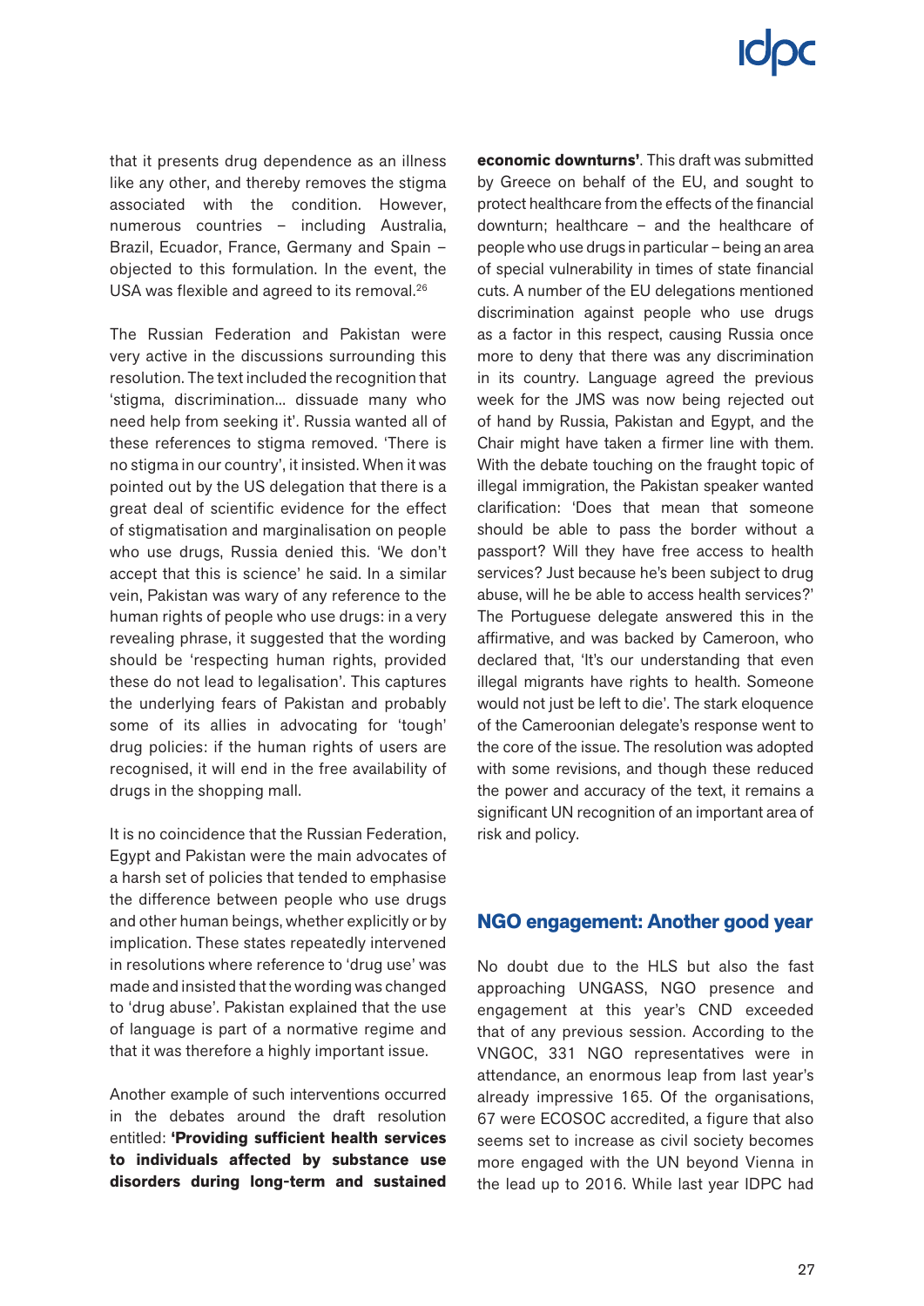that it presents drug dependence as an illness like any other, and thereby removes the stigma associated with the condition. However, numerous countries – including Australia, Brazil, Ecuador, France, Germany and Spain – objected to this formulation. In the event, the USA was flexible and agreed to its removal.[26]

The Russian Federation and Pakistan were very active in the discussions surrounding this resolution. The text included the recognition that 'stigma, discrimination… dissuade many who need help from seeking it'. Russia wanted all of these references to stigma removed. 'There is no stigma in our country', it insisted. When it was pointed out by the US delegation that there is a great deal of scientific evidence for the effect of stigmatisation and marginalisation on people who use drugs, Russia denied this. 'We don't accept that this is science' he said. In a similar vein, Pakistan was wary of any reference to the human rights of people who use drugs: in a very revealing phrase, it suggested that the wording should be 'respecting human rights, provided these do not lead to legalisation'. This captures the underlying fears of Pakistan and probably some of its allies in advocating for 'tough' drug policies: if the human rights of users are recognised, it will end in the free availability of drugs in the shopping mall.

It is no coincidence that the Russian Federation, Egypt and Pakistan were the main advocates of a harsh set of policies that tended to emphasise the difference between people who use drugs and other human beings, whether explicitly or by implication. These states repeatedly intervened in resolutions where reference to 'drug use' was made and insisted that the wording was changed to 'drug abuse'. Pakistan explained that the use of language is part of a normative regime and that it was therefore a highly important issue.

Another example of such interventions occurred in the debates around the draft resolution entitled: **'Providing sufficient health services to individuals affected by substance use disorders during long-term and sustained economic downturns'**. This draft was submitted by Greece on behalf of the EU, and sought to protect healthcare from the effects of the financial downturn; healthcare – and the healthcare of people who use drugs in particular – being an area of special vulnerability in times of state financial cuts. A number of the EU delegations mentioned discrimination against people who use drugs as a factor in this respect, causing Russia once more to deny that there was any discrimination in its country. Language agreed the previous week for the JMS was now being rejected out of hand by Russia, Pakistan and Egypt, and the Chair might have taken a firmer line with them. With the debate touching on the fraught topic of illegal immigration, the Pakistan speaker wanted clarification: 'Does that mean that someone should be able to pass the border without a passport? Will they have free access to health services? Just because he's been subject to drug abuse, will he be able to access health services?' The Portuguese delegate answered this in the affirmative, and was backed by Cameroon, who declared that, 'It's our understanding that even illegal migrants have rights to health. Someone would not just be left to die'. The stark eloquence of the Cameroonian delegate's response went to the core of the issue. The resolution was adopted with some revisions, and though these reduced the power and accuracy of the text, it remains a significant UN recognition of an important area of risk and policy.

## NGO engagement: Another good year

No doubt due to the HLS but also the fast approaching UNGASS, NGO presence and engagement at this year's CND exceeded that of any previous session. According to the VNGOC, 331 NGO representatives were in attendance, an enormous leap from last year's already impressive 165. Of the organisations, 67 were ECOSOC accredited, a figure that also seems set to increase as civil society becomes more engaged with the UN beyond Vienna in the lead up to 2016. While last year IDPC had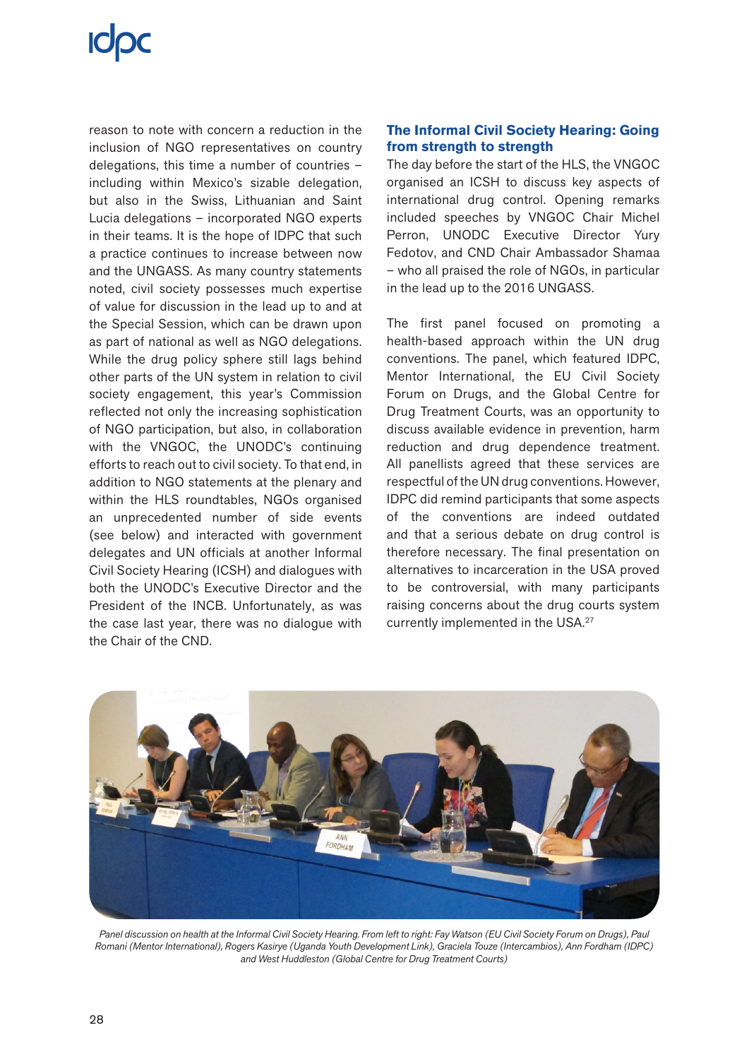reason to note with concern a reduction in the inclusion of NGO representatives on country delegations, this time a number of countries – including within Mexico's sizable delegation, but also in the Swiss, Lithuanian and Saint Lucia delegations – incorporated NGO experts in their teams. It is the hope of IDPC that such a practice continues to increase between now and the UNGASS. As many country statements noted, civil society possesses much expertise of value for discussion in the lead up to and at the Special Session, which can be drawn upon as part of national as well as NGO delegations. While the drug policy sphere still lags behind other parts of the UN system in relation to civil society engagement, this year's Commission reflected not only the increasing sophistication of NGO participation, but also, in collaboration with the VNGOC, the UNODC's continuing efforts to reach out to civil society. To that end, in addition to NGO statements at the plenary and within the HLS roundtables, NGOs organised an unprecedented number of side events (see below) and interacted with government delegates and UN officials at another Informal Civil Society Hearing (ICSH) and dialogues with both the UNODC's Executive Director and the President of the INCB. Unfortunately, as was the case last year, there was no dialogue with the Chair of the CND.

### The Informal Civil Society Hearing: Going from strength to strength

The day before the start of the HLS, the VNGOC organised an ICSH to discuss key aspects of international drug control. Opening remarks included speeches by VNGOC Chair Michel Perron, UNODC Executive Director Yury Fedotov, and CND Chair Ambassador Shamaa – who all praised the role of NGOs, in particular in the lead up to the 2016 UNGASS.

The first panel focused on promoting a health-based approach within the UN drug conventions. The panel, which featured IDPC, Mentor International, the EU Civil Society Forum on Drugs, and the Global Centre for Drug Treatment Courts, was an opportunity to discuss available evidence in prevention, harm reduction and drug dependence treatment. All panellists agreed that these services are respectful of the UN drug conventions. However, IDPC did remind participants that some aspects of the conventions are indeed outdated and that a serious debate on drug control is therefore necessary. The final presentation on alternatives to incarceration in the USA proved to be controversial, with many participants raising concerns about the drug courts system currently implemented in the USA.[27]

*Panel discussion on health at the Informal Civil Society Hearing. From left to right: Fay Watson (EU Civil Society Forum on Drugs), Paul Romani (Mentor International), Rogers Kasirye (Uganda Youth Development Link), Graciela Touze (Intercambios), Ann Fordham (IDPC) and West Huddleston (Global Centre for Drug Treatment Courts)*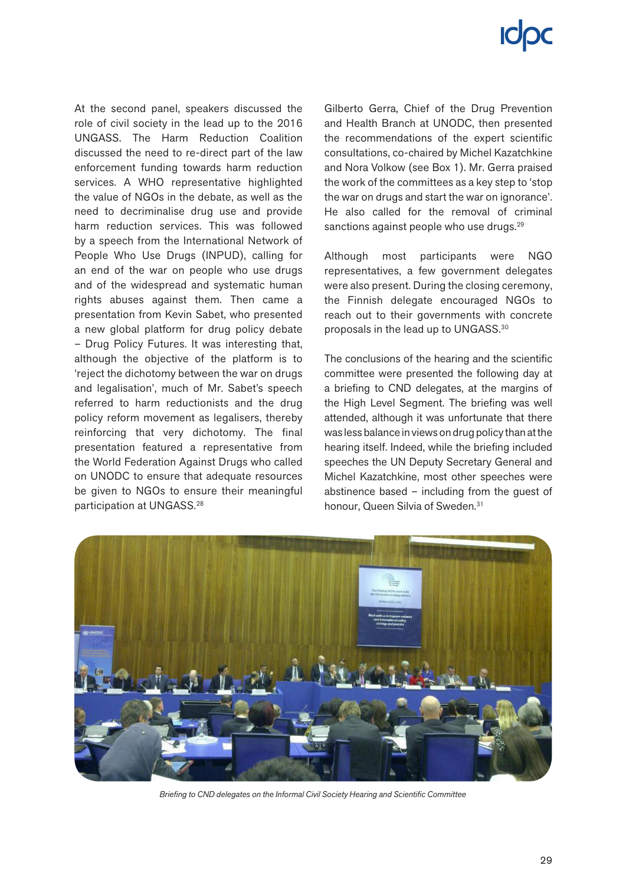At the second panel, speakers discussed the role of civil society in the lead up to the 2016 UNGASS. The Harm Reduction Coalition discussed the need to re-direct part of the law enforcement funding towards harm reduction services. A WHO representative highlighted the value of NGOs in the debate, as well as the need to decriminalise drug use and provide harm reduction services. This was followed by a speech from the International Network of People Who Use Drugs (INPUD), calling for an end of the war on people who use drugs and of the widespread and systematic human rights abuses against them. Then came a presentation from Kevin Sabet, who presented a new global platform for drug policy debate – Drug Policy Futures. It was interesting that, although the objective of the platform is to 'reject the dichotomy between the war on drugs and legalisation', much of Mr. Sabet's speech referred to harm reductionists and the drug policy reform movement as legalisers, thereby reinforcing that very dichotomy. The final presentation featured a representative from the World Federation Against Drugs who called on UNODC to ensure that adequate resources be given to NGOs to ensure their meaningful participation at UNGASS.[28]

Gilberto Gerra, Chief of the Drug Prevention and Health Branch at UNODC, then presented the recommendations of the expert scientific consultations, co-chaired by Michel Kazatchkine and Nora Volkow (see Box 1). Mr. Gerra praised the work of the committees as a key step to 'stop the war on drugs and start the war on ignorance'. He also called for the removal of criminal sanctions against people who use drugs.[29]

Although most participants were NGO representatives, a few government delegates were also present. During the closing ceremony, the Finnish delegate encouraged NGOs to reach out to their governments with concrete proposals in the lead up to UNGASS.[30]

The conclusions of the hearing and the scientific committee were presented the following day at a briefing to CND delegates, at the margins of the High Level Segment. The briefing was well attended, although it was unfortunate that there was less balance in views on drug policy than at the hearing itself. Indeed, while the briefing included speeches the UN Deputy Secretary General and Michel Kazatchkine, most other speeches were abstinence based – including from the guest of honour, Queen Silvia of Sweden.[31]

*Briefing to CND delegates on the Informal Civil Society Hearing and Scientific Committee*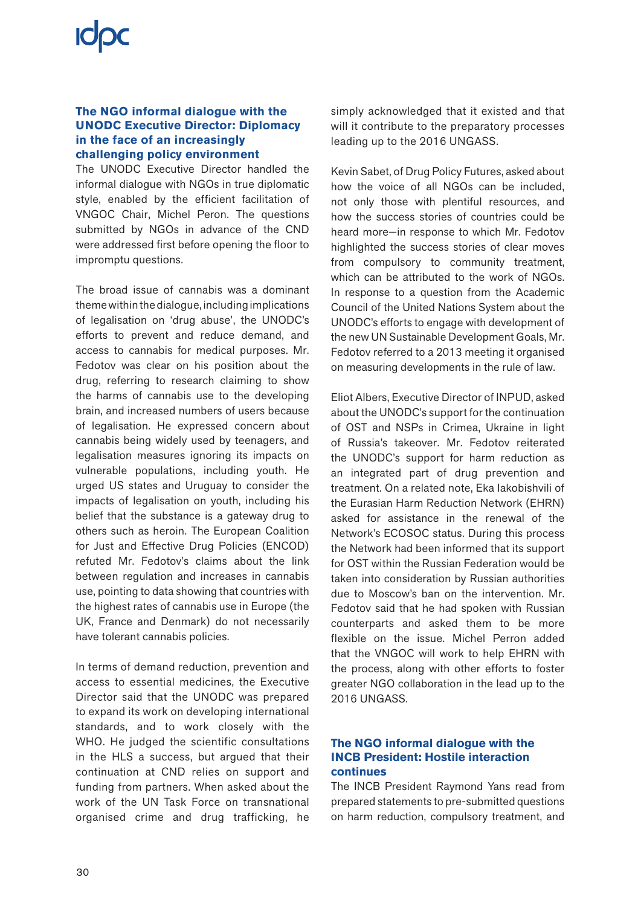### The NGO informal dialogue with the UNODC Executive Director: Diplomacy in the face of an increasingly challenging policy environment

The UNODC Executive Director handled the informal dialogue with NGOs in true diplomatic style, enabled by the efficient facilitation of VNGOC Chair, Michel Peron. The questions submitted by NGOs in advance of the CND were addressed first before opening the floor to impromptu questions.

The broad issue of cannabis was a dominant theme within the dialogue, including implications of legalisation on 'drug abuse', the UNODC's efforts to prevent and reduce demand, and access to cannabis for medical purposes. Mr. Fedotov was clear on his position about the drug, referring to research claiming to show the harms of cannabis use to the developing brain, and increased numbers of users because of legalisation. He expressed concern about cannabis being widely used by teenagers, and legalisation measures ignoring its impacts on vulnerable populations, including youth. He urged US states and Uruguay to consider the impacts of legalisation on youth, including his belief that the substance is a gateway drug to others such as heroin. The European Coalition for Just and Effective Drug Policies (ENCOD) refuted Mr. Fedotov's claims about the link between regulation and increases in cannabis use, pointing to data showing that countries with the highest rates of cannabis use in Europe (the UK, France and Denmark) do not necessarily have tolerant cannabis policies.

In terms of demand reduction, prevention and access to essential medicines, the Executive Director said that the UNODC was prepared to expand its work on developing international standards, and to work closely with the WHO. He judged the scientific consultations in the HLS a success, but argued that their continuation at CND relies on support and funding from partners. When asked about the work of the UN Task Force on transnational organised crime and drug trafficking, he simply acknowledged that it existed and that will it contribute to the preparatory processes leading up to the 2016 UNGASS.

Kevin Sabet, of Drug Policy Futures, asked about how the voice of all NGOs can be included, not only those with plentiful resources, and how the success stories of countries could be heard more—in response to which Mr. Fedotov highlighted the success stories of clear moves from compulsory to community treatment, which can be attributed to the work of NGOs. In response to a question from the Academic Council of the United Nations System about the UNODC's efforts to engage with development of the new UN Sustainable Development Goals, Mr. Fedotov referred to a 2013 meeting it organised on measuring developments in the rule of law.

Eliot Albers, Executive Director of INPUD, asked about the UNODC's support for the continuation of OST and NSPs in Crimea, Ukraine in light of Russia's takeover. Mr. Fedotov reiterated the UNODC's support for harm reduction as an integrated part of drug prevention and treatment. On a related note, Eka Iakobishvili of the Eurasian Harm Reduction Network (EHRN) asked for assistance in the renewal of the Network's ECOSOC status. During this process the Network had been informed that its support for OST within the Russian Federation would be taken into consideration by Russian authorities due to Moscow's ban on the intervention. Mr. Fedotov said that he had spoken with Russian counterparts and asked them to be more flexible on the issue. Michel Perron added that the VNGOC will work to help EHRN with the process, along with other efforts to foster greater NGO collaboration in the lead up to the 2016 UNGASS.

### The NGO informal dialogue with the INCB President: Hostile interaction continues

The INCB President Raymond Yans read from prepared statements to pre-submitted questions on harm reduction, compulsory treatment, and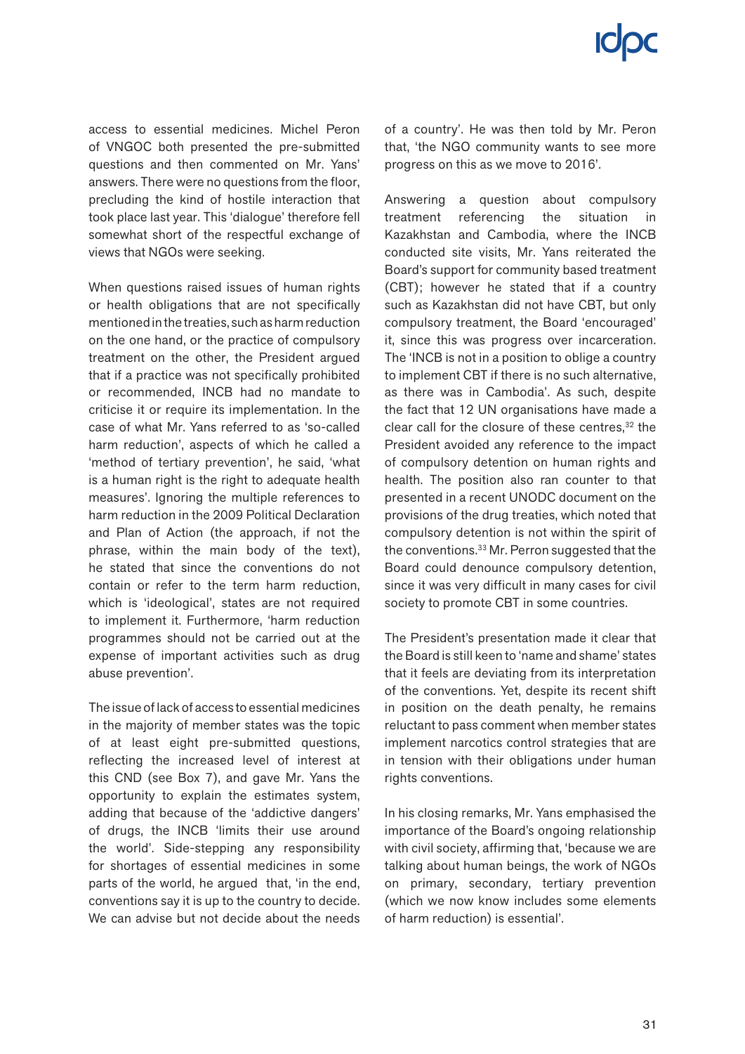access to essential medicines. Michel Peron of VNGOC both presented the pre-submitted questions and then commented on Mr. Yans' answers. There were no questions from the floor, precluding the kind of hostile interaction that took place last year. This 'dialogue' therefore fell somewhat short of the respectful exchange of views that NGOs were seeking.

When questions raised issues of human rights or health obligations that are not specifically mentioned in the treaties, such as harm reduction on the one hand, or the practice of compulsory treatment on the other, the President argued that if a practice was not specifically prohibited or recommended, INCB had no mandate to criticise it or require its implementation. In the case of what Mr. Yans referred to as 'so-called harm reduction', aspects of which he called a 'method of tertiary prevention', he said, 'what is a human right is the right to adequate health measures'. Ignoring the multiple references to harm reduction in the 2009 Political Declaration and Plan of Action (the approach, if not the phrase, within the main body of the text), he stated that since the conventions do not contain or refer to the term harm reduction, which is 'ideological', states are not required to implement it. Furthermore, 'harm reduction programmes should not be carried out at the expense of important activities such as drug abuse prevention'.

The issue of lack of access to essential medicines in the majority of member states was the topic of at least eight pre-submitted questions, reflecting the increased level of interest at this CND (see Box 7), and gave Mr. Yans the opportunity to explain the estimates system, adding that because of the 'addictive dangers' of drugs, the INCB 'limits their use around the world'. Side-stepping any responsibility for shortages of essential medicines in some parts of the world, he argued that, 'in the end, conventions say it is up to the country to decide. We can advise but not decide about the needs of a country'. He was then told by Mr. Peron that, 'the NGO community wants to see more progress on this as we move to 2016'.

Answering a question about compulsory treatment referencing the situation in Kazakhstan and Cambodia, where the INCB conducted site visits, Mr. Yans reiterated the Board's support for community based treatment (CBT); however he stated that if a country such as Kazakhstan did not have CBT, but only compulsory treatment, the Board 'encouraged' it, since this was progress over incarceration. The 'INCB is not in a position to oblige a country to implement CBT if there is no such alternative, as there was in Cambodia'. As such, despite the fact that 12 UN organisations have made a clear call for the closure of these centres,[32] the President avoided any reference to the impact of compulsory detention on human rights and health. The position also ran counter to that presented in a recent UNODC document on the provisions of the drug treaties, which noted that compulsory detention is not within the spirit of the conventions.[33] Mr. Perron suggested that the Board could denounce compulsory detention, since it was very difficult in many cases for civil society to promote CBT in some countries.

The President's presentation made it clear that the Board is still keen to 'name and shame' states that it feels are deviating from its interpretation of the conventions. Yet, despite its recent shift in position on the death penalty, he remains reluctant to pass comment when member states implement narcotics control strategies that are in tension with their obligations under human rights conventions.

In his closing remarks, Mr. Yans emphasised the importance of the Board's ongoing relationship with civil society, affirming that, 'because we are talking about human beings, the work of NGOs on primary, secondary, tertiary prevention (which we now know includes some elements of harm reduction) is essential'.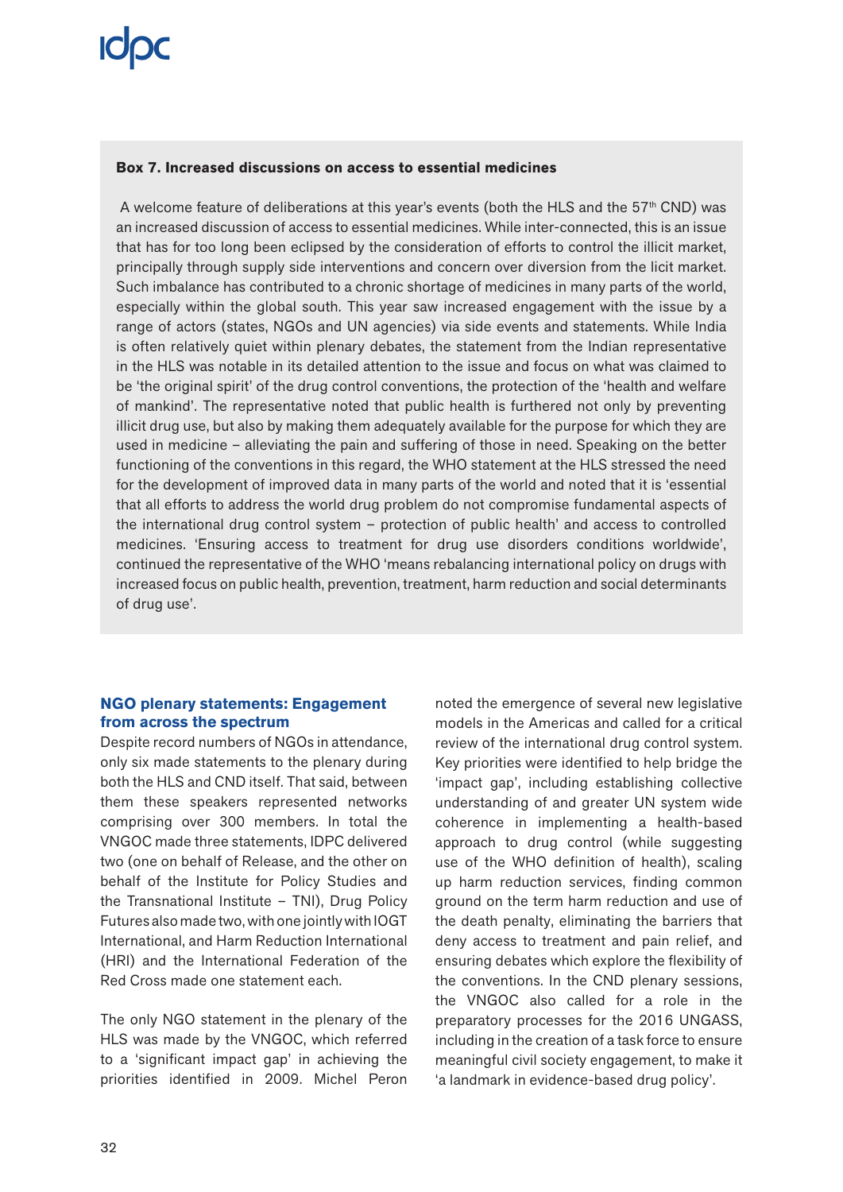**Box 7. Increased discussions on access to essential medicines**

A welcome feature of deliberations at this year's events (both the HLS and the 57th CND) was an increased discussion of access to essential medicines. While inter-connected, this is an issue that has for too long been eclipsed by the consideration of efforts to control the illicit market, principally through supply side interventions and concern over diversion from the licit market. Such imbalance has contributed to a chronic shortage of medicines in many parts of the world, especially within the global south. This year saw increased engagement with the issue by a range of actors (states, NGOs and UN agencies) via side events and statements. While India is often relatively quiet within plenary debates, the statement from the Indian representative in the HLS was notable in its detailed attention to the issue and focus on what was claimed to be 'the original spirit' of the drug control conventions, the protection of the 'health and welfare of mankind'. The representative noted that public health is furthered not only by preventing illicit drug use, but also by making them adequately available for the purpose for which they are used in medicine – alleviating the pain and suffering of those in need. Speaking on the better functioning of the conventions in this regard, the WHO statement at the HLS stressed the need for the development of improved data in many parts of the world and noted that it is 'essential that all efforts to address the world drug problem do not compromise fundamental aspects of the international drug control system – protection of public health' and access to controlled medicines. 'Ensuring access to treatment for drug use disorders conditions worldwide', continued the representative of the WHO 'means rebalancing international policy on drugs with increased focus on public health, prevention, treatment, harm reduction and social determinants of drug use'.

### NGO plenary statements: Engagement from across the spectrum

Despite record numbers of NGOs in attendance, only six made statements to the plenary during both the HLS and CND itself. That said, between them these speakers represented networks comprising over 300 members. In total the VNGOC made three statements, IDPC delivered two (one on behalf of Release, and the other on behalf of the Institute for Policy Studies and the Transnational Institute – TNI), Drug Policy Futures also made two, with one jointly with IOGT International, and Harm Reduction International (HRI) and the International Federation of the Red Cross made one statement each.

The only NGO statement in the plenary of the HLS was made by the VNGOC, which referred to a 'significant impact gap' in achieving the priorities identified in 2009. Michel Peron noted the emergence of several new legislative models in the Americas and called for a critical review of the international drug control system. Key priorities were identified to help bridge the 'impact gap', including establishing collective understanding of and greater UN system wide coherence in implementing a health-based approach to drug control (while suggesting use of the WHO definition of health), scaling up harm reduction services, finding common ground on the term harm reduction and use of the death penalty, eliminating the barriers that deny access to treatment and pain relief, and ensuring debates which explore the flexibility of the conventions. In the CND plenary sessions, the VNGOC also called for a role in the preparatory processes for the 2016 UNGASS, including in the creation of a task force to ensure meaningful civil society engagement, to make it 'a landmark in evidence-based drug policy'.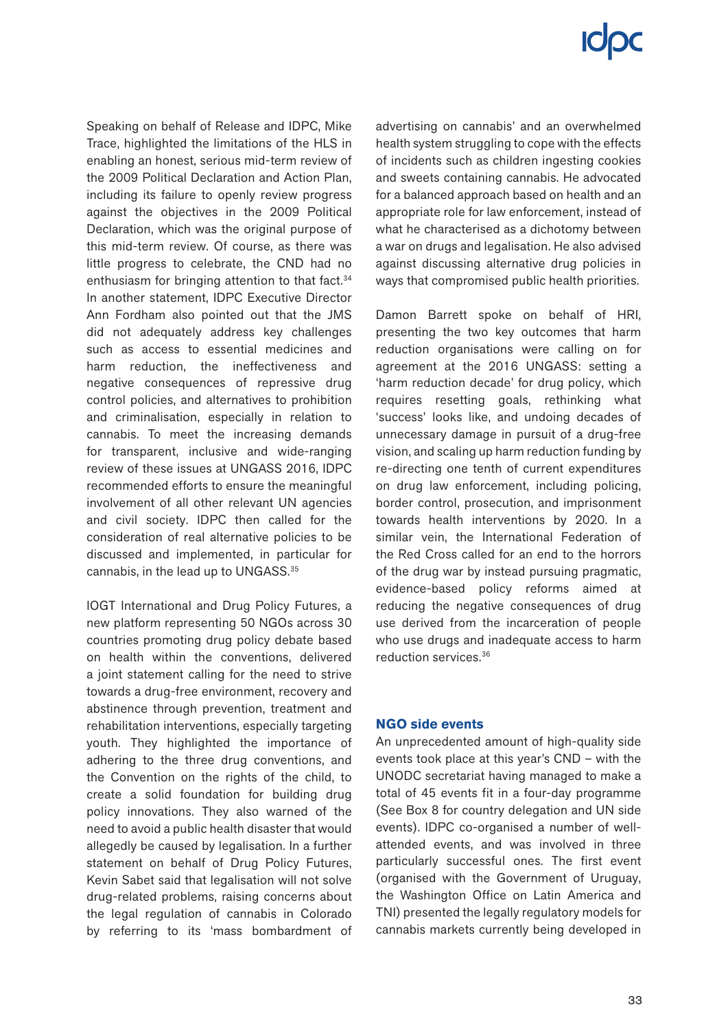Speaking on behalf of Release and IDPC, Mike Trace, highlighted the limitations of the HLS in enabling an honest, serious mid-term review of the 2009 Political Declaration and Action Plan, including its failure to openly review progress against the objectives in the 2009 Political Declaration, which was the original purpose of this mid-term review. Of course, as there was little progress to celebrate, the CND had no enthusiasm for bringing attention to that fact.[34] In another statement, IDPC Executive Director Ann Fordham also pointed out that the JMS did not adequately address key challenges such as access to essential medicines and harm reduction, the ineffectiveness and negative consequences of repressive drug control policies, and alternatives to prohibition and criminalisation, especially in relation to cannabis. To meet the increasing demands for transparent, inclusive and wide-ranging review of these issues at UNGASS 2016, IDPC recommended efforts to ensure the meaningful involvement of all other relevant UN agencies and civil society. IDPC then called for the consideration of real alternative policies to be discussed and implemented, in particular for cannabis, in the lead up to UNGASS.[35]

IOGT International and Drug Policy Futures, a new platform representing 50 NGOs across 30 countries promoting drug policy debate based on health within the conventions, delivered a joint statement calling for the need to strive towards a drug-free environment, recovery and abstinence through prevention, treatment and rehabilitation interventions, especially targeting youth. They highlighted the importance of adhering to the three drug conventions, and the Convention on the rights of the child, to create a solid foundation for building drug policy innovations. They also warned of the need to avoid a public health disaster that would allegedly be caused by legalisation. In a further statement on behalf of Drug Policy Futures, Kevin Sabet said that legalisation will not solve drug-related problems, raising concerns about the legal regulation of cannabis in Colorado by referring to its 'mass bombardment of advertising on cannabis' and an overwhelmed health system struggling to cope with the effects of incidents such as children ingesting cookies and sweets containing cannabis. He advocated for a balanced approach based on health and an appropriate role for law enforcement, instead of what he characterised as a dichotomy between a war on drugs and legalisation. He also advised against discussing alternative drug policies in ways that compromised public health priorities.

Damon Barrett spoke on behalf of HRI, presenting the two key outcomes that harm reduction organisations were calling on for agreement at the 2016 UNGASS: setting a 'harm reduction decade' for drug policy, which requires resetting goals, rethinking what 'success' looks like, and undoing decades of unnecessary damage in pursuit of a drug-free vision, and scaling up harm reduction funding by re-directing one tenth of current expenditures on drug law enforcement, including policing, border control, prosecution, and imprisonment towards health interventions by 2020. In a similar vein, the International Federation of the Red Cross called for an end to the horrors of the drug war by instead pursuing pragmatic, evidence-based policy reforms aimed at reducing the negative consequences of drug use derived from the incarceration of people who use drugs and inadequate access to harm reduction services.[36]

### NGO side events

An unprecedented amount of high-quality side events took place at this year's CND – with the UNODC secretariat having managed to make a total of 45 events fit in a four-day programme (See Box 8 for country delegation and UN side events). IDPC co-organised a number of well-attended events, and was involved in three particularly successful ones. The first event (organised with the Government of Uruguay, the Washington Office on Latin America and TNI) presented the legally regulatory models for cannabis markets currently being developed in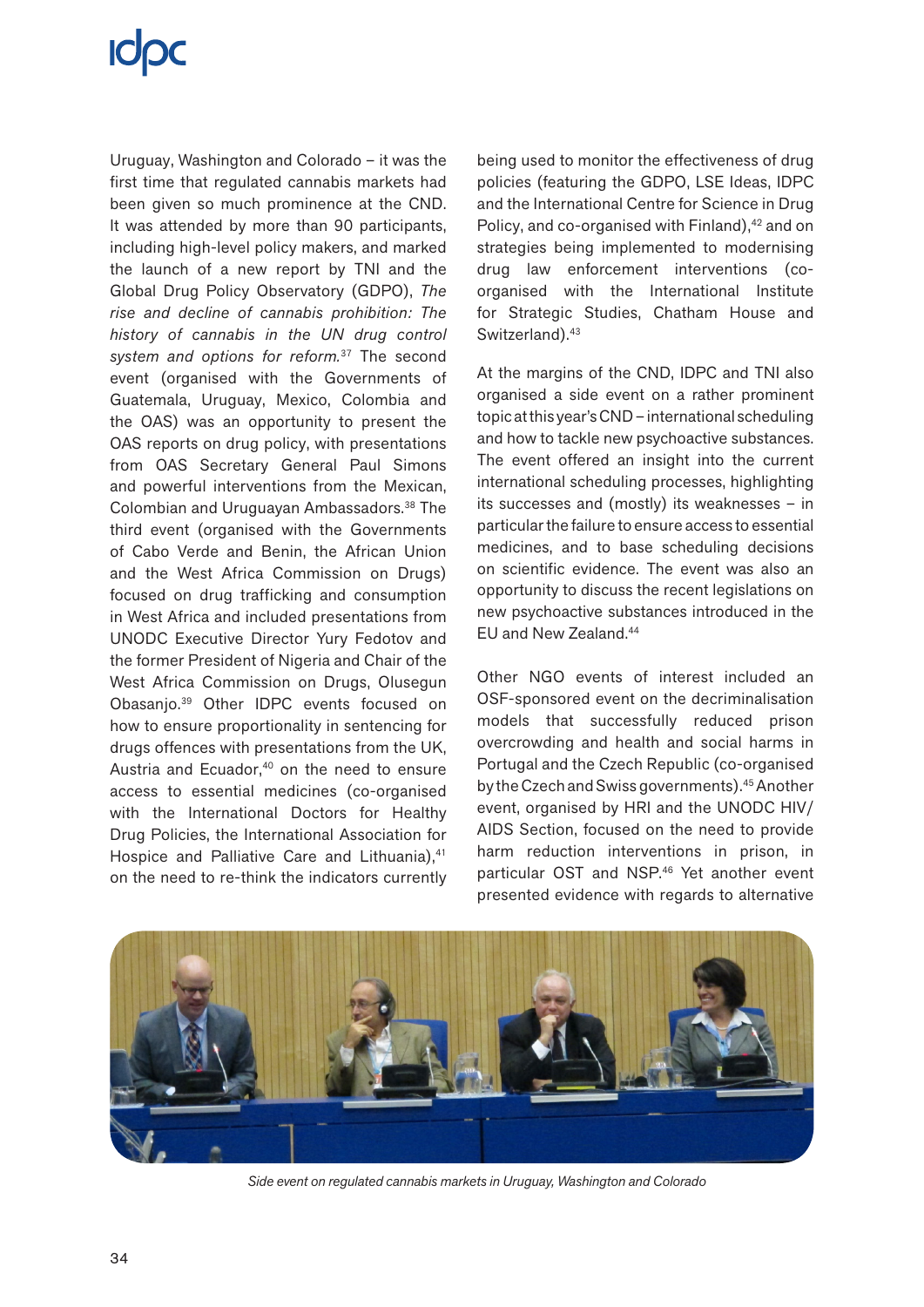Uruguay, Washington and Colorado – it was the first time that regulated cannabis markets had been given so much prominence at the CND. It was attended by more than 90 participants, including high-level policy makers, and marked the launch of a new report by TNI and the Global Drug Policy Observatory (GDPO), *The rise and decline of cannabis prohibition: The history of cannabis in the UN drug control system and options for reform.*[37] The second event (organised with the Governments of Guatemala, Uruguay, Mexico, Colombia and the OAS) was an opportunity to present the OAS reports on drug policy, with presentations from OAS Secretary General Paul Simons and powerful interventions from the Mexican, Colombian and Uruguayan Ambassadors.[38] The third event (organised with the Governments of Cabo Verde and Benin, the African Union and the West Africa Commission on Drugs) focused on drug trafficking and consumption in West Africa and included presentations from UNODC Executive Director Yury Fedotov and the former President of Nigeria and Chair of the West Africa Commission on Drugs, Olusegun Obasanjo.[39] Other IDPC events focused on how to ensure proportionality in sentencing for drugs offences with presentations from the UK, Austria and Ecuador,[40] on the need to ensure access to essential medicines (co-organised with the International Doctors for Healthy Drug Policies, the International Association for Hospice and Palliative Care and Lithuania),[41] on the need to re-think the indicators currently being used to monitor the effectiveness of drug policies (featuring the GDPO, LSE Ideas, IDPC and the International Centre for Science in Drug Policy, and co-organised with Finland),[42] and on strategies being implemented to modernising drug law enforcement interventions (co-organised with the International Institute for Strategic Studies, Chatham House and Switzerland).[43]

At the margins of the CND, IDPC and TNI also organised a side event on a rather prominent topic at this year's CND – international scheduling and how to tackle new psychoactive substances. The event offered an insight into the current international scheduling processes, highlighting its successes and (mostly) its weaknesses – in particular the failure to ensure access to essential medicines, and to base scheduling decisions on scientific evidence. The event was also an opportunity to discuss the recent legislations on new psychoactive substances introduced in the EU and New Zealand.[44]

Other NGO events of interest included an OSF-sponsored event on the decriminalisation models that successfully reduced prison overcrowding and health and social harms in Portugal and the Czech Republic (co-organised by the Czech and Swiss governments).[45] Another event, organised by HRI and the UNODC HIV/AIDS Section, focused on the need to provide harm reduction interventions in prison, in particular OST and NSP.[46] Yet another event presented evidence with regards to alternative

*Side event on regulated cannabis markets in Uruguay, Washington and Colorado*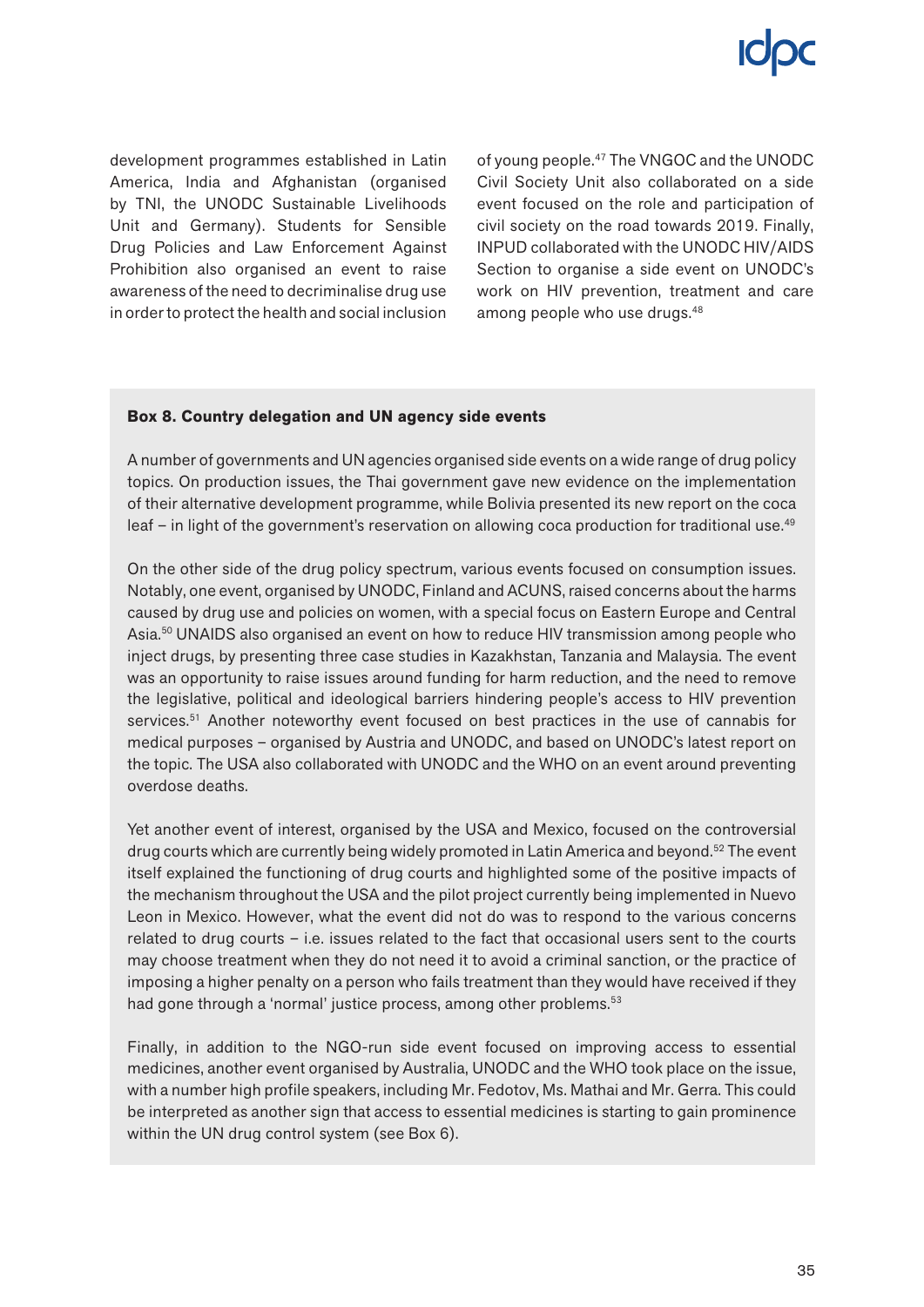development programmes established in Latin America, India and Afghanistan (organised by TNI, the UNODC Sustainable Livelihoods Unit and Germany). Students for Sensible Drug Policies and Law Enforcement Against Prohibition also organised an event to raise awareness of the need to decriminalise drug use in order to protect the health and social inclusion of young people.[47] The VNGOC and the UNODC Civil Society Unit also collaborated on a side event focused on the role and participation of civil society on the road towards 2019. Finally, INPUD collaborated with the UNODC HIV/AIDS Section to organise a side event on UNODC's work on HIV prevention, treatment and care among people who use drugs.[48]

**Box 8. Country delegation and UN agency side events**

A number of governments and UN agencies organised side events on a wide range of drug policy topics. On production issues, the Thai government gave new evidence on the implementation of their alternative development programme, while Bolivia presented its new report on the coca leaf – in light of the government's reservation on allowing coca production for traditional use.[49]

On the other side of the drug policy spectrum, various events focused on consumption issues. Notably, one event, organised by UNODC, Finland and ACUNS, raised concerns about the harms caused by drug use and policies on women, with a special focus on Eastern Europe and Central Asia.[50] UNAIDS also organised an event on how to reduce HIV transmission among people who inject drugs, by presenting three case studies in Kazakhstan, Tanzania and Malaysia. The event was an opportunity to raise issues around funding for harm reduction, and the need to remove the legislative, political and ideological barriers hindering people's access to HIV prevention services.[51] Another noteworthy event focused on best practices in the use of cannabis for medical purposes – organised by Austria and UNODC, and based on UNODC's latest report on the topic. The USA also collaborated with UNODC and the WHO on an event around preventing overdose deaths.

Yet another event of interest, organised by the USA and Mexico, focused on the controversial drug courts which are currently being widely promoted in Latin America and beyond.[52] The event itself explained the functioning of drug courts and highlighted some of the positive impacts of the mechanism throughout the USA and the pilot project currently being implemented in Nuevo Leon in Mexico. However, what the event did not do was to respond to the various concerns related to drug courts – i.e. issues related to the fact that occasional users sent to the courts may choose treatment when they do not need it to avoid a criminal sanction, or the practice of imposing a higher penalty on a person who fails treatment than they would have received if they had gone through a 'normal' justice process, among other problems.[53]

Finally, in addition to the NGO-run side event focused on improving access to essential medicines, another event organised by Australia, UNODC and the WHO took place on the issue, with a number high profile speakers, including Mr. Fedotov, Ms. Mathai and Mr. Gerra. This could be interpreted as another sign that access to essential medicines is starting to gain prominence within the UN drug control system (see Box 6).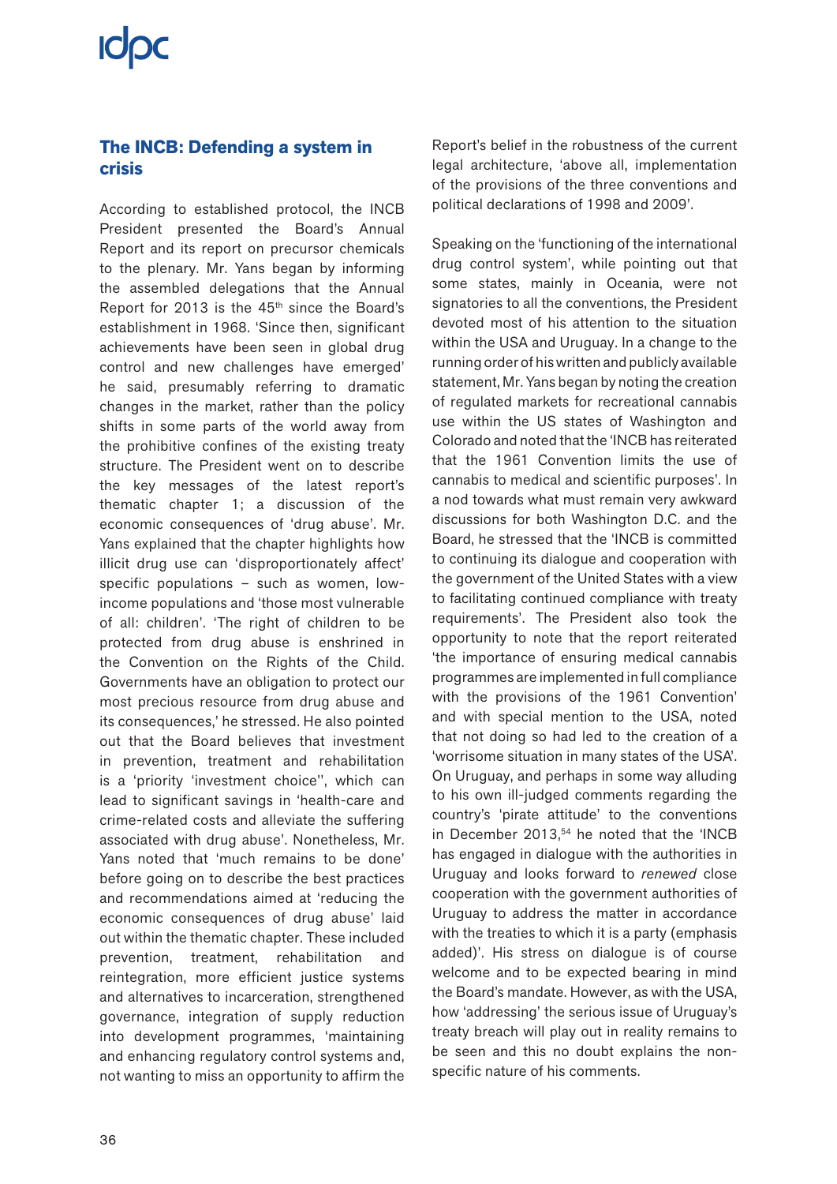## The INCB: Defending a system in crisis

According to established protocol, the INCB President presented the Board's Annual Report and its report on precursor chemicals to the plenary. Mr. Yans began by informing the assembled delegations that the Annual Report for 2013 is the 45th since the Board's establishment in 1968. 'Since then, significant achievements have been seen in global drug control and new challenges have emerged' he said, presumably referring to dramatic changes in the market, rather than the policy shifts in some parts of the world away from the prohibitive confines of the existing treaty structure. The President went on to describe the key messages of the latest report's thematic chapter 1; a discussion of the economic consequences of 'drug abuse'. Mr. Yans explained that the chapter highlights how illicit drug use can 'disproportionately affect' specific populations – such as women, low-income populations and 'those most vulnerable of all: children'. 'The right of children to be protected from drug abuse is enshrined in the Convention on the Rights of the Child. Governments have an obligation to protect our most precious resource from drug abuse and its consequences,' he stressed. He also pointed out that the Board believes that investment in prevention, treatment and rehabilitation is a 'priority 'investment choice'', which can lead to significant savings in 'health-care and crime-related costs and alleviate the suffering associated with drug abuse'. Nonetheless, Mr. Yans noted that 'much remains to be done' before going on to describe the best practices and recommendations aimed at 'reducing the economic consequences of drug abuse' laid out within the thematic chapter. These included prevention, treatment, rehabilitation and reintegration, more efficient justice systems and alternatives to incarceration, strengthened governance, integration of supply reduction into development programmes, 'maintaining and enhancing regulatory control systems and, not wanting to miss an opportunity to affirm the Report's belief in the robustness of the current legal architecture, 'above all, implementation of the provisions of the three conventions and political declarations of 1998 and 2009'.

Speaking on the 'functioning of the international drug control system', while pointing out that some states, mainly in Oceania, were not signatories to all the conventions, the President devoted most of his attention to the situation within the USA and Uruguay. In a change to the running order of his written and publicly available statement, Mr. Yans began by noting the creation of regulated markets for recreational cannabis use within the US states of Washington and Colorado and noted that the 'INCB has reiterated that the 1961 Convention limits the use of cannabis to medical and scientific purposes'. In a nod towards what must remain very awkward discussions for both Washington D.C. and the Board, he stressed that the 'INCB is committed to continuing its dialogue and cooperation with the government of the United States with a view to facilitating continued compliance with treaty requirements'. The President also took the opportunity to note that the report reiterated 'the importance of ensuring medical cannabis programmes are implemented in full compliance with the provisions of the 1961 Convention' and with special mention to the USA, noted that not doing so had led to the creation of a 'worrisome situation in many states of the USA'. On Uruguay, and perhaps in some way alluding to his own ill-judged comments regarding the country's 'pirate attitude' to the conventions in December 2013,[54] he noted that the 'INCB has engaged in dialogue with the authorities in Uruguay and looks forward to *renewed* close cooperation with the government authorities of Uruguay to address the matter in accordance with the treaties to which it is a party (emphasis added)'. His stress on dialogue is of course welcome and to be expected bearing in mind the Board's mandate. However, as with the USA, how 'addressing' the serious issue of Uruguay's treaty breach will play out in reality remains to be seen and this no doubt explains the non-specific nature of his comments.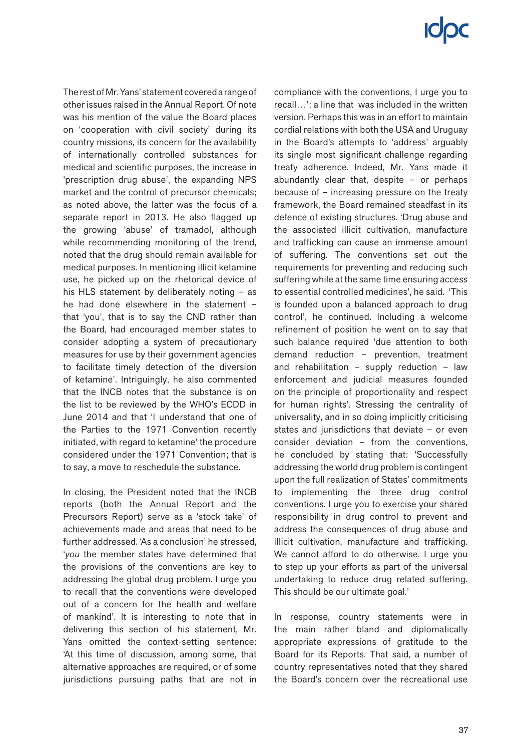The rest of Mr. Yans' statement covered a range of other issues raised in the Annual Report. Of note was his mention of the value the Board places on 'cooperation with civil society' during its country missions, its concern for the availability of internationally controlled substances for medical and scientific purposes, the increase in 'prescription drug abuse', the expanding NPS market and the control of precursor chemicals; as noted above, the latter was the focus of a separate report in 2013. He also flagged up the growing 'abuse' of tramadol, although while recommending monitoring of the trend, noted that the drug should remain available for medical purposes. In mentioning illicit ketamine use, he picked up on the rhetorical device of his HLS statement by deliberately noting – as he had done elsewhere in the statement – that 'you', that is to say the CND rather than the Board, had encouraged member states to consider adopting a system of precautionary measures for use by their government agencies to facilitate timely detection of the diversion of ketamine'. Intriguingly, he also commented that the INCB notes that the substance is on the list to be reviewed by the WHO's ECDD in June 2014 and that 'I understand that one of the Parties to the 1971 Convention recently initiated, with regard to ketamine' the procedure considered under the 1971 Convention; that is to say, a move to reschedule the substance.

In closing, the President noted that the INCB reports (both the Annual Report and the Precursors Report) serve as a 'stock take' of achievements made and areas that need to be further addressed. 'As a conclusion' he stressed, '*you* the member states have determined that the provisions of the conventions are key to addressing the global drug problem. I urge you to recall that the conventions were developed out of a concern for the health and welfare of mankind'. It is interesting to note that in delivering this section of his statement, Mr. Yans omitted the context-setting sentence: 'At this time of discussion, among some, that alternative approaches are required, or of some jurisdictions pursuing paths that are not in compliance with the conventions, I urge you to recall…'; a line that was included in the written version. Perhaps this was in an effort to maintain cordial relations with both the USA and Uruguay in the Board's attempts to 'address' arguably its single most significant challenge regarding treaty adherence. Indeed, Mr. Yans made it abundantly clear that, despite – or perhaps because of – increasing pressure on the treaty framework, the Board remained steadfast in its defence of existing structures. 'Drug abuse and the associated illicit cultivation, manufacture and trafficking can cause an immense amount of suffering. The conventions set out the requirements for preventing and reducing such suffering while at the same time ensuring access to essential controlled medicines', he said. 'This is founded upon a balanced approach to drug control', he continued. Including a welcome refinement of position he went on to say that such balance required 'due attention to both demand reduction – prevention, treatment and rehabilitation – supply reduction – law enforcement and judicial measures founded on the principle of proportionality and respect for human rights'. Stressing the centrality of universality, and in so doing implicitly criticising states and jurisdictions that deviate – or even consider deviation – from the conventions, he concluded by stating that: 'Successfully addressing the world drug problem is contingent upon the full realization of States' commitments to implementing the three drug control conventions. I urge you to exercise your shared responsibility in drug control to prevent and address the consequences of drug abuse and illicit cultivation, manufacture and trafficking. We cannot afford to do otherwise. I urge you to step up your efforts as part of the universal undertaking to reduce drug related suffering. This should be our ultimate goal.'

In response, country statements were in the main rather bland and diplomatically appropriate expressions of gratitude to the Board for its Reports. That said, a number of country representatives noted that they shared the Board's concern over the recreational use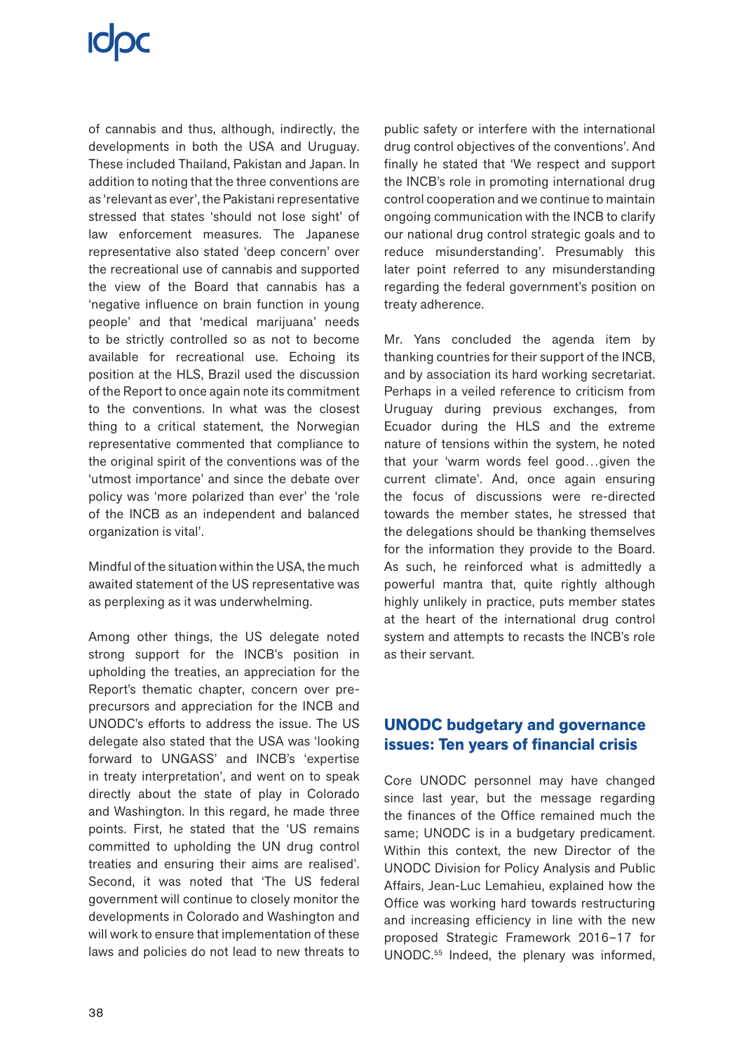of cannabis and thus, although, indirectly, the developments in both the USA and Uruguay. These included Thailand, Pakistan and Japan. In addition to noting that the three conventions are as 'relevant as ever', the Pakistani representative stressed that states 'should not lose sight' of law enforcement measures. The Japanese representative also stated 'deep concern' over the recreational use of cannabis and supported the view of the Board that cannabis has a 'negative influence on brain function in young people' and that 'medical marijuana' needs to be strictly controlled so as not to become available for recreational use. Echoing its position at the HLS, Brazil used the discussion of the Report to once again note its commitment to the conventions. In what was the closest thing to a critical statement, the Norwegian representative commented that compliance to the original spirit of the conventions was of the 'utmost importance' and since the debate over policy was 'more polarized than ever' the 'role of the INCB as an independent and balanced organization is vital'.

Mindful of the situation within the USA, the much awaited statement of the US representative was as perplexing as it was underwhelming.

Among other things, the US delegate noted strong support for the INCB's position in upholding the treaties, an appreciation for the Report's thematic chapter, concern over pre-precursors and appreciation for the INCB and UNODC's efforts to address the issue. The US delegate also stated that the USA was 'looking forward to UNGASS' and INCB's 'expertise in treaty interpretation', and went on to speak directly about the state of play in Colorado and Washington. In this regard, he made three points. First, he stated that the 'US remains committed to upholding the UN drug control treaties and ensuring their aims are realised'. Second, it was noted that 'The US federal government will continue to closely monitor the developments in Colorado and Washington and will work to ensure that implementation of these laws and policies do not lead to new threats to public safety or interfere with the international drug control objectives of the conventions'. And finally he stated that 'We respect and support the INCB's role in promoting international drug control cooperation and we continue to maintain ongoing communication with the INCB to clarify our national drug control strategic goals and to reduce misunderstanding'. Presumably this later point referred to any misunderstanding regarding the federal government's position on treaty adherence.

Mr. Yans concluded the agenda item by thanking countries for their support of the INCB, and by association its hard working secretariat. Perhaps in a veiled reference to criticism from Uruguay during previous exchanges, from Ecuador during the HLS and the extreme nature of tensions within the system, he noted that your 'warm words feel good…given the current climate'. And, once again ensuring the focus of discussions were re-directed towards the member states, he stressed that the delegations should be thanking themselves for the information they provide to the Board. As such, he reinforced what is admittedly a powerful mantra that, quite rightly although highly unlikely in practice, puts member states at the heart of the international drug control system and attempts to recasts the INCB's role as their servant.

## UNODC budgetary and governance issues: Ten years of financial crisis

Core UNODC personnel may have changed since last year, but the message regarding the finances of the Office remained much the same; UNODC is in a budgetary predicament. Within this context, the new Director of the UNODC Division for Policy Analysis and Public Affairs, Jean-Luc Lemahieu, explained how the Office was working hard towards restructuring and increasing efficiency in line with the new proposed Strategic Framework 2016–17 for UNODC.[55] Indeed, the plenary was informed,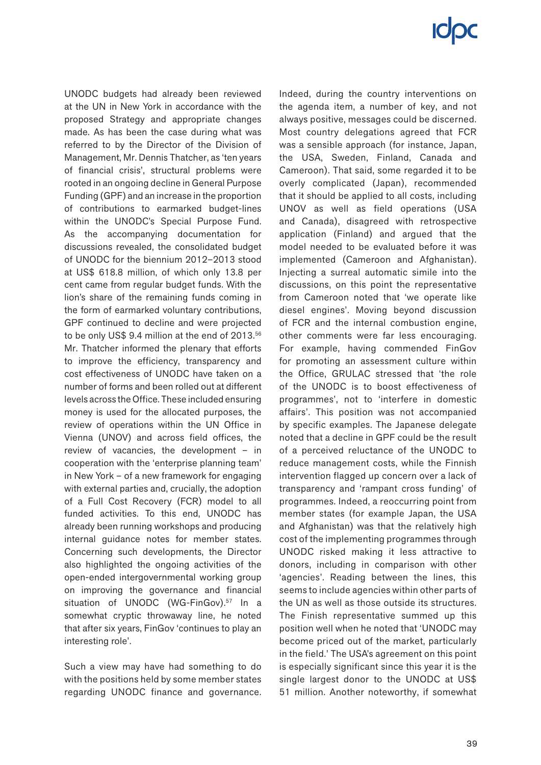UNODC budgets had already been reviewed at the UN in New York in accordance with the proposed Strategy and appropriate changes made. As has been the case during what was referred to by the Director of the Division of Management, Mr. Dennis Thatcher, as 'ten years of financial crisis', structural problems were rooted in an ongoing decline in General Purpose Funding (GPF) and an increase in the proportion of contributions to earmarked budget-lines within the UNODC's Special Purpose Fund. As the accompanying documentation for discussions revealed, the consolidated budget of UNODC for the biennium 2012–2013 stood at US$ 618.8 million, of which only 13.8 per cent came from regular budget funds. With the lion's share of the remaining funds coming in the form of earmarked voluntary contributions, GPF continued to decline and were projected to be only US$ 9.4 million at the end of 2013.[56] Mr. Thatcher informed the plenary that efforts to improve the efficiency, transparency and cost effectiveness of UNODC have taken on a number of forms and been rolled out at different levels across the Office. These included ensuring money is used for the allocated purposes, the review of operations within the UN Office in Vienna (UNOV) and across field offices, the review of vacancies, the development – in cooperation with the 'enterprise planning team' in New York – of a new framework for engaging with external parties and, crucially, the adoption of a Full Cost Recovery (FCR) model to all funded activities. To this end, UNODC has already been running workshops and producing internal guidance notes for member states. Concerning such developments, the Director also highlighted the ongoing activities of the open-ended intergovernmental working group on improving the governance and financial situation of UNODC (WG-FinGov).[57] In a somewhat cryptic throwaway line, he noted that after six years, FinGov 'continues to play an interesting role'.

Such a view may have had something to do with the positions held by some member states regarding UNODC finance and governance. Indeed, during the country interventions on the agenda item, a number of key, and not always positive, messages could be discerned. Most country delegations agreed that FCR was a sensible approach (for instance, Japan, the USA, Sweden, Finland, Canada and Cameroon). That said, some regarded it to be overly complicated (Japan), recommended that it should be applied to all costs, including UNOV as well as field operations (USA and Canada), disagreed with retrospective application (Finland) and argued that the model needed to be evaluated before it was implemented (Cameroon and Afghanistan). Injecting a surreal automatic simile into the discussions, on this point the representative from Cameroon noted that 'we operate like diesel engines'. Moving beyond discussion of FCR and the internal combustion engine, other comments were far less encouraging. For example, having commended FinGov for promoting an assessment culture within the Office, GRULAC stressed that 'the role of the UNODC is to boost effectiveness of programmes', not to 'interfere in domestic affairs'. This position was not accompanied by specific examples. The Japanese delegate noted that a decline in GPF could be the result of a perceived reluctance of the UNODC to reduce management costs, while the Finnish intervention flagged up concern over a lack of transparency and 'rampant cross funding' of programmes. Indeed, a reoccurring point from member states (for example Japan, the USA and Afghanistan) was that the relatively high cost of the implementing programmes through UNODC risked making it less attractive to donors, including in comparison with other 'agencies'. Reading between the lines, this seems to include agencies within other parts of the UN as well as those outside its structures. The Finish representative summed up this position well when he noted that 'UNODC may become priced out of the market, particularly in the field.' The USA's agreement on this point is especially significant since this year it is the single largest donor to the UNODC at US$ 51 million. Another noteworthy, if somewhat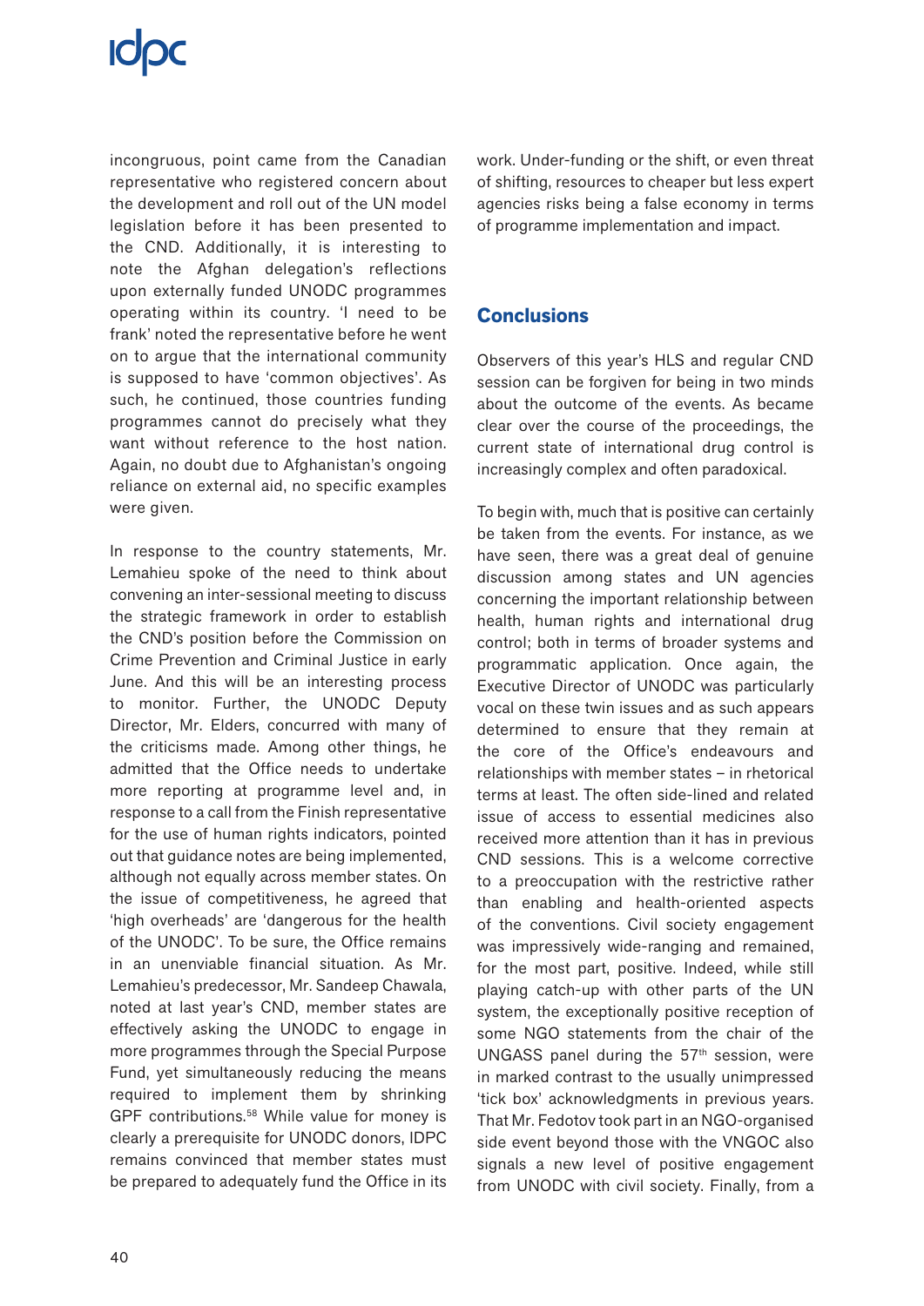incongruous, point came from the Canadian representative who registered concern about the development and roll out of the UN model legislation before it has been presented to the CND. Additionally, it is interesting to note the Afghan delegation's reflections upon externally funded UNODC programmes operating within its country. 'I need to be frank' noted the representative before he went on to argue that the international community is supposed to have 'common objectives'. As such, he continued, those countries funding programmes cannot do precisely what they want without reference to the host nation. Again, no doubt due to Afghanistan's ongoing reliance on external aid, no specific examples were given.

In response to the country statements, Mr. Lemahieu spoke of the need to think about convening an inter-sessional meeting to discuss the strategic framework in order to establish the CND's position before the Commission on Crime Prevention and Criminal Justice in early June. And this will be an interesting process to monitor. Further, the UNODC Deputy Director, Mr. Elders, concurred with many of the criticisms made. Among other things, he admitted that the Office needs to undertake more reporting at programme level and, in response to a call from the Finish representative for the use of human rights indicators, pointed out that guidance notes are being implemented, although not equally across member states. On the issue of competitiveness, he agreed that 'high overheads' are 'dangerous for the health of the UNODC'. To be sure, the Office remains in an unenviable financial situation. As Mr. Lemahieu's predecessor, Mr. Sandeep Chawala, noted at last year's CND, member states are effectively asking the UNODC to engage in more programmes through the Special Purpose Fund, yet simultaneously reducing the means required to implement them by shrinking GPF contributions.[58] While value for money is clearly a prerequisite for UNODC donors, IDPC remains convinced that member states must be prepared to adequately fund the Office in its work. Under-funding or the shift, or even threat of shifting, resources to cheaper but less expert agencies risks being a false economy in terms of programme implementation and impact.

## Conclusions

Observers of this year's HLS and regular CND session can be forgiven for being in two minds about the outcome of the events. As became clear over the course of the proceedings, the current state of international drug control is increasingly complex and often paradoxical.

To begin with, much that is positive can certainly be taken from the events. For instance, as we have seen, there was a great deal of genuine discussion among states and UN agencies concerning the important relationship between health, human rights and international drug control; both in terms of broader systems and programmatic application. Once again, the Executive Director of UNODC was particularly vocal on these twin issues and as such appears determined to ensure that they remain at the core of the Office's endeavours and relationships with member states – in rhetorical terms at least. The often side-lined and related issue of access to essential medicines also received more attention than it has in previous CND sessions. This is a welcome corrective to a preoccupation with the restrictive rather than enabling and health-oriented aspects of the conventions. Civil society engagement was impressively wide-ranging and remained, for the most part, positive. Indeed, while still playing catch-up with other parts of the UN system, the exceptionally positive reception of some NGO statements from the chair of the UNGASS panel during the 57th session, were in marked contrast to the usually unimpressed 'tick box' acknowledgments in previous years. That Mr. Fedotov took part in an NGO-organised side event beyond those with the VNGOC also signals a new level of positive engagement from UNODC with civil society. Finally, from a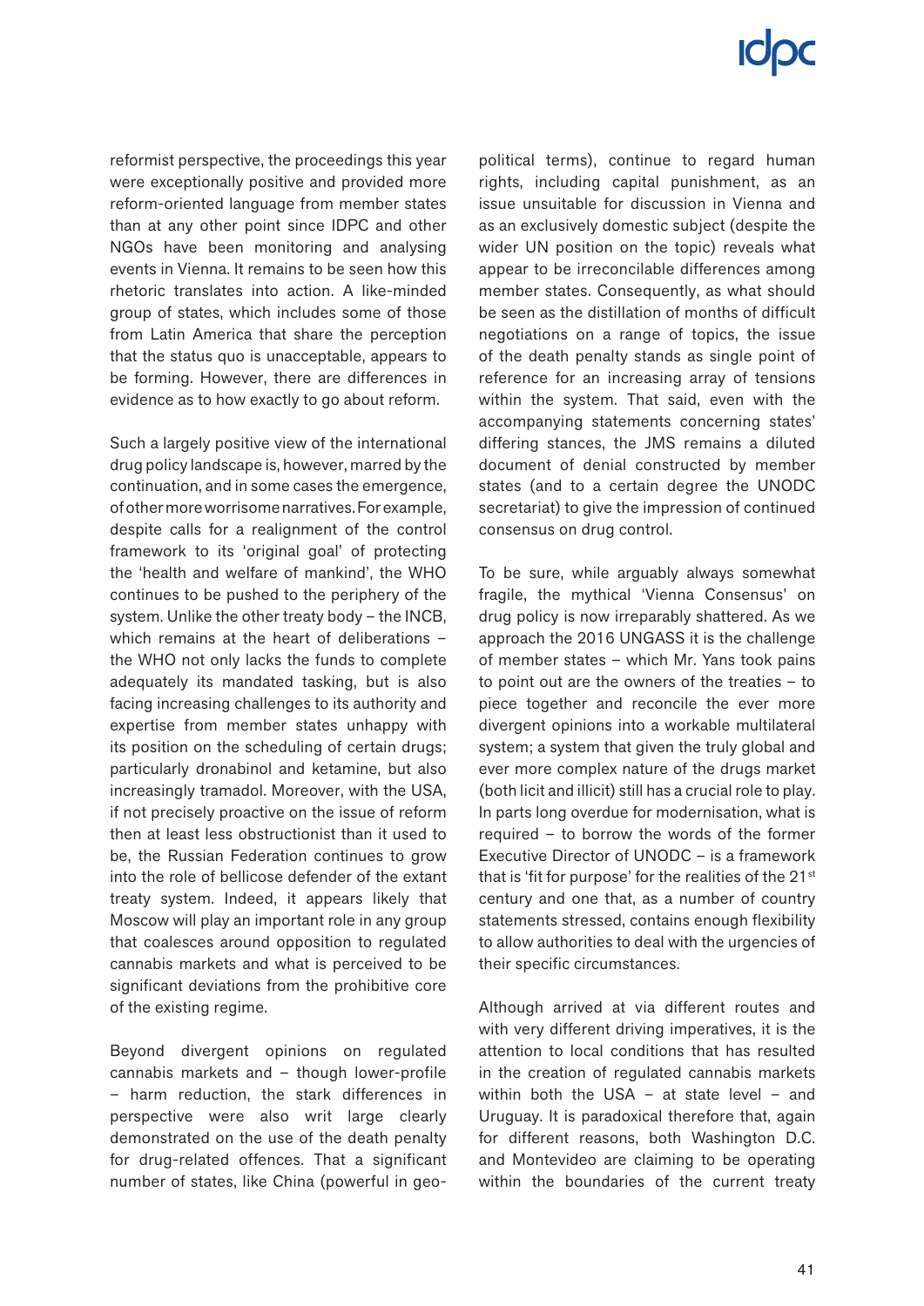reformist perspective, the proceedings this year were exceptionally positive and provided more reform-oriented language from member states than at any other point since IDPC and other NGOs have been monitoring and analysing events in Vienna. It remains to be seen how this rhetoric translates into action. A like-minded group of states, which includes some of those from Latin America that share the perception that the status quo is unacceptable, appears to be forming. However, there are differences in evidence as to how exactly to go about reform.

Such a largely positive view of the international drug policy landscape is, however, marred by the continuation, and in some cases the emergence, of other more worrisome narratives. For example, despite calls for a realignment of the control framework to its 'original goal' of protecting the 'health and welfare of mankind', the WHO continues to be pushed to the periphery of the system. Unlike the other treaty body – the INCB, which remains at the heart of deliberations – the WHO not only lacks the funds to complete adequately its mandated tasking, but is also facing increasing challenges to its authority and expertise from member states unhappy with its position on the scheduling of certain drugs; particularly dronabinol and ketamine, but also increasingly tramadol. Moreover, with the USA, if not precisely proactive on the issue of reform then at least less obstructionist than it used to be, the Russian Federation continues to grow into the role of bellicose defender of the extant treaty system. Indeed, it appears likely that Moscow will play an important role in any group that coalesces around opposition to regulated cannabis markets and what is perceived to be significant deviations from the prohibitive core of the existing regime.

Beyond divergent opinions on regulated cannabis markets and – though lower-profile – harm reduction, the stark differences in perspective were also writ large clearly demonstrated on the use of the death penalty for drug-related offences. That a significant number of states, like China (powerful in geo-political terms), continue to regard human rights, including capital punishment, as an issue unsuitable for discussion in Vienna and as an exclusively domestic subject (despite the wider UN position on the topic) reveals what appear to be irreconcilable differences among member states. Consequently, as what should be seen as the distillation of months of difficult negotiations on a range of topics, the issue of the death penalty stands as single point of reference for an increasing array of tensions within the system. That said, even with the accompanying statements concerning states' differing stances, the JMS remains a diluted document of denial constructed by member states (and to a certain degree the UNODC secretariat) to give the impression of continued consensus on drug control.

To be sure, while arguably always somewhat fragile, the mythical 'Vienna Consensus' on drug policy is now irreparably shattered. As we approach the 2016 UNGASS it is the challenge of member states – which Mr. Yans took pains to point out are the owners of the treaties – to piece together and reconcile the ever more divergent opinions into a workable multilateral system; a system that given the truly global and ever more complex nature of the drugs market (both licit and illicit) still has a crucial role to play. In parts long overdue for modernisation, what is required – to borrow the words of the former Executive Director of UNODC – is a framework that is 'fit for purpose' for the realities of the 21st century and one that, as a number of country statements stressed, contains enough flexibility to allow authorities to deal with the urgencies of their specific circumstances.

Although arrived at via different routes and with very different driving imperatives, it is the attention to local conditions that has resulted in the creation of regulated cannabis markets within both the USA – at state level – and Uruguay. It is paradoxical therefore that, again for different reasons, both Washington D.C. and Montevideo are claiming to be operating within the boundaries of the current treaty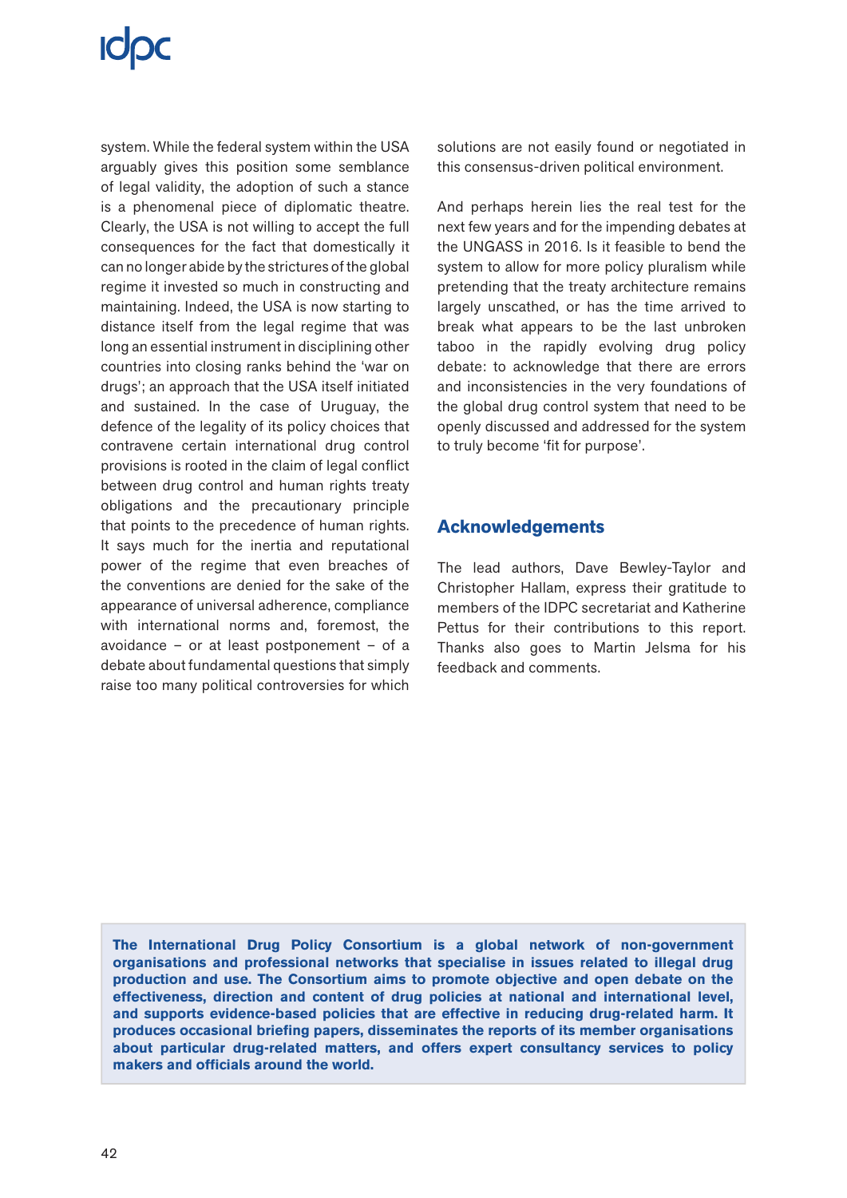system. While the federal system within the USA arguably gives this position some semblance of legal validity, the adoption of such a stance is a phenomenal piece of diplomatic theatre. Clearly, the USA is not willing to accept the full consequences for the fact that domestically it can no longer abide by the strictures of the global regime it invested so much in constructing and maintaining. Indeed, the USA is now starting to distance itself from the legal regime that was long an essential instrument in disciplining other countries into closing ranks behind the 'war on drugs'; an approach that the USA itself initiated and sustained. In the case of Uruguay, the defence of the legality of its policy choices that contravene certain international drug control provisions is rooted in the claim of legal conflict between drug control and human rights treaty obligations and the precautionary principle that points to the precedence of human rights. It says much for the inertia and reputational power of the regime that even breaches of the conventions are denied for the sake of the appearance of universal adherence, compliance with international norms and, foremost, the avoidance – or at least postponement – of a debate about fundamental questions that simply raise too many political controversies for which solutions are not easily found or negotiated in this consensus-driven political environment.

And perhaps herein lies the real test for the next few years and for the impending debates at the UNGASS in 2016. Is it feasible to bend the system to allow for more policy pluralism while pretending that the treaty architecture remains largely unscathed, or has the time arrived to break what appears to be the last unbroken taboo in the rapidly evolving drug policy debate: to acknowledge that there are errors and inconsistencies in the very foundations of the global drug control system that need to be openly discussed and addressed for the system to truly become 'fit for purpose'.

## Acknowledgements

The lead authors, Dave Bewley-Taylor and Christopher Hallam, express their gratitude to members of the IDPC secretariat and Katherine Pettus for their contributions to this report. Thanks also goes to Martin Jelsma for his feedback and comments.

**The International Drug Policy Consortium is a global network of non-government organisations and professional networks that specialise in issues related to illegal drug production and use. The Consortium aims to promote objective and open debate on the effectiveness, direction and content of drug policies at national and international level, and supports evidence-based policies that are effective in reducing drug-related harm. It produces occasional briefing papers, disseminates the reports of its member organisations about particular drug-related matters, and offers expert consultancy services to policy makers and officials around the world.**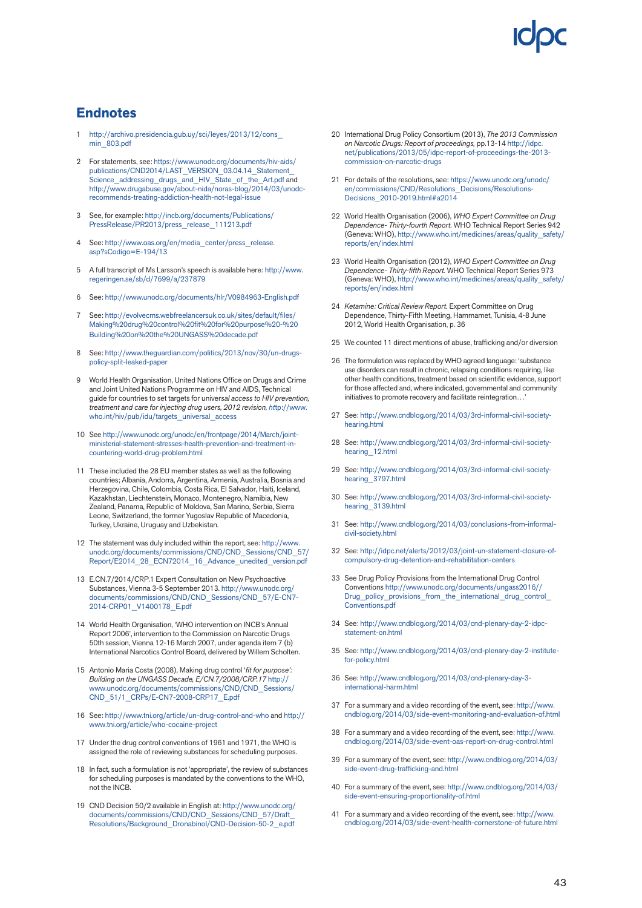## Endnotes

1. http://archivo.presidencia.gub.uy/sci/leyes/2013/12/cons_min_803.pdf

2. For statements, see: https://www.unodc.org/documents/hiv-aids/publications/CND2014/LAST_VERSION_03.04.14_Statement_Science_addressing_drugs_and_HIV_State_of_the_Art.pdf and http://www.drugabuse.gov/about-nida/noras-blog/2014/03/unodc-recommends-treating-addiction-health-not-legal-issue

3. See, for example: http://incb.org/documents/Publications/PressRelease/PR2013/press_release_111213.pdf

4. See: http://www.oas.org/en/media_center/press_release.asp?sCodigo=E-194/13

5. A full transcript of Ms Larsson's speech is available here: http://www.regeringen.se/sb/d/7699/a/237879

6. See: http://www.unodc.org/documents/hlr/V0984963-English.pdf

7. See: http://evolvecms.webfreelancersuk.co.uk/sites/default/files/Making%20drug%20control%20fit%20for%20purpose%20-%20Building%20on%20the%20UNGASS%20decade.pdf

8. See: http://www.theguardian.com/politics/2013/nov/30/un-drugs-policy-split-leaked-paper

9. World Health Organisation, United Nations Office on Drugs and Crime and Joint United Nations Programme on HIV and AIDS, Technical guide for countries to set targets for univers*al access to HIV prevention, treatment and care for injecting drug users, 2012 revision,* http://www.who.int/hiv/pub/idu/targets_universal_access

10. See http://www.unodc.org/unodc/en/frontpage/2014/March/joint-ministerial-statement-stresses-health-prevention-and-treatment-in-countering-world-drug-problem.html

11. These included the 28 EU member states as well as the following countries; Albania, Andorra, Argentina, Armenia, Australia, Bosnia and Herzegovina, Chile, Colombia, Costa Rica, El Salvador, Haiti, Iceland, Kazakhstan, Liechtenstein, Monaco, Montenegro, Namibia, New Zealand, Panama, Republic of Moldova, San Marino, Serbia, Sierra Leone, Switzerland, the former Yugoslav Republic of Macedonia, Turkey, Ukraine, Uruguay and Uzbekistan.

12. The statement was duly included within the report, see: http://www.unodc.org/documents/commissions/CND/CND_Sessions/CND_57/Report/E2014_28_ECN72014_16_Advance_unedited_version.pdf

13. E.CN.7/2014/CRP.1 Expert Consultation on New Psychoactive Substances, Vienna 3-5 September 2013. http://www.unodc.org/documents/commissions/CND/CND_Sessions/CND_57/E-CN7-2014-CRP01_V1400178_E.pdf

14. World Health Organisation, 'WHO intervention on INCB's Annual Report 2006', intervention to the Commission on Narcotic Drugs 50th session, Vienna 12-16 March 2007, under agenda item 7 (b) International Narcotics Control Board, delivered by Willem Scholten.

15. Antonio Maria Costa (2008), Making drug control '*fit for purpose': Building on the UNGASS Decade, E/CN.7/2008/CRP.17* http://www.unodc.org/documents/commissions/CND/CND_Sessions/CND_51/1_CRPs/E-CN7-2008-CRP17_E.pdf

16. See: http://www.tni.org/article/un-drug-control-and-who and http://www.tni.org/article/who-cocaine-project

17. Under the drug control conventions of 1961 and 1971, the WHO is assigned the role of reviewing substances for scheduling purposes.

18. In fact, such a formulation is not 'appropriate', the review of substances for scheduling purposes is mandated by the conventions to the WHO, not the INCB.

19. CND Decision 50/2 available in English at: http://www.unodc.org/documents/commissions/CND/CND_Sessions/CND_57/Draft_Resolutions/Background_Dronabinol/CND-Decision-50-2_e.pdf

20. International Drug Policy Consortium (2013), *The 2013 Commission on Narcotic Drugs: Report of proceedings,* pp.13-14 http://idpc.net/publications/2013/05/idpc-report-of-proceedings-the-2013-commission-on-narcotic-drugs

21. For details of the resolutions, see: https://www.unodc.org/unodc/en/commissions/CND/Resolutions_Decisions/Resolutions-Decisions_2010-2019.html#a2014

22. World Health Organisation (2006), *WHO Expert Committee on Drug Dependence- Thirty-fourth Report.* WHO Technical Report Series 942 (Geneva: WHO), http://www.who.int/medicines/areas/quality_safety/reports/en/index.html

23. World Health Organisation (2012), *WHO Expert Committee on Drug Dependence- Thirty-fifth Report.* WHO Technical Report Series 973 (Geneva: WHO), http://www.who.int/medicines/areas/quality_safety/reports/en/index.html

24. *Ketamine: Critical Review Report.* Expert Committee on Drug Dependence, Thirty-Fifth Meeting, Hammamet, Tunisia, 4-8 June 2012, World Health Organisation, p. 36

25. We counted 11 direct mentions of abuse, trafficking and/or diversion

26. The formulation was replaced by WHO agreed language: 'substance use disorders can result in chronic, relapsing conditions requiring, like other health conditions, treatment based on scientific evidence, support for those affected and, where indicated, governmental and community initiatives to promote recovery and facilitate reintegration…'

27. See: http://www.cndblog.org/2014/03/3rd-informal-civil-society-hearing.html

28. See: http://www.cndblog.org/2014/03/3rd-informal-civil-society-hearing_12.html

29. See: http://www.cndblog.org/2014/03/3rd-informal-civil-society-hearing_3797.html

30. See: http://www.cndblog.org/2014/03/3rd-informal-civil-society-hearing_3139.html

31. See: http://www.cndblog.org/2014/03/conclusions-from-informal-civil-society.html

32. See: http://idpc.net/alerts/2012/03/joint-un-statement-closure-of-compulsory-drug-detention-and-rehabilitation-centers

33. See Drug Policy Provisions from the International Drug Control Conventions http://www.unodc.org/documents/ungass2016//Drug_policy_provisions_from_the_international_drug_control_Conventions.pdf

34. See: http://www.cndblog.org/2014/03/cnd-plenary-day-2-idpc-statement-on.html

35. See: http://www.cndblog.org/2014/03/cnd-plenary-day-2-institute-for-policy.html

36. See: http://www.cndblog.org/2014/03/cnd-plenary-day-3-international-harm.html

37. For a summary and a video recording of the event, see: http://www.cndblog.org/2014/03/side-event-monitoring-and-evaluation-of.html

38. For a summary and a video recording of the event, see: http://www.cndblog.org/2014/03/side-event-oas-report-on-drug-control.html

39. For a summary of the event, see: http://www.cndblog.org/2014/03/side-event-drug-trafficking-and.html

40. For a summary of the event, see: http://www.cndblog.org/2014/03/side-event-ensuring-proportionality-of.html

41. For a summary and a video recording of the event, see: http://www.cndblog.org/2014/03/side-event-health-cornerstone-of-future.html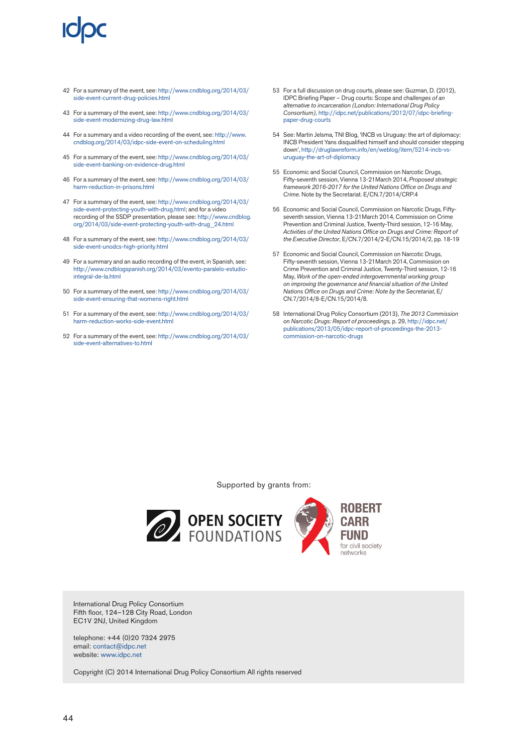42 For a summary of the event, see: http://www.cndblog.org/2014/03/side-event-current-drug-policies.html

43 For a summary of the event, see: http://www.cndblog.org/2014/03/side-event-modernizing-drug-law.html

44 For a summary and a video recording of the event, see: http://www.cndblog.org/2014/03/idpc-side-event-on-scheduling.html

45 For a summary of the event, see: http://www.cndblog.org/2014/03/side-event-banking-on-evidence-drug.html

46 For a summary of the event, see: http://www.cndblog.org/2014/03/harm-reduction-in-prisons.html

47 For a summary of the event, see: http://www.cndblog.org/2014/03/side-event-protecting-youth-with-drug.html; and for a video recording of the SSDP presentation, please see: http://www.cndblog.org/2014/03/side-event-protecting-youth-with-drug_24.html

48 For a summary of the event, see: http://www.cndblog.org/2014/03/side-event-unodcs-high-priority.html

49 For a summary and an audio recording of the event, in Spanish, see: http://www.cndblogspanish.org/2014/03/evento-paralelo-estudio-integral-de-la.html

50 For a summary of the event, see: http://www.cndblog.org/2014/03/side-event-ensuring-that-womens-right.html

51 For a summary of the event, see: http://www.cndblog.org/2014/03/harm-reduction-works-side-event.html

52 For a summary of the event, see: http://www.cndblog.org/2014/03/side-event-alternatives-to.html

53 For a full discussion on drug courts, please see: Guzman, D. (2012), IDPC Briefing Paper – Drug courts: Scope and *challenges of an alternative to incarceration (London: International Drug Policy Consortium)*, http://idpc.net/publications/2012/07/idpc-briefing-paper-drug-courts

54 See: Martin Jelsma, TNI Blog, 'INCB vs Uruguay: the art of diplomacy: INCB President Yans disqualified himself and should consider stepping down', http://druglawreform.info/en/weblog/item/5214-incb-vs-uruguay-the-art-of-diplomacy

55 Economic and Social Council, Commission on Narcotic Drugs, Fifty-seventh session, Vienna 13-21March 2014, *Proposed strategic framework 2016-2017 for the United Nations Office on Drugs and Crime*. Note by the Secretariat. E/CN.7/2014/CRP.4

56 Economic and Social Council, Commission on Narcotic Drugs, Fifty-seventh session, Vienna 13-21March 2014, Commission on Crime Prevention and Criminal Justice, Twenty-Third session, 12-16 May, *Activities of the United Nations Office on Drugs and Crime: Report of the Executive Director*, E/CN.7/2014/2-E/CN.15/2014/2, pp. 18-19

57 Economic and Social Council, Commission on Narcotic Drugs, Fifty-seventh session, Vienna 13-21March 2014, Commission on Crime Prevention and Criminal Justice, Twenty-Third session, 12-16 May, *Work of the open-ended intergovernmental working group on improving the governance and financial situation of the United Nations Office on Drugs and Crime: Note by the Secretariat*, E/CN.7/2014/8-E/CN.15/2014/8.

58 International Drug Policy Consortium (2013), *The 2013 Commission on Narcotic Drugs: Report of proceedings*, p. 29, http://idpc.net/publications/2013/05/idpc-report-of-proceedings-the-2013-commission-on-narcotic-drugs

Supported by grants from:

OPEN SOCIETY FOUNDATIONS

ROBERT CARR FUND for civil society networks

International Drug Policy Consortium
Fifth floor, 124–128 City Road, London
EC1V 2NJ, United Kingdom

telephone: +44 (0)20 7324 2975
email: contact@idpc.net
website: www.idpc.net

Copyright (C) 2014 International Drug Policy Consortium All rights reserved